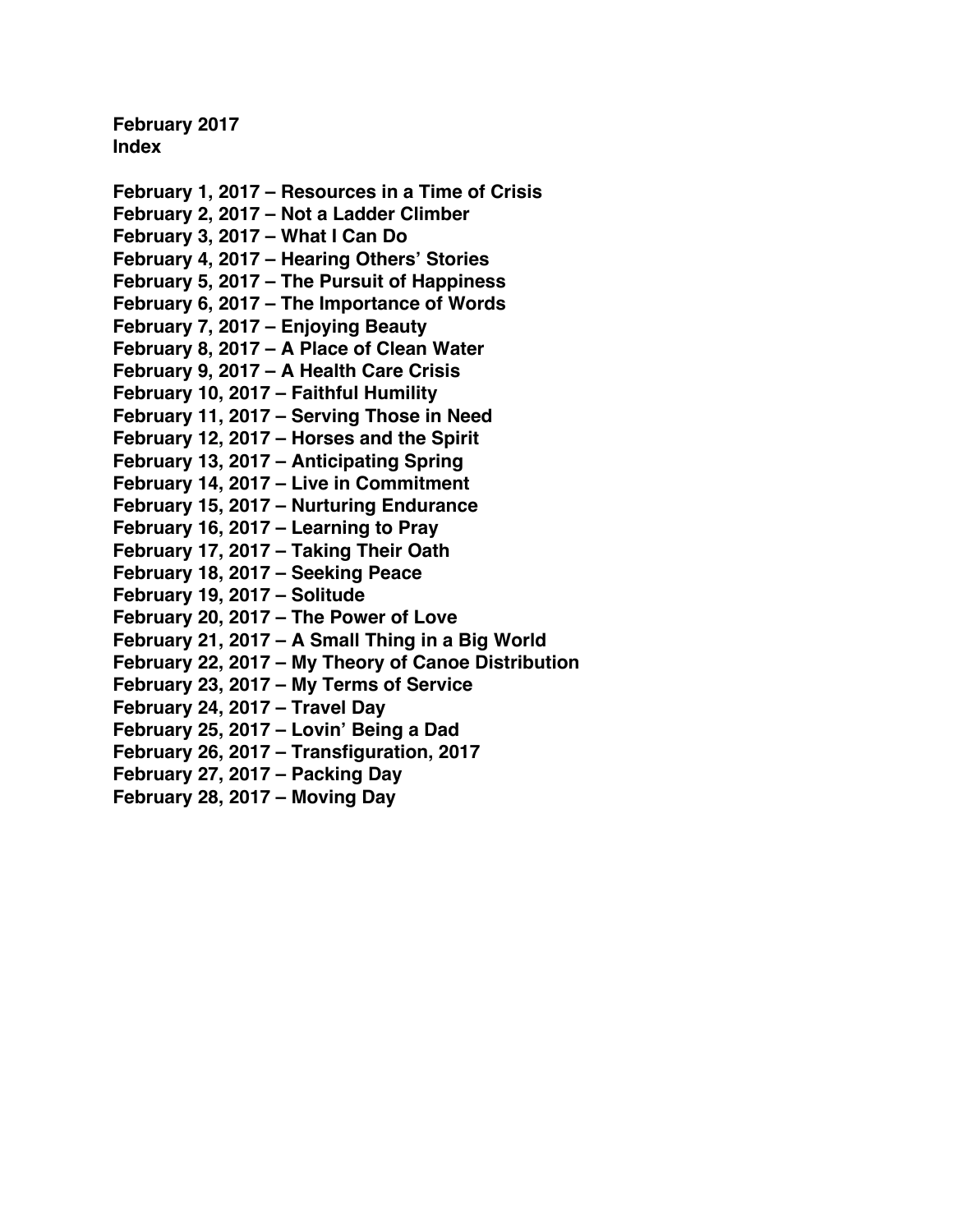**February 2017**
**Index**

**February 1, 2017 – Resources in a Time of Crisis**
**February 2, 2017 – Not a Ladder Climber**
**February 3, 2017 – What I Can Do**
**February 4, 2017 – Hearing Others' Stories**
**February 5, 2017 – The Pursuit of Happiness**
**February 6, 2017 – The Importance of Words**
**February 7, 2017 – Enjoying Beauty**
**February 8, 2017 – A Place of Clean Water**
**February 9, 2017 – A Health Care Crisis**
**February 10, 2017 – Faithful Humility**
**February 11, 2017 – Serving Those in Need**
**February 12, 2017 – Horses and the Spirit**
**February 13, 2017 – Anticipating Spring**
**February 14, 2017 – Live in Commitment**
**February 15, 2017 – Nurturing Endurance**
**February 16, 2017 – Learning to Pray**
**February 17, 2017 – Taking Their Oath**
**February 18, 2017 – Seeking Peace**
**February 19, 2017 – Solitude**
**February 20, 2017 – The Power of Love**
**February 21, 2017 – A Small Thing in a Big World**
**February 22, 2017 – My Theory of Canoe Distribution**
**February 23, 2017 – My Terms of Service**
**February 24, 2017 – Travel Day**
**February 25, 2017 – Lovin' Being a Dad**
**February 26, 2017 – Transfiguration, 2017**
**February 27, 2017 – Packing Day**
**February 28, 2017 – Moving Day**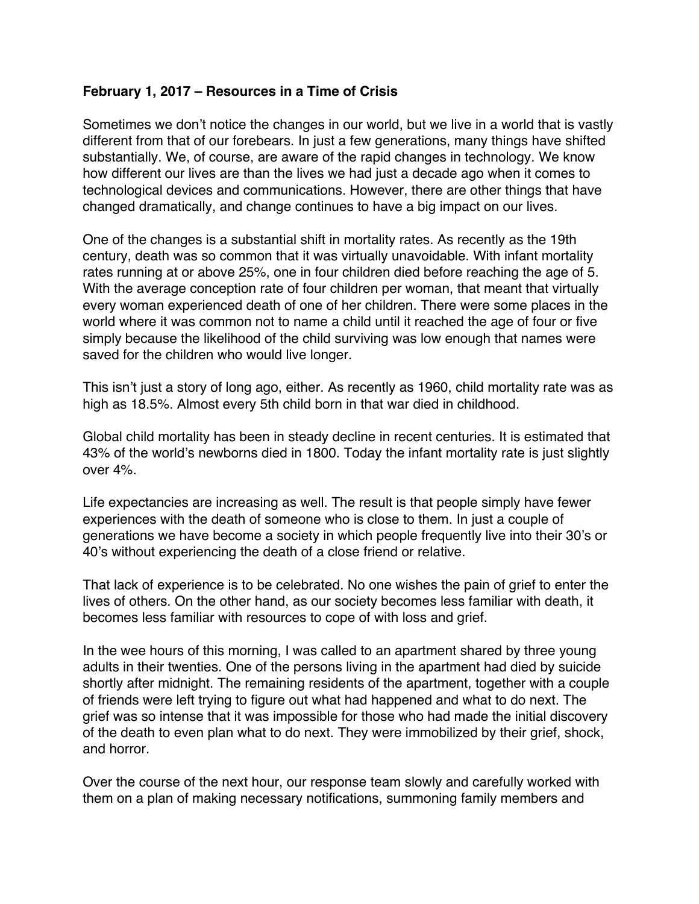**February 1, 2017 – Resources in a Time of Crisis**

Sometimes we don't notice the changes in our world, but we live in a world that is vastly different from that of our forebears. In just a few generations, many things have shifted substantially. We, of course, are aware of the rapid changes in technology. We know how different our lives are than the lives we had just a decade ago when it comes to technological devices and communications. However, there are other things that have changed dramatically, and change continues to have a big impact on our lives.

One of the changes is a substantial shift in mortality rates. As recently as the 19th century, death was so common that it was virtually unavoidable. With infant mortality rates running at or above 25%, one in four children died before reaching the age of 5. With the average conception rate of four children per woman, that meant that virtually every woman experienced death of one of her children. There were some places in the world where it was common not to name a child until it reached the age of four or five simply because the likelihood of the child surviving was low enough that names were saved for the children who would live longer.

This isn't just a story of long ago, either. As recently as 1960, child mortality rate was as high as 18.5%. Almost every 5th child born in that war died in childhood.

Global child mortality has been in steady decline in recent centuries. It is estimated that 43% of the world's newborns died in 1800. Today the infant mortality rate is just slightly over 4%.

Life expectancies are increasing as well. The result is that people simply have fewer experiences with the death of someone who is close to them. In just a couple of generations we have become a society in which people frequently live into their 30's or 40's without experiencing the death of a close friend or relative.

That lack of experience is to be celebrated. No one wishes the pain of grief to enter the lives of others. On the other hand, as our society becomes less familiar with death, it becomes less familiar with resources to cope of with loss and grief.

In the wee hours of this morning, I was called to an apartment shared by three young adults in their twenties. One of the persons living in the apartment had died by suicide shortly after midnight. The remaining residents of the apartment, together with a couple of friends were left trying to figure out what had happened and what to do next. The grief was so intense that it was impossible for those who had made the initial discovery of the death to even plan what to do next. They were immobilized by their grief, shock, and horror.

Over the course of the next hour, our response team slowly and carefully worked with them on a plan of making necessary notifications, summoning family members and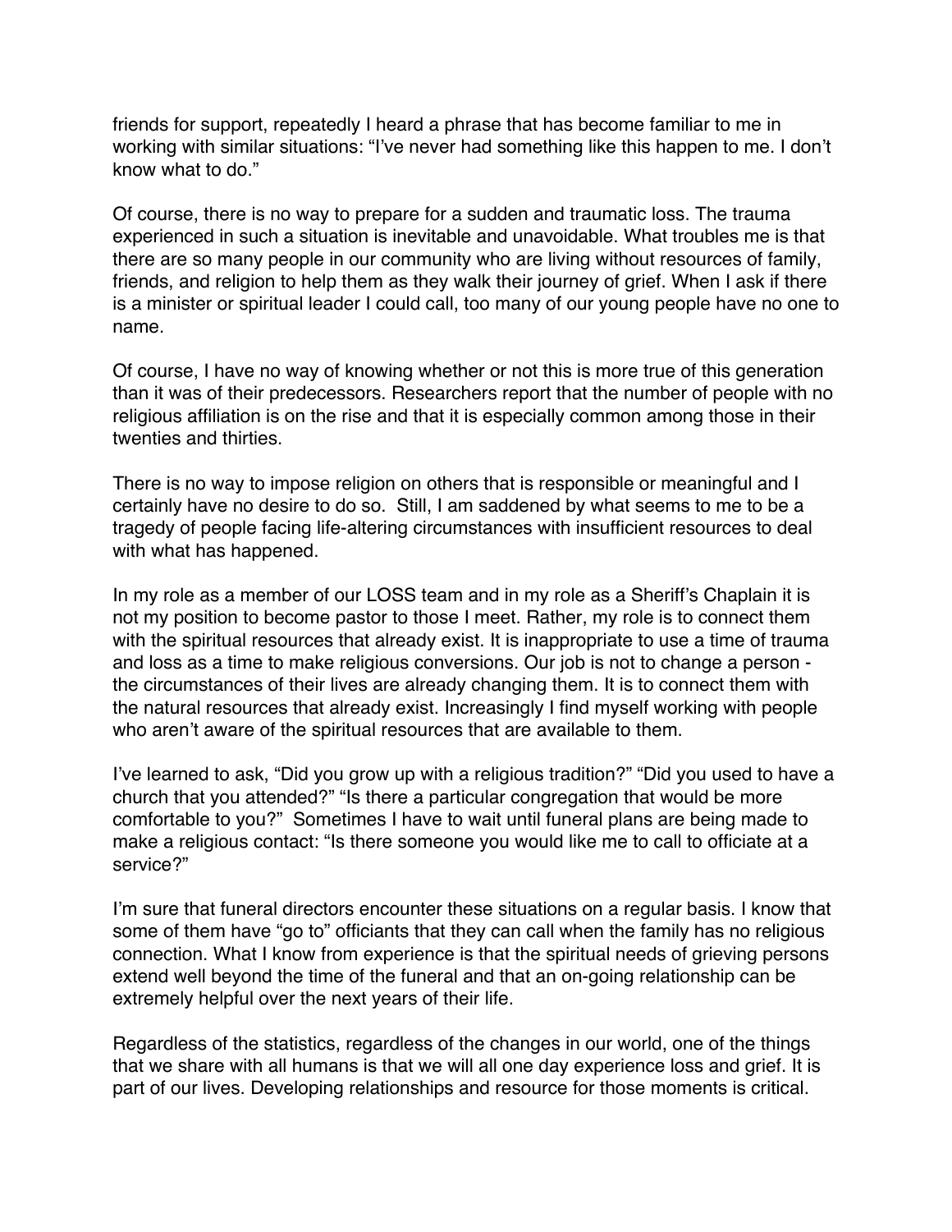friends for support, repeatedly I heard a phrase that has become familiar to me in working with similar situations: "I've never had something like this happen to me. I don't know what to do."

Of course, there is no way to prepare for a sudden and traumatic loss. The trauma experienced in such a situation is inevitable and unavoidable. What troubles me is that there are so many people in our community who are living without resources of family, friends, and religion to help them as they walk their journey of grief. When I ask if there is a minister or spiritual leader I could call, too many of our young people have no one to name.

Of course, I have no way of knowing whether or not this is more true of this generation than it was of their predecessors. Researchers report that the number of people with no religious affiliation is on the rise and that it is especially common among those in their twenties and thirties.

There is no way to impose religion on others that is responsible or meaningful and I certainly have no desire to do so. Still, I am saddened by what seems to me to be a tragedy of people facing life-altering circumstances with insufficient resources to deal with what has happened.

In my role as a member of our LOSS team and in my role as a Sheriff's Chaplain it is not my position to become pastor to those I meet. Rather, my role is to connect them with the spiritual resources that already exist. It is inappropriate to use a time of trauma and loss as a time to make religious conversions. Our job is not to change a person - the circumstances of their lives are already changing them. It is to connect them with the natural resources that already exist. Increasingly I find myself working with people who aren't aware of the spiritual resources that are available to them.

I've learned to ask, "Did you grow up with a religious tradition?" "Did you used to have a church that you attended?" "Is there a particular congregation that would be more comfortable to you?" Sometimes I have to wait until funeral plans are being made to make a religious contact: "Is there someone you would like me to call to officiate at a service?"

I'm sure that funeral directors encounter these situations on a regular basis. I know that some of them have "go to" officiants that they can call when the family has no religious connection. What I know from experience is that the spiritual needs of grieving persons extend well beyond the time of the funeral and that an on-going relationship can be extremely helpful over the next years of their life.

Regardless of the statistics, regardless of the changes in our world, one of the things that we share with all humans is that we will all one day experience loss and grief. It is part of our lives. Developing relationships and resource for those moments is critical.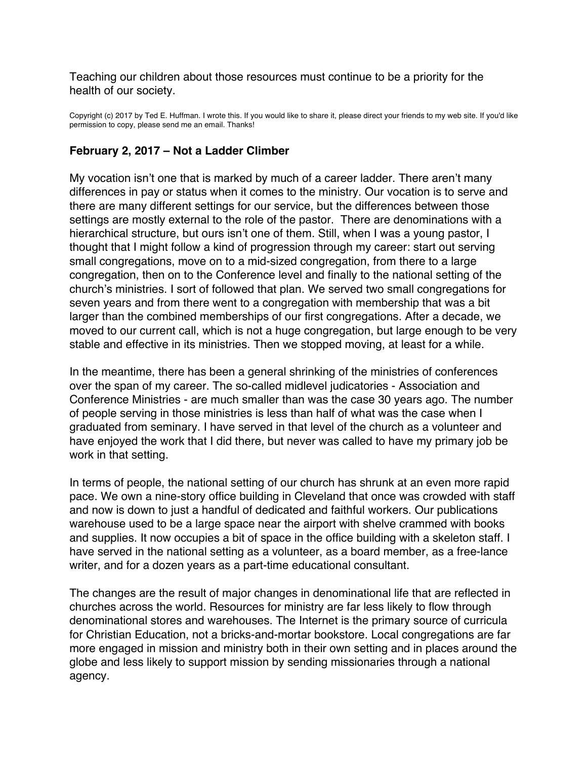Teaching our children about those resources must continue to be a priority for the health of our society.

Copyright (c) 2017 by Ted E. Huffman. I wrote this. If you would like to share it, please direct your friends to my web site. If you'd like permission to copy, please send me an email. Thanks!

### February 2, 2017 – Not a Ladder Climber

My vocation isn't one that is marked by much of a career ladder. There aren't many differences in pay or status when it comes to the ministry. Our vocation is to serve and there are many different settings for our service, but the differences between those settings are mostly external to the role of the pastor. There are denominations with a hierarchical structure, but ours isn't one of them. Still, when I was a young pastor, I thought that I might follow a kind of progression through my career: start out serving small congregations, move on to a mid-sized congregation, from there to a large congregation, then on to the Conference level and finally to the national setting of the church's ministries. I sort of followed that plan. We served two small congregations for seven years and from there went to a congregation with membership that was a bit larger than the combined memberships of our first congregations. After a decade, we moved to our current call, which is not a huge congregation, but large enough to be very stable and effective in its ministries. Then we stopped moving, at least for a while.

In the meantime, there has been a general shrinking of the ministries of conferences over the span of my career. The so-called midlevel judicatories - Association and Conference Ministries - are much smaller than was the case 30 years ago. The number of people serving in those ministries is less than half of what was the case when I graduated from seminary. I have served in that level of the church as a volunteer and have enjoyed the work that I did there, but never was called to have my primary job be work in that setting.

In terms of people, the national setting of our church has shrunk at an even more rapid pace. We own a nine-story office building in Cleveland that once was crowded with staff and now is down to just a handful of dedicated and faithful workers. Our publications warehouse used to be a large space near the airport with shelve crammed with books and supplies. It now occupies a bit of space in the office building with a skeleton staff. I have served in the national setting as a volunteer, as a board member, as a free-lance writer, and for a dozen years as a part-time educational consultant.

The changes are the result of major changes in denominational life that are reflected in churches across the world. Resources for ministry are far less likely to flow through denominational stores and warehouses. The Internet is the primary source of curricula for Christian Education, not a bricks-and-mortar bookstore. Local congregations are far more engaged in mission and ministry both in their own setting and in places around the globe and less likely to support mission by sending missionaries through a national agency.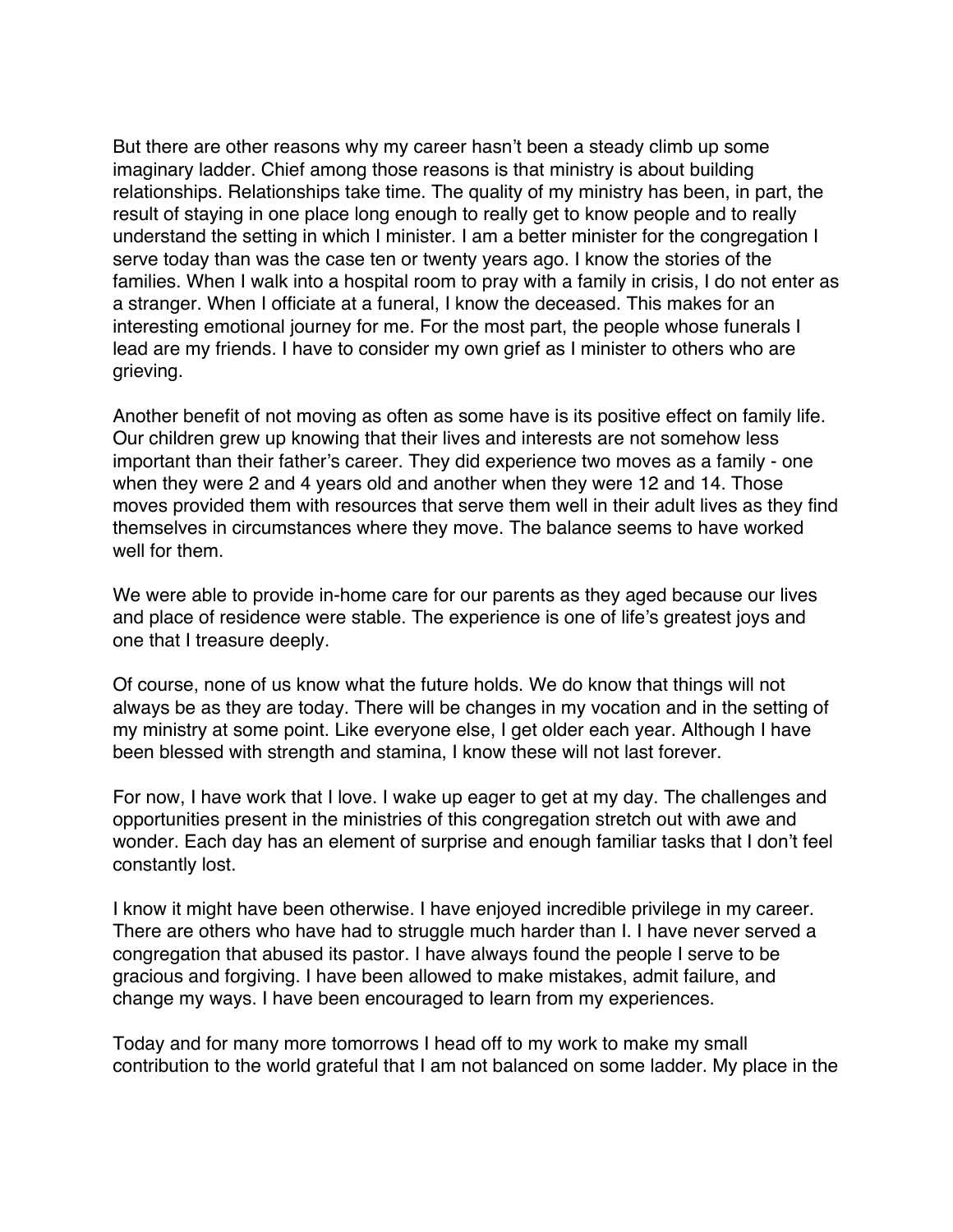But there are other reasons why my career hasn't been a steady climb up some imaginary ladder. Chief among those reasons is that ministry is about building relationships. Relationships take time. The quality of my ministry has been, in part, the result of staying in one place long enough to really get to know people and to really understand the setting in which I minister. I am a better minister for the congregation I serve today than was the case ten or twenty years ago. I know the stories of the families. When I walk into a hospital room to pray with a family in crisis, I do not enter as a stranger. When I officiate at a funeral, I know the deceased. This makes for an interesting emotional journey for me. For the most part, the people whose funerals I lead are my friends. I have to consider my own grief as I minister to others who are grieving.

Another benefit of not moving as often as some have is its positive effect on family life. Our children grew up knowing that their lives and interests are not somehow less important than their father's career. They did experience two moves as a family - one when they were 2 and 4 years old and another when they were 12 and 14. Those moves provided them with resources that serve them well in their adult lives as they find themselves in circumstances where they move. The balance seems to have worked well for them.

We were able to provide in-home care for our parents as they aged because our lives and place of residence were stable. The experience is one of life's greatest joys and one that I treasure deeply.

Of course, none of us know what the future holds. We do know that things will not always be as they are today. There will be changes in my vocation and in the setting of my ministry at some point. Like everyone else, I get older each year. Although I have been blessed with strength and stamina, I know these will not last forever.

For now, I have work that I love. I wake up eager to get at my day. The challenges and opportunities present in the ministries of this congregation stretch out with awe and wonder. Each day has an element of surprise and enough familiar tasks that I don't feel constantly lost.

I know it might have been otherwise. I have enjoyed incredible privilege in my career. There are others who have had to struggle much harder than I. I have never served a congregation that abused its pastor. I have always found the people I serve to be gracious and forgiving. I have been allowed to make mistakes, admit failure, and change my ways. I have been encouraged to learn from my experiences.

Today and for many more tomorrows I head off to my work to make my small contribution to the world grateful that I am not balanced on some ladder. My place in the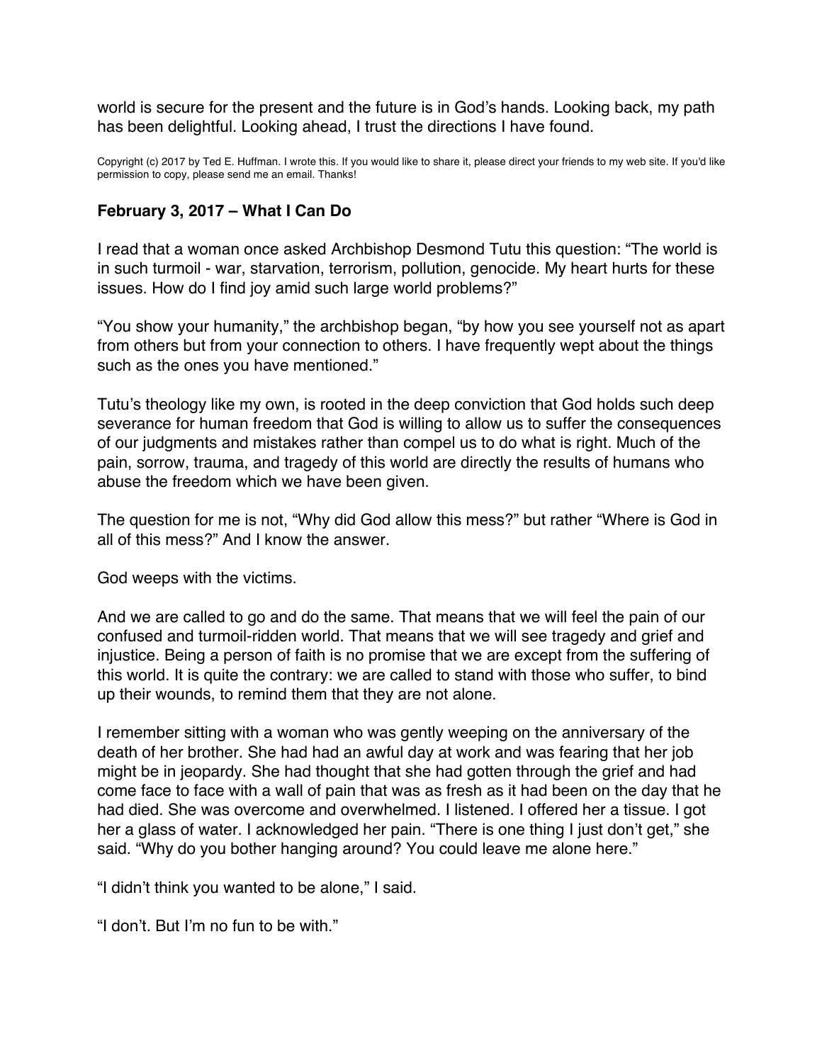world is secure for the present and the future is in God's hands. Looking back, my path has been delightful. Looking ahead, I trust the directions I have found.

Copyright (c) 2017 by Ted E. Huffman. I wrote this. If you would like to share it, please direct your friends to my web site. If you'd like permission to copy, please send me an email. Thanks!

### February 3, 2017 – What I Can Do

I read that a woman once asked Archbishop Desmond Tutu this question: "The world is in such turmoil - war, starvation, terrorism, pollution, genocide. My heart hurts for these issues. How do I find joy amid such large world problems?"

"You show your humanity," the archbishop began, "by how you see yourself not as apart from others but from your connection to others. I have frequently wept about the things such as the ones you have mentioned."

Tutu's theology like my own, is rooted in the deep conviction that God holds such deep severance for human freedom that God is willing to allow us to suffer the consequences of our judgments and mistakes rather than compel us to do what is right. Much of the pain, sorrow, trauma, and tragedy of this world are directly the results of humans who abuse the freedom which we have been given.

The question for me is not, "Why did God allow this mess?" but rather "Where is God in all of this mess?" And I know the answer.

God weeps with the victims.

And we are called to go and do the same. That means that we will feel the pain of our confused and turmoil-ridden world. That means that we will see tragedy and grief and injustice. Being a person of faith is no promise that we are except from the suffering of this world. It is quite the contrary: we are called to stand with those who suffer, to bind up their wounds, to remind them that they are not alone.

I remember sitting with a woman who was gently weeping on the anniversary of the death of her brother. She had had an awful day at work and was fearing that her job might be in jeopardy. She had thought that she had gotten through the grief and had come face to face with a wall of pain that was as fresh as it had been on the day that he had died. She was overcome and overwhelmed. I listened. I offered her a tissue. I got her a glass of water. I acknowledged her pain. "There is one thing I just don't get," she said. "Why do you bother hanging around? You could leave me alone here."

"I didn't think you wanted to be alone," I said.

"I don't. But I'm no fun to be with."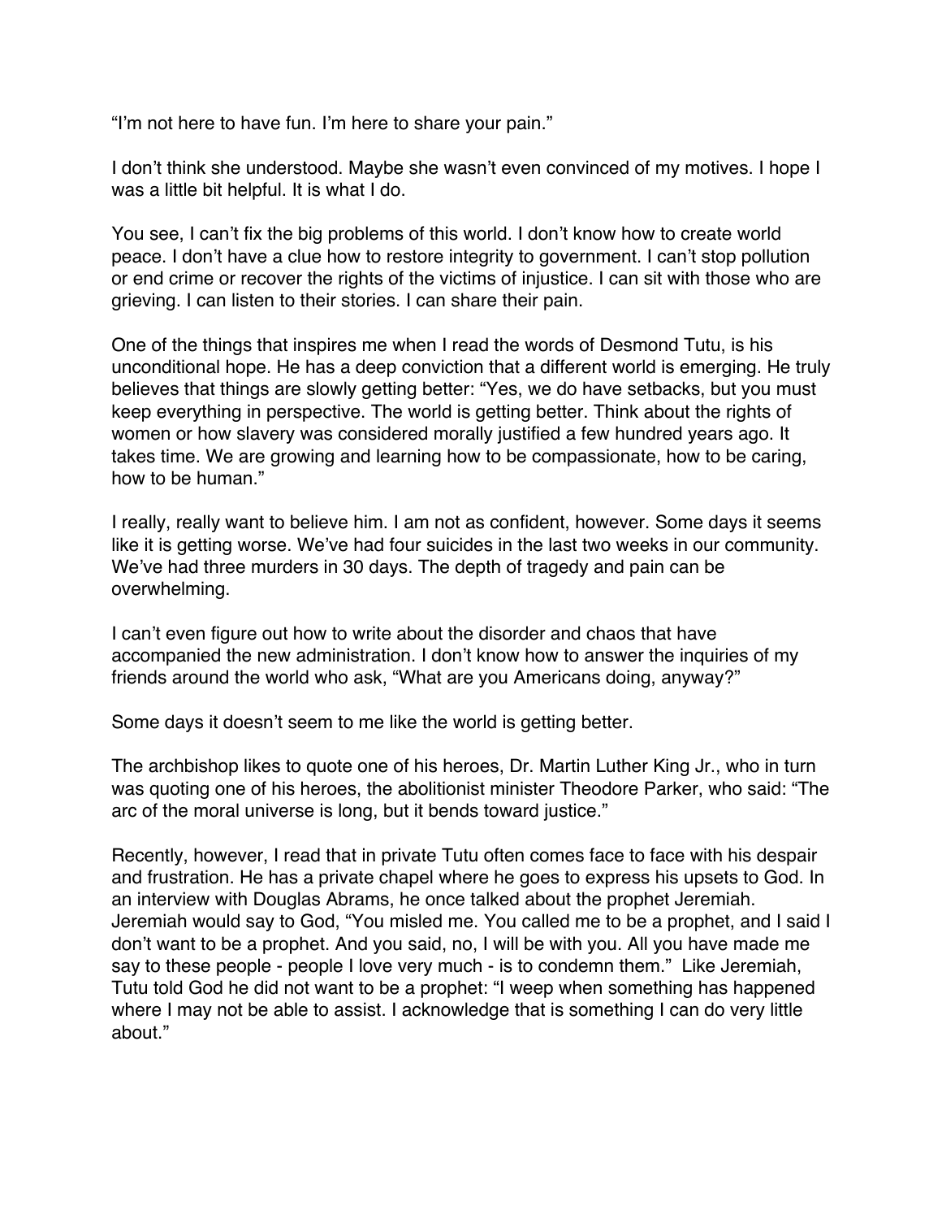"I'm not here to have fun. I'm here to share your pain."

I don't think she understood. Maybe she wasn't even convinced of my motives. I hope I was a little bit helpful. It is what I do.

You see, I can't fix the big problems of this world. I don't know how to create world peace. I don't have a clue how to restore integrity to government. I can't stop pollution or end crime or recover the rights of the victims of injustice. I can sit with those who are grieving. I can listen to their stories. I can share their pain.

One of the things that inspires me when I read the words of Desmond Tutu, is his unconditional hope. He has a deep conviction that a different world is emerging. He truly believes that things are slowly getting better: "Yes, we do have setbacks, but you must keep everything in perspective. The world is getting better. Think about the rights of women or how slavery was considered morally justified a few hundred years ago. It takes time. We are growing and learning how to be compassionate, how to be caring, how to be human."

I really, really want to believe him. I am not as confident, however. Some days it seems like it is getting worse. We've had four suicides in the last two weeks in our community. We've had three murders in 30 days. The depth of tragedy and pain can be overwhelming.

I can't even figure out how to write about the disorder and chaos that have accompanied the new administration. I don't know how to answer the inquiries of my friends around the world who ask, "What are you Americans doing, anyway?"

Some days it doesn't seem to me like the world is getting better.

The archbishop likes to quote one of his heroes, Dr. Martin Luther King Jr., who in turn was quoting one of his heroes, the abolitionist minister Theodore Parker, who said: "The arc of the moral universe is long, but it bends toward justice."

Recently, however, I read that in private Tutu often comes face to face with his despair and frustration. He has a private chapel where he goes to express his upsets to God. In an interview with Douglas Abrams, he once talked about the prophet Jeremiah. Jeremiah would say to God, "You misled me. You called me to be a prophet, and I said I don't want to be a prophet. And you said, no, I will be with you. All you have made me say to these people - people I love very much - is to condemn them." Like Jeremiah, Tutu told God he did not want to be a prophet: "I weep when something has happened where I may not be able to assist. I acknowledge that is something I can do very little about."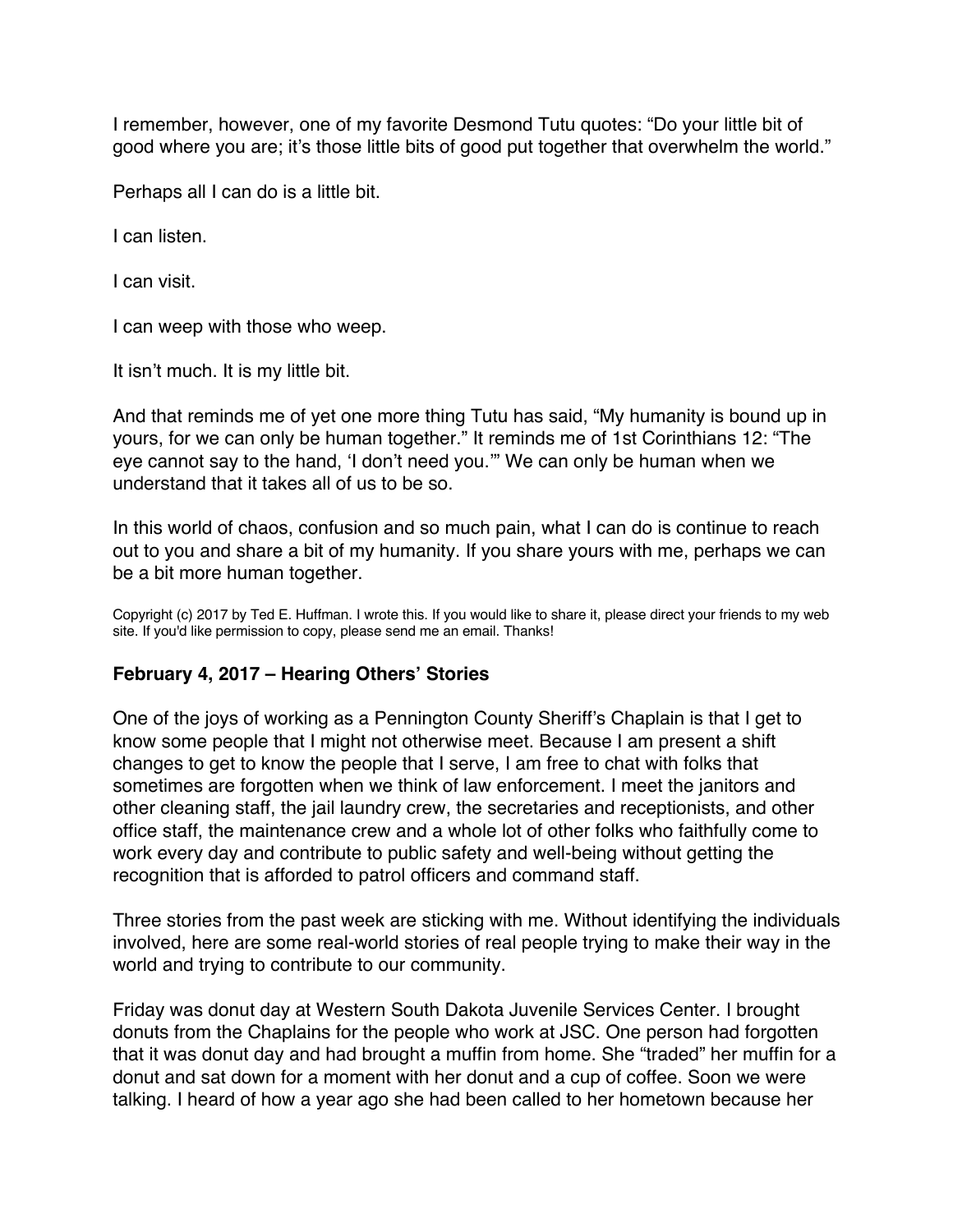I remember, however, one of my favorite Desmond Tutu quotes: “Do your little bit of good where you are; it’s those little bits of good put together that overwhelm the world.”

Perhaps all I can do is a little bit.

I can listen.

I can visit.

I can weep with those who weep.

It isn’t much. It is my little bit.

And that reminds me of yet one more thing Tutu has said, “My humanity is bound up in yours, for we can only be human together.” It reminds me of 1st Corinthians 12: “The eye cannot say to the hand, ‘I don’t need you.’” We can only be human when we understand that it takes all of us to be so.

In this world of chaos, confusion and so much pain, what I can do is continue to reach out to you and share a bit of my humanity. If you share yours with me, perhaps we can be a bit more human together.

Copyright (c) 2017 by Ted E. Huffman. I wrote this. If you would like to share it, please direct your friends to my web site. If you'd like permission to copy, please send me an email. Thanks!

### February 4, 2017 – Hearing Others’ Stories

One of the joys of working as a Pennington County Sheriff’s Chaplain is that I get to know some people that I might not otherwise meet. Because I am present a shift changes to get to know the people that I serve, I am free to chat with folks that sometimes are forgotten when we think of law enforcement. I meet the janitors and other cleaning staff, the jail laundry crew, the secretaries and receptionists, and other office staff, the maintenance crew and a whole lot of other folks who faithfully come to work every day and contribute to public safety and well-being without getting the recognition that is afforded to patrol officers and command staff.

Three stories from the past week are sticking with me. Without identifying the individuals involved, here are some real-world stories of real people trying to make their way in the world and trying to contribute to our community.

Friday was donut day at Western South Dakota Juvenile Services Center. I brought donuts from the Chaplains for the people who work at JSC. One person had forgotten that it was donut day and had brought a muffin from home. She “traded” her muffin for a donut and sat down for a moment with her donut and a cup of coffee. Soon we were talking. I heard of how a year ago she had been called to her hometown because her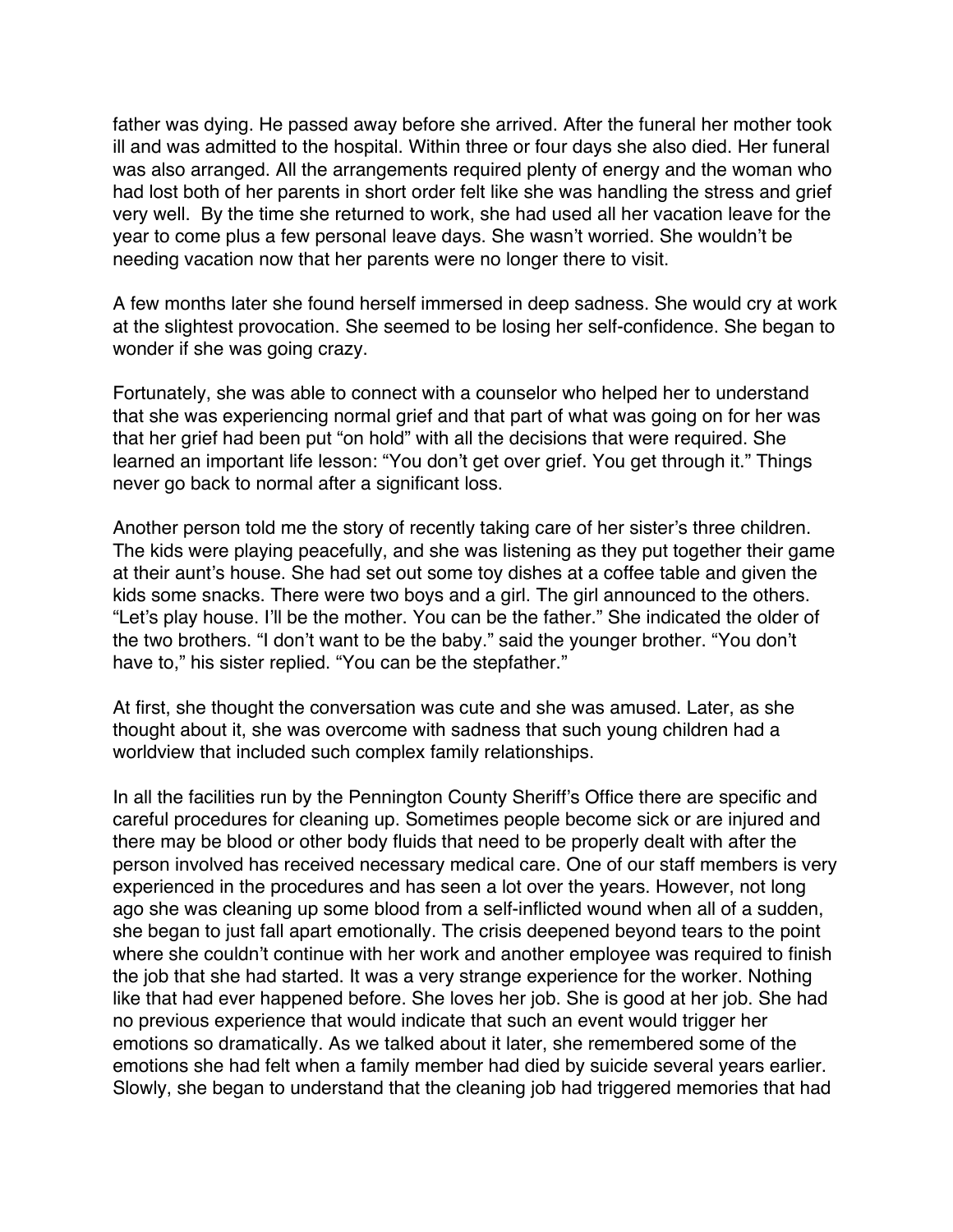father was dying. He passed away before she arrived. After the funeral her mother took ill and was admitted to the hospital. Within three or four days she also died. Her funeral was also arranged. All the arrangements required plenty of energy and the woman who had lost both of her parents in short order felt like she was handling the stress and grief very well. By the time she returned to work, she had used all her vacation leave for the year to come plus a few personal leave days. She wasn't worried. She wouldn't be needing vacation now that her parents were no longer there to visit.

A few months later she found herself immersed in deep sadness. She would cry at work at the slightest provocation. She seemed to be losing her self-confidence. She began to wonder if she was going crazy.

Fortunately, she was able to connect with a counselor who helped her to understand that she was experiencing normal grief and that part of what was going on for her was that her grief had been put "on hold" with all the decisions that were required. She learned an important life lesson: "You don't get over grief. You get through it." Things never go back to normal after a significant loss.

Another person told me the story of recently taking care of her sister's three children. The kids were playing peacefully, and she was listening as they put together their game at their aunt's house. She had set out some toy dishes at a coffee table and given the kids some snacks. There were two boys and a girl. The girl announced to the others. "Let's play house. I'll be the mother. You can be the father." She indicated the older of the two brothers. "I don't want to be the baby." said the younger brother. "You don't have to," his sister replied. "You can be the stepfather."

At first, she thought the conversation was cute and she was amused. Later, as she thought about it, she was overcome with sadness that such young children had a worldview that included such complex family relationships.

In all the facilities run by the Pennington County Sheriff's Office there are specific and careful procedures for cleaning up. Sometimes people become sick or are injured and there may be blood or other body fluids that need to be properly dealt with after the person involved has received necessary medical care. One of our staff members is very experienced in the procedures and has seen a lot over the years. However, not long ago she was cleaning up some blood from a self-inflicted wound when all of a sudden, she began to just fall apart emotionally. The crisis deepened beyond tears to the point where she couldn't continue with her work and another employee was required to finish the job that she had started. It was a very strange experience for the worker. Nothing like that had ever happened before. She loves her job. She is good at her job. She had no previous experience that would indicate that such an event would trigger her emotions so dramatically. As we talked about it later, she remembered some of the emotions she had felt when a family member had died by suicide several years earlier. Slowly, she began to understand that the cleaning job had triggered memories that had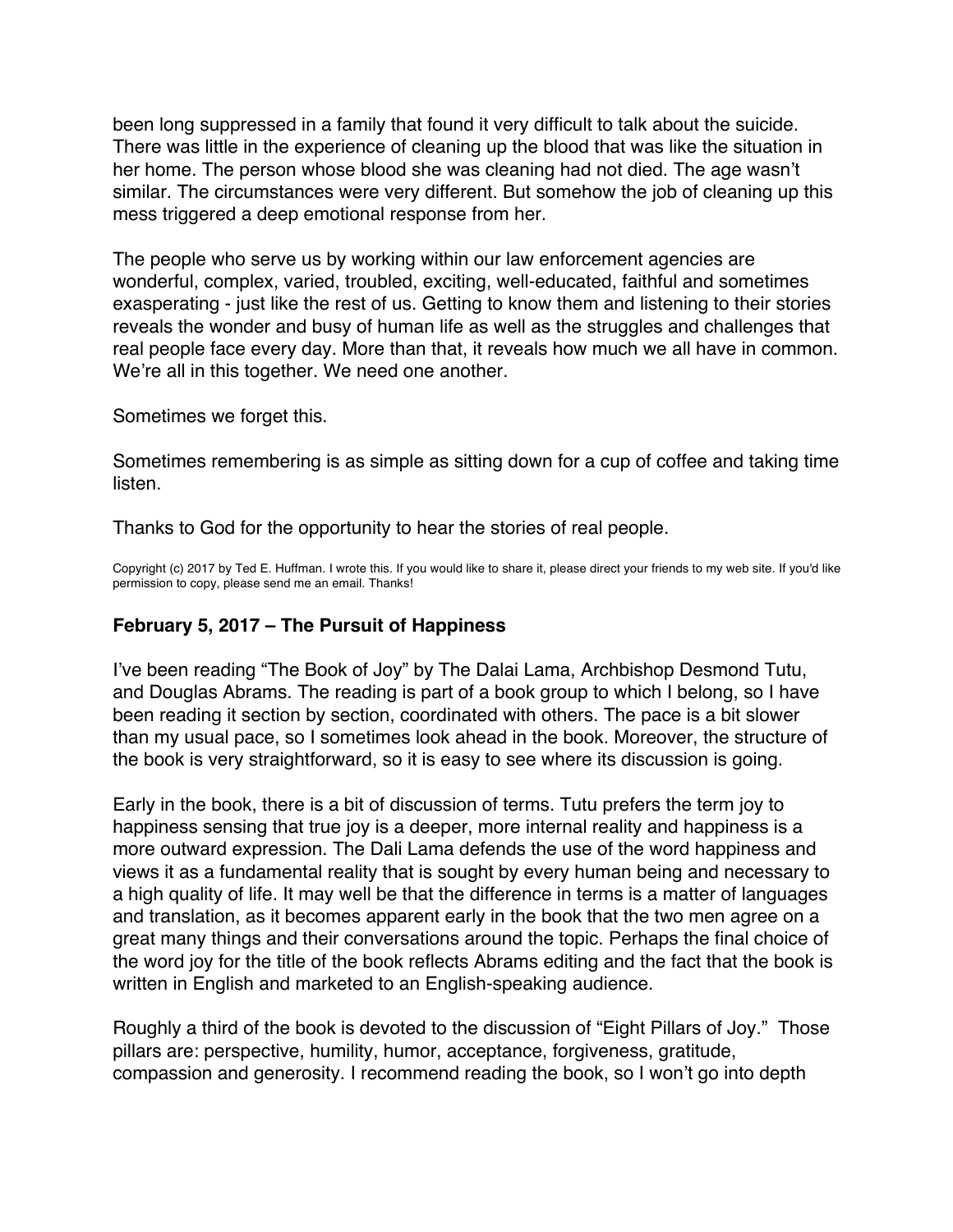been long suppressed in a family that found it very difficult to talk about the suicide. There was little in the experience of cleaning up the blood that was like the situation in her home. The person whose blood she was cleaning had not died. The age wasn't similar. The circumstances were very different. But somehow the job of cleaning up this mess triggered a deep emotional response from her.

The people who serve us by working within our law enforcement agencies are wonderful, complex, varied, troubled, exciting, well-educated, faithful and sometimes exasperating - just like the rest of us. Getting to know them and listening to their stories reveals the wonder and busy of human life as well as the struggles and challenges that real people face every day. More than that, it reveals how much we all have in common. We're all in this together. We need one another.

Sometimes we forget this.

Sometimes remembering is as simple as sitting down for a cup of coffee and taking time listen.

Thanks to God for the opportunity to hear the stories of real people.

Copyright (c) 2017 by Ted E. Huffman. I wrote this. If you would like to share it, please direct your friends to my web site. If you'd like permission to copy, please send me an email. Thanks!

### February 5, 2017 – The Pursuit of Happiness

I've been reading "The Book of Joy" by The Dalai Lama, Archbishop Desmond Tutu, and Douglas Abrams. The reading is part of a book group to which I belong, so I have been reading it section by section, coordinated with others. The pace is a bit slower than my usual pace, so I sometimes look ahead in the book. Moreover, the structure of the book is very straightforward, so it is easy to see where its discussion is going.

Early in the book, there is a bit of discussion of terms. Tutu prefers the term joy to happiness sensing that true joy is a deeper, more internal reality and happiness is a more outward expression. The Dali Lama defends the use of the word happiness and views it as a fundamental reality that is sought by every human being and necessary to a high quality of life. It may well be that the difference in terms is a matter of languages and translation, as it becomes apparent early in the book that the two men agree on a great many things and their conversations around the topic. Perhaps the final choice of the word joy for the title of the book reflects Abrams editing and the fact that the book is written in English and marketed to an English-speaking audience.

Roughly a third of the book is devoted to the discussion of "Eight Pillars of Joy." Those pillars are: perspective, humility, humor, acceptance, forgiveness, gratitude, compassion and generosity. I recommend reading the book, so I won't go into depth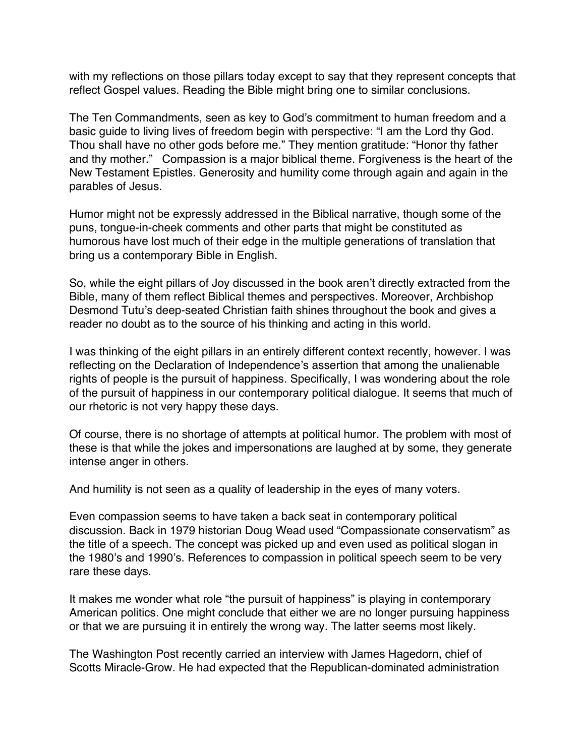with my reflections on those pillars today except to say that they represent concepts that reflect Gospel values. Reading the Bible might bring one to similar conclusions.

The Ten Commandments, seen as key to God's commitment to human freedom and a basic guide to living lives of freedom begin with perspective: "I am the Lord thy God. Thou shall have no other gods before me." They mention gratitude: "Honor thy father and thy mother." Compassion is a major biblical theme. Forgiveness is the heart of the New Testament Epistles. Generosity and humility come through again and again in the parables of Jesus.

Humor might not be expressly addressed in the Biblical narrative, though some of the puns, tongue-in-cheek comments and other parts that might be constituted as humorous have lost much of their edge in the multiple generations of translation that bring us a contemporary Bible in English.

So, while the eight pillars of Joy discussed in the book aren't directly extracted from the Bible, many of them reflect Biblical themes and perspectives. Moreover, Archbishop Desmond Tutu's deep-seated Christian faith shines throughout the book and gives a reader no doubt as to the source of his thinking and acting in this world.

I was thinking of the eight pillars in an entirely different context recently, however. I was reflecting on the Declaration of Independence's assertion that among the unalienable rights of people is the pursuit of happiness. Specifically, I was wondering about the role of the pursuit of happiness in our contemporary political dialogue. It seems that much of our rhetoric is not very happy these days.

Of course, there is no shortage of attempts at political humor. The problem with most of these is that while the jokes and impersonations are laughed at by some, they generate intense anger in others.

And humility is not seen as a quality of leadership in the eyes of many voters.

Even compassion seems to have taken a back seat in contemporary political discussion. Back in 1979 historian Doug Wead used "Compassionate conservatism" as the title of a speech. The concept was picked up and even used as political slogan in the 1980's and 1990's. References to compassion in political speech seem to be very rare these days.

It makes me wonder what role "the pursuit of happiness" is playing in contemporary American politics. One might conclude that either we are no longer pursuing happiness or that we are pursuing it in entirely the wrong way. The latter seems most likely.

The Washington Post recently carried an interview with James Hagedorn, chief of Scotts Miracle-Grow. He had expected that the Republican-dominated administration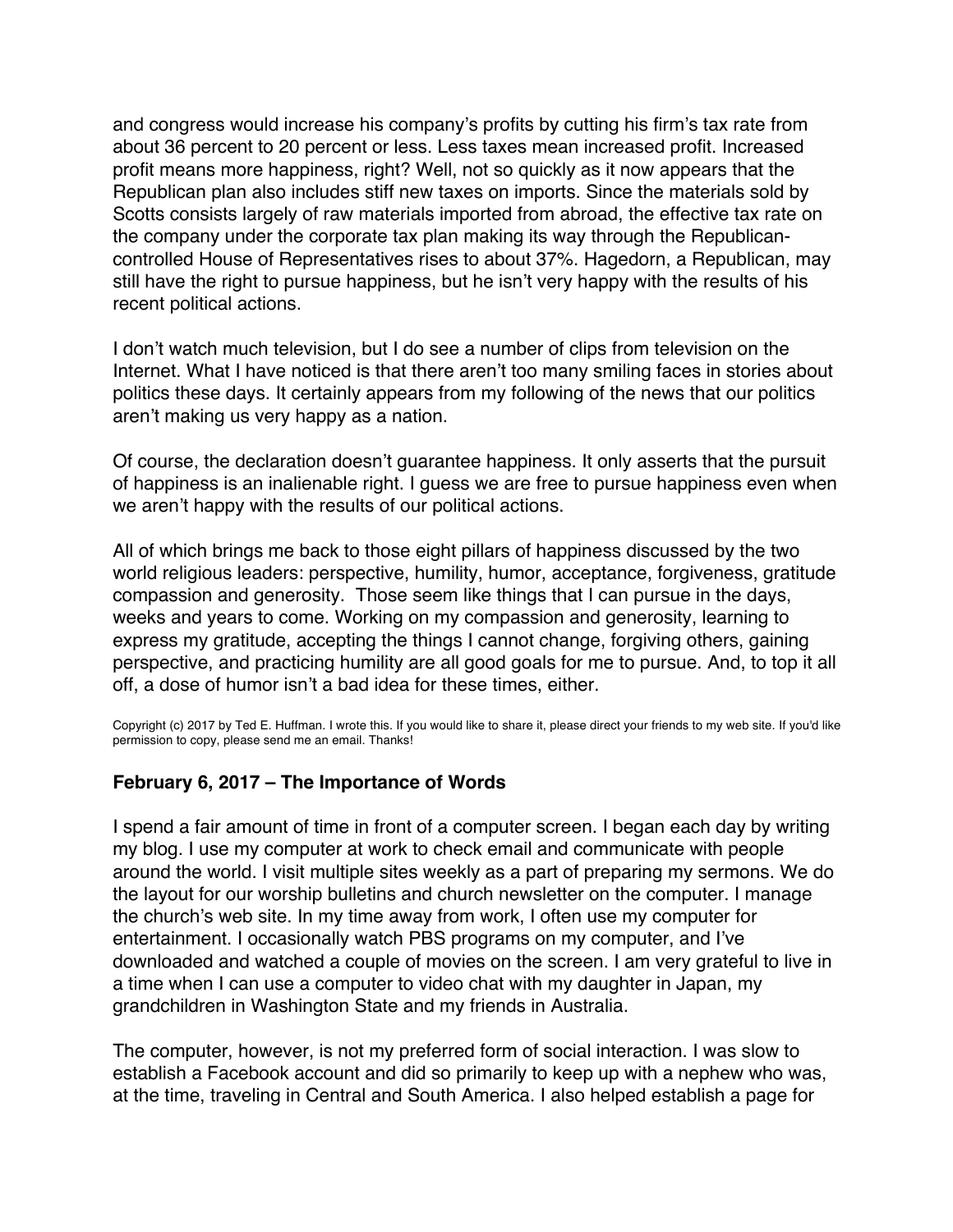and congress would increase his company's profits by cutting his firm's tax rate from about 36 percent to 20 percent or less. Less taxes mean increased profit. Increased profit means more happiness, right? Well, not so quickly as it now appears that the Republican plan also includes stiff new taxes on imports. Since the materials sold by Scotts consists largely of raw materials imported from abroad, the effective tax rate on the company under the corporate tax plan making its way through the Republican-controlled House of Representatives rises to about 37%. Hagedorn, a Republican, may still have the right to pursue happiness, but he isn't very happy with the results of his recent political actions.

I don't watch much television, but I do see a number of clips from television on the Internet. What I have noticed is that there aren't too many smiling faces in stories about politics these days. It certainly appears from my following of the news that our politics aren't making us very happy as a nation.

Of course, the declaration doesn't guarantee happiness. It only asserts that the pursuit of happiness is an inalienable right. I guess we are free to pursue happiness even when we aren't happy with the results of our political actions.

All of which brings me back to those eight pillars of happiness discussed by the two world religious leaders: perspective, humility, humor, acceptance, forgiveness, gratitude compassion and generosity. Those seem like things that I can pursue in the days, weeks and years to come. Working on my compassion and generosity, learning to express my gratitude, accepting the things I cannot change, forgiving others, gaining perspective, and practicing humility are all good goals for me to pursue. And, to top it all off, a dose of humor isn't a bad idea for these times, either.

Copyright (c) 2017 by Ted E. Huffman. I wrote this. If you would like to share it, please direct your friends to my web site. If you'd like permission to copy, please send me an email. Thanks!

### February 6, 2017 – The Importance of Words

I spend a fair amount of time in front of a computer screen. I began each day by writing my blog. I use my computer at work to check email and communicate with people around the world. I visit multiple sites weekly as a part of preparing my sermons. We do the layout for our worship bulletins and church newsletter on the computer. I manage the church's web site. In my time away from work, I often use my computer for entertainment. I occasionally watch PBS programs on my computer, and I've downloaded and watched a couple of movies on the screen. I am very grateful to live in a time when I can use a computer to video chat with my daughter in Japan, my grandchildren in Washington State and my friends in Australia.

The computer, however, is not my preferred form of social interaction. I was slow to establish a Facebook account and did so primarily to keep up with a nephew who was, at the time, traveling in Central and South America. I also helped establish a page for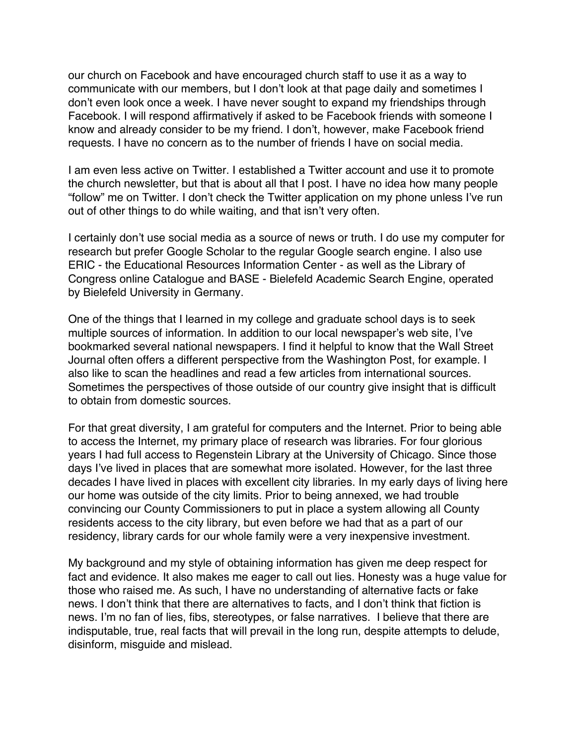our church on Facebook and have encouraged church staff to use it as a way to communicate with our members, but I don't look at that page daily and sometimes I don't even look once a week. I have never sought to expand my friendships through Facebook. I will respond affirmatively if asked to be Facebook friends with someone I know and already consider to be my friend. I don't, however, make Facebook friend requests. I have no concern as to the number of friends I have on social media.

I am even less active on Twitter. I established a Twitter account and use it to promote the church newsletter, but that is about all that I post. I have no idea how many people "follow" me on Twitter. I don't check the Twitter application on my phone unless I've run out of other things to do while waiting, and that isn't very often.

I certainly don't use social media as a source of news or truth. I do use my computer for research but prefer Google Scholar to the regular Google search engine. I also use ERIC - the Educational Resources Information Center - as well as the Library of Congress online Catalogue and BASE - Bielefeld Academic Search Engine, operated by Bielefeld University in Germany.

One of the things that I learned in my college and graduate school days is to seek multiple sources of information. In addition to our local newspaper's web site, I've bookmarked several national newspapers. I find it helpful to know that the Wall Street Journal often offers a different perspective from the Washington Post, for example. I also like to scan the headlines and read a few articles from international sources. Sometimes the perspectives of those outside of our country give insight that is difficult to obtain from domestic sources.

For that great diversity, I am grateful for computers and the Internet. Prior to being able to access the Internet, my primary place of research was libraries. For four glorious years I had full access to Regenstein Library at the University of Chicago. Since those days I've lived in places that are somewhat more isolated. However, for the last three decades I have lived in places with excellent city libraries. In my early days of living here our home was outside of the city limits. Prior to being annexed, we had trouble convincing our County Commissioners to put in place a system allowing all County residents access to the city library, but even before we had that as a part of our residency, library cards for our whole family were a very inexpensive investment.

My background and my style of obtaining information has given me deep respect for fact and evidence. It also makes me eager to call out lies. Honesty was a huge value for those who raised me. As such, I have no understanding of alternative facts or fake news. I don't think that there are alternatives to facts, and I don't think that fiction is news. I'm no fan of lies, fibs, stereotypes, or false narratives. I believe that there are indisputable, true, real facts that will prevail in the long run, despite attempts to delude, disinform, misguide and mislead.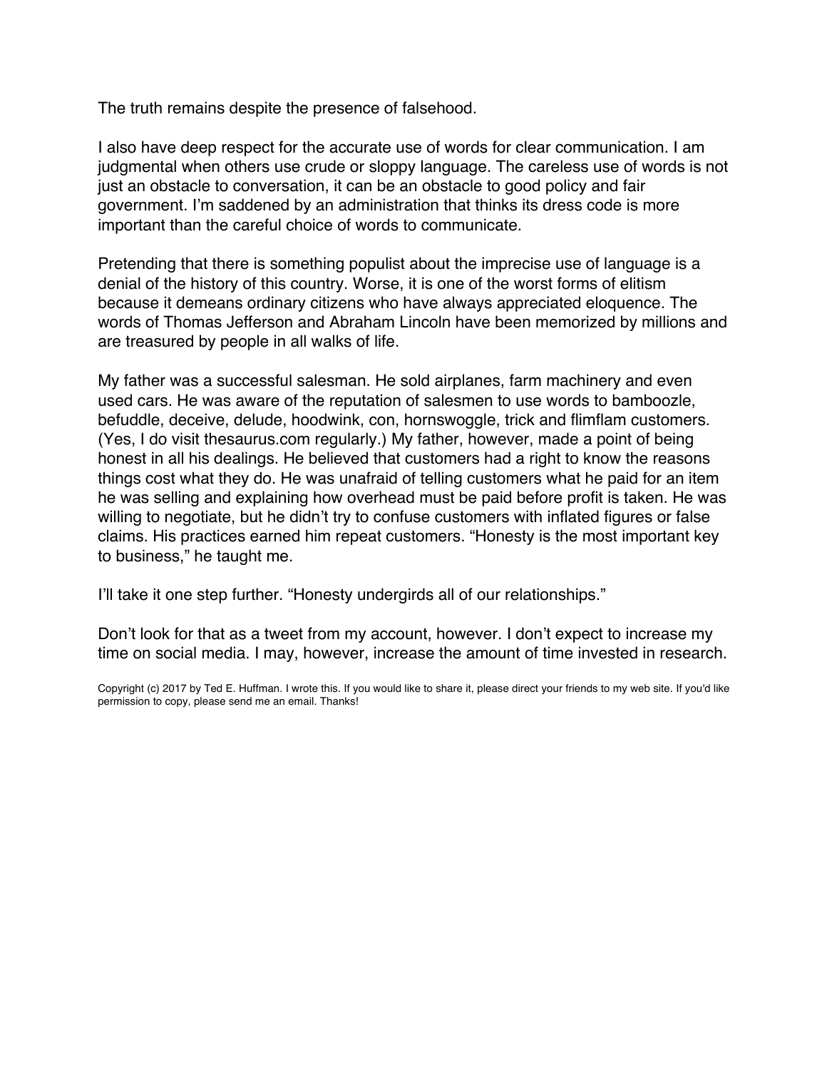The truth remains despite the presence of falsehood.

I also have deep respect for the accurate use of words for clear communication. I am judgmental when others use crude or sloppy language. The careless use of words is not just an obstacle to conversation, it can be an obstacle to good policy and fair government. I'm saddened by an administration that thinks its dress code is more important than the careful choice of words to communicate.

Pretending that there is something populist about the imprecise use of language is a denial of the history of this country. Worse, it is one of the worst forms of elitism because it demeans ordinary citizens who have always appreciated eloquence. The words of Thomas Jefferson and Abraham Lincoln have been memorized by millions and are treasured by people in all walks of life.

My father was a successful salesman. He sold airplanes, farm machinery and even used cars. He was aware of the reputation of salesmen to use words to bamboozle, befuddle, deceive, delude, hoodwink, con, hornswoggle, trick and flimflam customers. (Yes, I do visit thesaurus.com regularly.) My father, however, made a point of being honest in all his dealings. He believed that customers had a right to know the reasons things cost what they do. He was unafraid of telling customers what he paid for an item he was selling and explaining how overhead must be paid before profit is taken. He was willing to negotiate, but he didn't try to confuse customers with inflated figures or false claims. His practices earned him repeat customers. "Honesty is the most important key to business," he taught me.

I'll take it one step further. "Honesty undergirds all of our relationships."

Don't look for that as a tweet from my account, however. I don't expect to increase my time on social media. I may, however, increase the amount of time invested in research.

Copyright (c) 2017 by Ted E. Huffman. I wrote this. If you would like to share it, please direct your friends to my web site. If you'd like permission to copy, please send me an email. Thanks!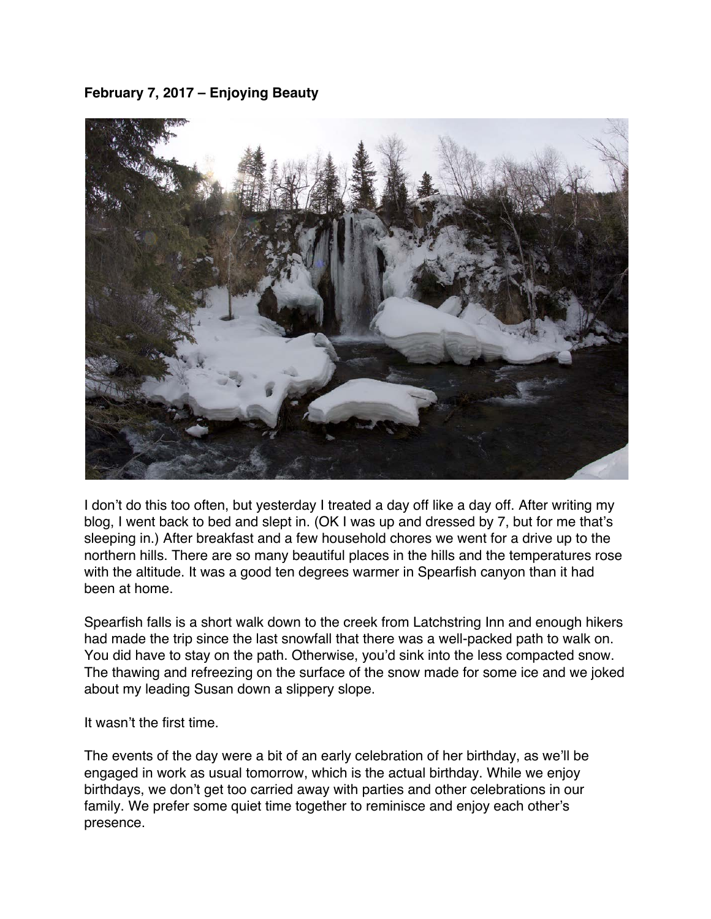**February 7, 2017 – Enjoying Beauty**

I don't do this too often, but yesterday I treated a day off like a day off. After writing my blog, I went back to bed and slept in. (OK I was up and dressed by 7, but for me that's sleeping in.) After breakfast and a few household chores we went for a drive up to the northern hills. There are so many beautiful places in the hills and the temperatures rose with the altitude. It was a good ten degrees warmer in Spearfish canyon than it had been at home.

Spearfish falls is a short walk down to the creek from Latchstring Inn and enough hikers had made the trip since the last snowfall that there was a well-packed path to walk on. You did have to stay on the path. Otherwise, you'd sink into the less compacted snow. The thawing and refreezing on the surface of the snow made for some ice and we joked about my leading Susan down a slippery slope.

It wasn't the first time.

The events of the day were a bit of an early celebration of her birthday, as we'll be engaged in work as usual tomorrow, which is the actual birthday. While we enjoy birthdays, we don't get too carried away with parties and other celebrations in our family. We prefer some quiet time together to reminisce and enjoy each other's presence.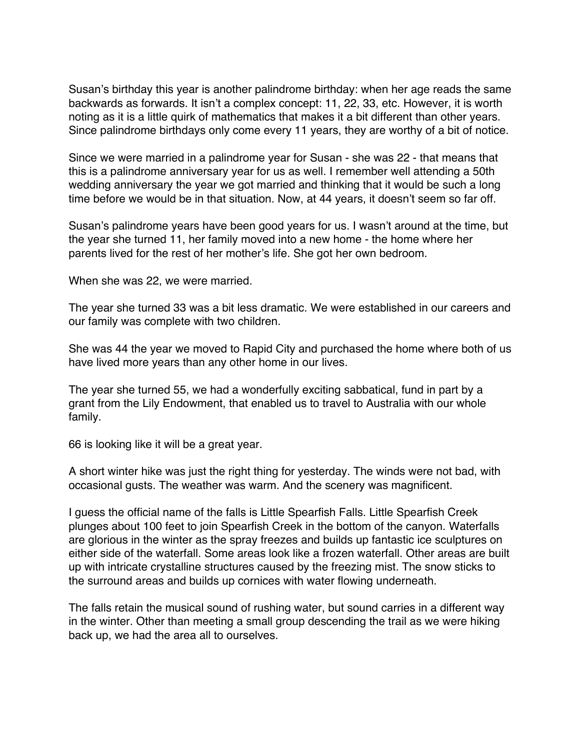Susan's birthday this year is another palindrome birthday: when her age reads the same backwards as forwards. It isn't a complex concept: 11, 22, 33, etc. However, it is worth noting as it is a little quirk of mathematics that makes it a bit different than other years. Since palindrome birthdays only come every 11 years, they are worthy of a bit of notice.

Since we were married in a palindrome year for Susan - she was 22 - that means that this is a palindrome anniversary year for us as well. I remember well attending a 50th wedding anniversary the year we got married and thinking that it would be such a long time before we would be in that situation. Now, at 44 years, it doesn't seem so far off.

Susan's palindrome years have been good years for us. I wasn't around at the time, but the year she turned 11, her family moved into a new home - the home where her parents lived for the rest of her mother's life. She got her own bedroom.

When she was 22, we were married.

The year she turned 33 was a bit less dramatic. We were established in our careers and our family was complete with two children.

She was 44 the year we moved to Rapid City and purchased the home where both of us have lived more years than any other home in our lives.

The year she turned 55, we had a wonderfully exciting sabbatical, fund in part by a grant from the Lily Endowment, that enabled us to travel to Australia with our whole family.

66 is looking like it will be a great year.

A short winter hike was just the right thing for yesterday. The winds were not bad, with occasional gusts. The weather was warm. And the scenery was magnificent.

I guess the official name of the falls is Little Spearfish Falls. Little Spearfish Creek plunges about 100 feet to join Spearfish Creek in the bottom of the canyon. Waterfalls are glorious in the winter as the spray freezes and builds up fantastic ice sculptures on either side of the waterfall. Some areas look like a frozen waterfall. Other areas are built up with intricate crystalline structures caused by the freezing mist. The snow sticks to the surround areas and builds up cornices with water flowing underneath.

The falls retain the musical sound of rushing water, but sound carries in a different way in the winter. Other than meeting a small group descending the trail as we were hiking back up, we had the area all to ourselves.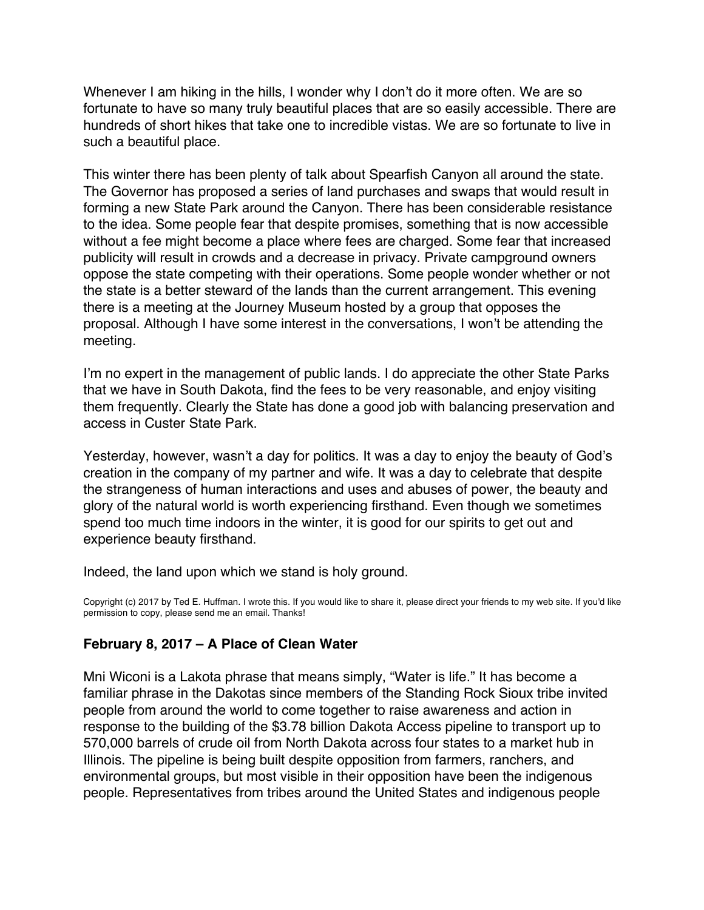Whenever I am hiking in the hills, I wonder why I don't do it more often. We are so fortunate to have so many truly beautiful places that are so easily accessible. There are hundreds of short hikes that take one to incredible vistas. We are so fortunate to live in such a beautiful place.

This winter there has been plenty of talk about Spearfish Canyon all around the state. The Governor has proposed a series of land purchases and swaps that would result in forming a new State Park around the Canyon. There has been considerable resistance to the idea. Some people fear that despite promises, something that is now accessible without a fee might become a place where fees are charged. Some fear that increased publicity will result in crowds and a decrease in privacy. Private campground owners oppose the state competing with their operations. Some people wonder whether or not the state is a better steward of the lands than the current arrangement. This evening there is a meeting at the Journey Museum hosted by a group that opposes the proposal. Although I have some interest in the conversations, I won't be attending the meeting.

I'm no expert in the management of public lands. I do appreciate the other State Parks that we have in South Dakota, find the fees to be very reasonable, and enjoy visiting them frequently. Clearly the State has done a good job with balancing preservation and access in Custer State Park.

Yesterday, however, wasn't a day for politics. It was a day to enjoy the beauty of God's creation in the company of my partner and wife. It was a day to celebrate that despite the strangeness of human interactions and uses and abuses of power, the beauty and glory of the natural world is worth experiencing firsthand. Even though we sometimes spend too much time indoors in the winter, it is good for our spirits to get out and experience beauty firsthand.

Indeed, the land upon which we stand is holy ground.

Copyright (c) 2017 by Ted E. Huffman. I wrote this. If you would like to share it, please direct your friends to my web site. If you'd like permission to copy, please send me an email. Thanks!

### February 8, 2017 – A Place of Clean Water

Mni Wiconi is a Lakota phrase that means simply, "Water is life." It has become a familiar phrase in the Dakotas since members of the Standing Rock Sioux tribe invited people from around the world to come together to raise awareness and action in response to the building of the $3.78 billion Dakota Access pipeline to transport up to 570,000 barrels of crude oil from North Dakota across four states to a market hub in Illinois. The pipeline is being built despite opposition from farmers, ranchers, and environmental groups, but most visible in their opposition have been the indigenous people. Representatives from tribes around the United States and indigenous people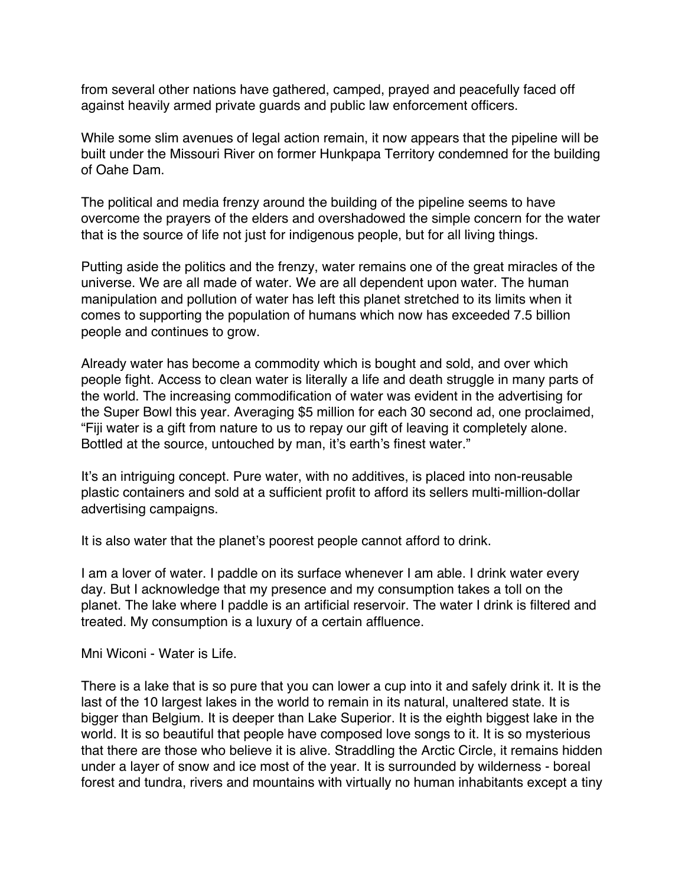from several other nations have gathered, camped, prayed and peacefully faced off against heavily armed private guards and public law enforcement officers.

While some slim avenues of legal action remain, it now appears that the pipeline will be built under the Missouri River on former Hunkpapa Territory condemned for the building of Oahe Dam.

The political and media frenzy around the building of the pipeline seems to have overcome the prayers of the elders and overshadowed the simple concern for the water that is the source of life not just for indigenous people, but for all living things.

Putting aside the politics and the frenzy, water remains one of the great miracles of the universe. We are all made of water. We are all dependent upon water. The human manipulation and pollution of water has left this planet stretched to its limits when it comes to supporting the population of humans which now has exceeded 7.5 billion people and continues to grow.

Already water has become a commodity which is bought and sold, and over which people fight. Access to clean water is literally a life and death struggle in many parts of the world. The increasing commodification of water was evident in the advertising for the Super Bowl this year. Averaging $5 million for each 30 second ad, one proclaimed, "Fiji water is a gift from nature to us to repay our gift of leaving it completely alone. Bottled at the source, untouched by man, it's earth's finest water."

It's an intriguing concept. Pure water, with no additives, is placed into non-reusable plastic containers and sold at a sufficient profit to afford its sellers multi-million-dollar advertising campaigns.

It is also water that the planet's poorest people cannot afford to drink.

I am a lover of water. I paddle on its surface whenever I am able. I drink water every day. But I acknowledge that my presence and my consumption takes a toll on the planet. The lake where I paddle is an artificial reservoir. The water I drink is filtered and treated. My consumption is a luxury of a certain affluence.

Mni Wiconi - Water is Life.

There is a lake that is so pure that you can lower a cup into it and safely drink it. It is the last of the 10 largest lakes in the world to remain in its natural, unaltered state. It is bigger than Belgium. It is deeper than Lake Superior. It is the eighth biggest lake in the world. It is so beautiful that people have composed love songs to it. It is so mysterious that there are those who believe it is alive. Straddling the Arctic Circle, it remains hidden under a layer of snow and ice most of the year. It is surrounded by wilderness - boreal forest and tundra, rivers and mountains with virtually no human inhabitants except a tiny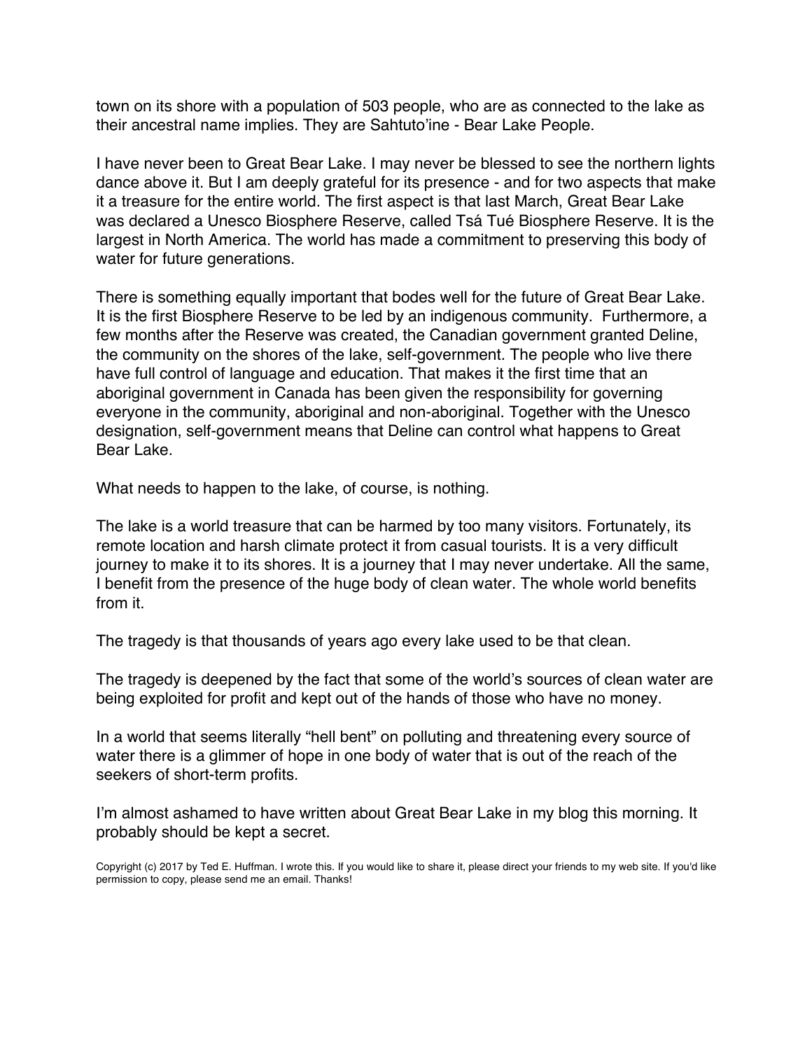town on its shore with a population of 503 people, who are as connected to the lake as their ancestral name implies. They are Sahtuto'ine - Bear Lake People.

I have never been to Great Bear Lake. I may never be blessed to see the northern lights dance above it. But I am deeply grateful for its presence - and for two aspects that make it a treasure for the entire world. The first aspect is that last March, Great Bear Lake was declared a Unesco Biosphere Reserve, called Tsá Tué Biosphere Reserve. It is the largest in North America. The world has made a commitment to preserving this body of water for future generations.

There is something equally important that bodes well for the future of Great Bear Lake. It is the first Biosphere Reserve to be led by an indigenous community. Furthermore, a few months after the Reserve was created, the Canadian government granted Deline, the community on the shores of the lake, self-government. The people who live there have full control of language and education. That makes it the first time that an aboriginal government in Canada has been given the responsibility for governing everyone in the community, aboriginal and non-aboriginal. Together with the Unesco designation, self-government means that Deline can control what happens to Great Bear Lake.

What needs to happen to the lake, of course, is nothing.

The lake is a world treasure that can be harmed by too many visitors. Fortunately, its remote location and harsh climate protect it from casual tourists. It is a very difficult journey to make it to its shores. It is a journey that I may never undertake. All the same, I benefit from the presence of the huge body of clean water. The whole world benefits from it.

The tragedy is that thousands of years ago every lake used to be that clean.

The tragedy is deepened by the fact that some of the world's sources of clean water are being exploited for profit and kept out of the hands of those who have no money.

In a world that seems literally "hell bent" on polluting and threatening every source of water there is a glimmer of hope in one body of water that is out of the reach of the seekers of short-term profits.

I'm almost ashamed to have written about Great Bear Lake in my blog this morning. It probably should be kept a secret.

Copyright (c) 2017 by Ted E. Huffman. I wrote this. If you would like to share it, please direct your friends to my web site. If you'd like permission to copy, please send me an email. Thanks!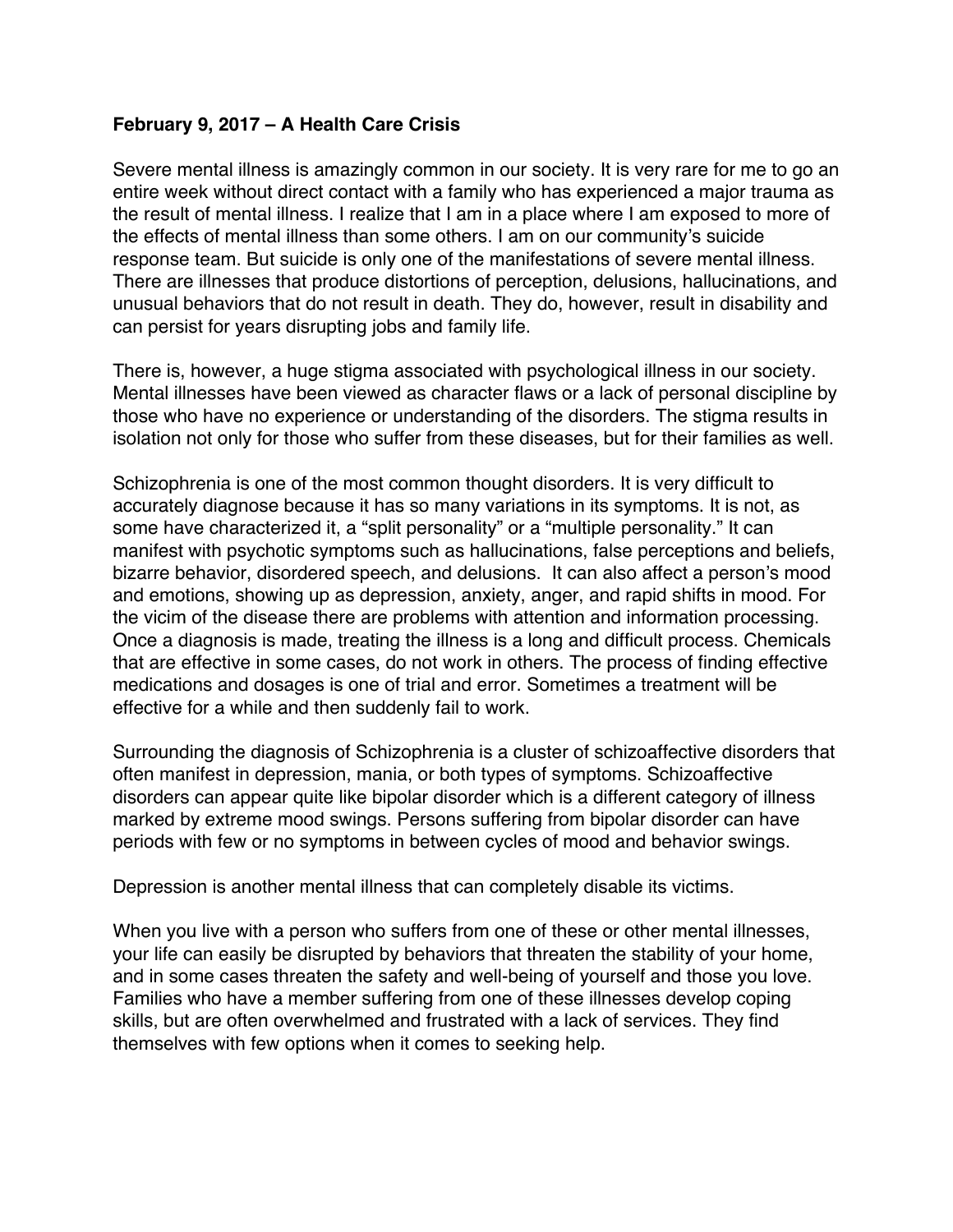**February 9, 2017 – A Health Care Crisis**

Severe mental illness is amazingly common in our society. It is very rare for me to go an entire week without direct contact with a family who has experienced a major trauma as the result of mental illness. I realize that I am in a place where I am exposed to more of the effects of mental illness than some others. I am on our community's suicide response team. But suicide is only one of the manifestations of severe mental illness. There are illnesses that produce distortions of perception, delusions, hallucinations, and unusual behaviors that do not result in death. They do, however, result in disability and can persist for years disrupting jobs and family life.

There is, however, a huge stigma associated with psychological illness in our society. Mental illnesses have been viewed as character flaws or a lack of personal discipline by those who have no experience or understanding of the disorders. The stigma results in isolation not only for those who suffer from these diseases, but for their families as well.

Schizophrenia is one of the most common thought disorders. It is very difficult to accurately diagnose because it has so many variations in its symptoms. It is not, as some have characterized it, a "split personality" or a "multiple personality." It can manifest with psychotic symptoms such as hallucinations, false perceptions and beliefs, bizarre behavior, disordered speech, and delusions. It can also affect a person's mood and emotions, showing up as depression, anxiety, anger, and rapid shifts in mood. For the vicim of the disease there are problems with attention and information processing. Once a diagnosis is made, treating the illness is a long and difficult process. Chemicals that are effective in some cases, do not work in others. The process of finding effective medications and dosages is one of trial and error. Sometimes a treatment will be effective for a while and then suddenly fail to work.

Surrounding the diagnosis of Schizophrenia is a cluster of schizoaffective disorders that often manifest in depression, mania, or both types of symptoms. Schizoaffective disorders can appear quite like bipolar disorder which is a different category of illness marked by extreme mood swings. Persons suffering from bipolar disorder can have periods with few or no symptoms in between cycles of mood and behavior swings.

Depression is another mental illness that can completely disable its victims.

When you live with a person who suffers from one of these or other mental illnesses, your life can easily be disrupted by behaviors that threaten the stability of your home, and in some cases threaten the safety and well-being of yourself and those you love. Families who have a member suffering from one of these illnesses develop coping skills, but are often overwhelmed and frustrated with a lack of services. They find themselves with few options when it comes to seeking help.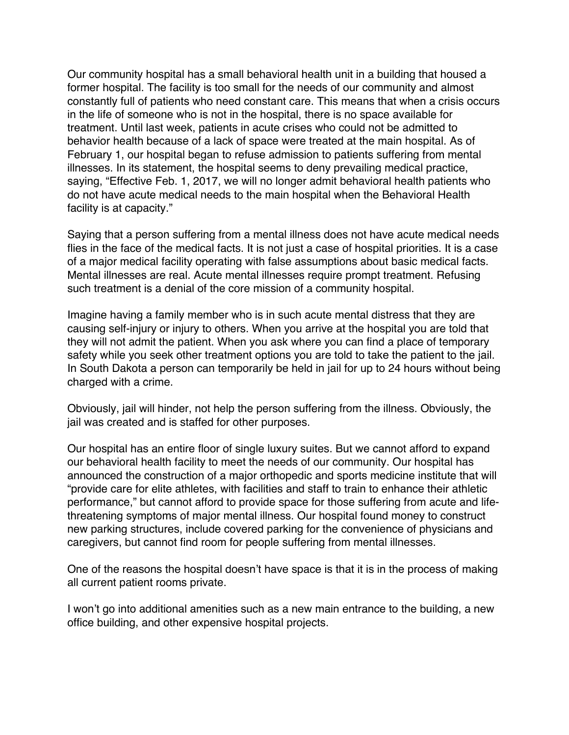Our community hospital has a small behavioral health unit in a building that housed a former hospital. The facility is too small for the needs of our community and almost constantly full of patients who need constant care. This means that when a crisis occurs in the life of someone who is not in the hospital, there is no space available for treatment. Until last week, patients in acute crises who could not be admitted to behavior health because of a lack of space were treated at the main hospital. As of February 1, our hospital began to refuse admission to patients suffering from mental illnesses. In its statement, the hospital seems to deny prevailing medical practice, saying, "Effective Feb. 1, 2017, we will no longer admit behavioral health patients who do not have acute medical needs to the main hospital when the Behavioral Health facility is at capacity."

Saying that a person suffering from a mental illness does not have acute medical needs flies in the face of the medical facts. It is not just a case of hospital priorities. It is a case of a major medical facility operating with false assumptions about basic medical facts. Mental illnesses are real. Acute mental illnesses require prompt treatment. Refusing such treatment is a denial of the core mission of a community hospital.

Imagine having a family member who is in such acute mental distress that they are causing self-injury or injury to others. When you arrive at the hospital you are told that they will not admit the patient. When you ask where you can find a place of temporary safety while you seek other treatment options you are told to take the patient to the jail. In South Dakota a person can temporarily be held in jail for up to 24 hours without being charged with a crime.

Obviously, jail will hinder, not help the person suffering from the illness. Obviously, the jail was created and is staffed for other purposes.

Our hospital has an entire floor of single luxury suites. But we cannot afford to expand our behavioral health facility to meet the needs of our community. Our hospital has announced the construction of a major orthopedic and sports medicine institute that will "provide care for elite athletes, with facilities and staff to train to enhance their athletic performance," but cannot afford to provide space for those suffering from acute and life-threatening symptoms of major mental illness. Our hospital found money to construct new parking structures, include covered parking for the convenience of physicians and caregivers, but cannot find room for people suffering from mental illnesses.

One of the reasons the hospital doesn't have space is that it is in the process of making all current patient rooms private.

I won't go into additional amenities such as a new main entrance to the building, a new office building, and other expensive hospital projects.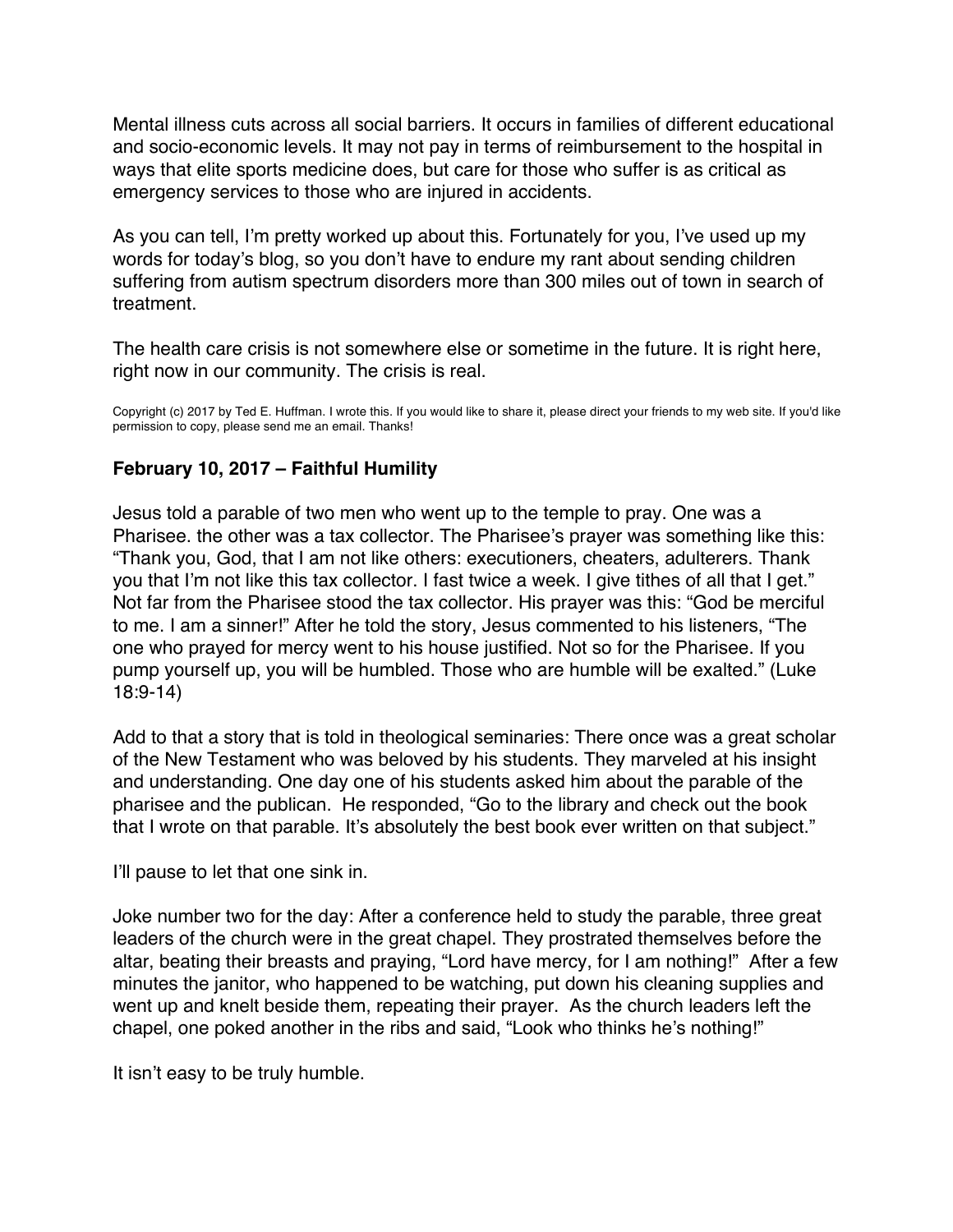Mental illness cuts across all social barriers. It occurs in families of different educational and socio-economic levels. It may not pay in terms of reimbursement to the hospital in ways that elite sports medicine does, but care for those who suffer is as critical as emergency services to those who are injured in accidents.

As you can tell, I'm pretty worked up about this. Fortunately for you, I've used up my words for today's blog, so you don't have to endure my rant about sending children suffering from autism spectrum disorders more than 300 miles out of town in search of treatment.

The health care crisis is not somewhere else or sometime in the future. It is right here, right now in our community. The crisis is real.

Copyright (c) 2017 by Ted E. Huffman. I wrote this. If you would like to share it, please direct your friends to my web site. If you'd like permission to copy, please send me an email. Thanks!

### February 10, 2017 – Faithful Humility

Jesus told a parable of two men who went up to the temple to pray. One was a Pharisee. the other was a tax collector. The Pharisee's prayer was something like this: "Thank you, God, that I am not like others: executioners, cheaters, adulterers. Thank you that I'm not like this tax collector. I fast twice a week. I give tithes of all that I get." Not far from the Pharisee stood the tax collector. His prayer was this: "God be merciful to me. I am a sinner!" After he told the story, Jesus commented to his listeners, "The one who prayed for mercy went to his house justified. Not so for the Pharisee. If you pump yourself up, you will be humbled. Those who are humble will be exalted." (Luke 18:9-14)

Add to that a story that is told in theological seminaries: There once was a great scholar of the New Testament who was beloved by his students. They marveled at his insight and understanding. One day one of his students asked him about the parable of the pharisee and the publican. He responded, "Go to the library and check out the book that I wrote on that parable. It's absolutely the best book ever written on that subject."

I'll pause to let that one sink in.

Joke number two for the day: After a conference held to study the parable, three great leaders of the church were in the great chapel. They prostrated themselves before the altar, beating their breasts and praying, "Lord have mercy, for I am nothing!" After a few minutes the janitor, who happened to be watching, put down his cleaning supplies and went up and knelt beside them, repeating their prayer. As the church leaders left the chapel, one poked another in the ribs and said, "Look who thinks he's nothing!"

It isn't easy to be truly humble.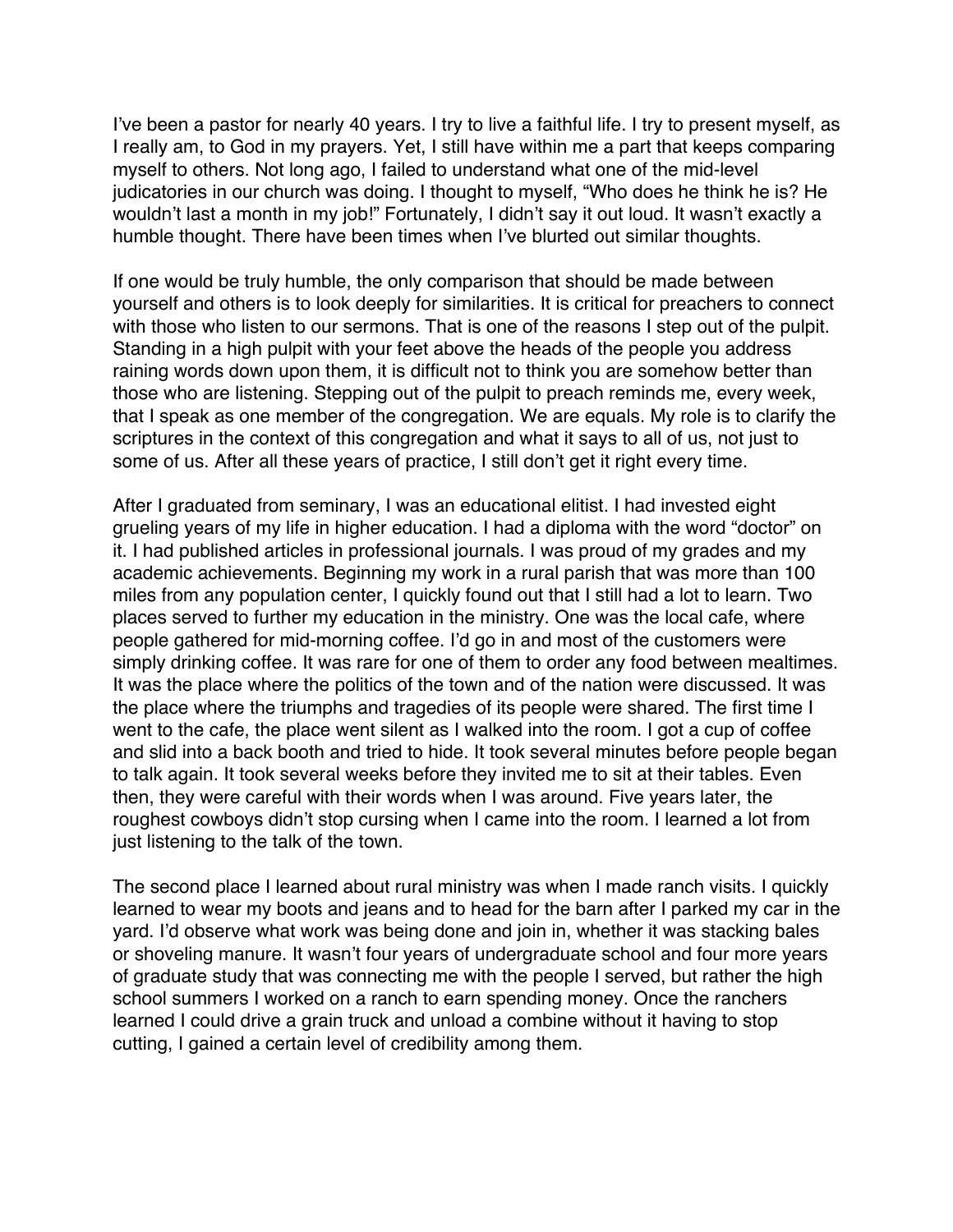I've been a pastor for nearly 40 years. I try to live a faithful life. I try to present myself, as I really am, to God in my prayers. Yet, I still have within me a part that keeps comparing myself to others. Not long ago, I failed to understand what one of the mid-level judicatories in our church was doing. I thought to myself, "Who does he think he is? He wouldn't last a month in my job!" Fortunately, I didn't say it out loud. It wasn't exactly a humble thought. There have been times when I've blurted out similar thoughts.

If one would be truly humble, the only comparison that should be made between yourself and others is to look deeply for similarities. It is critical for preachers to connect with those who listen to our sermons. That is one of the reasons I step out of the pulpit. Standing in a high pulpit with your feet above the heads of the people you address raining words down upon them, it is difficult not to think you are somehow better than those who are listening. Stepping out of the pulpit to preach reminds me, every week, that I speak as one member of the congregation. We are equals. My role is to clarify the scriptures in the context of this congregation and what it says to all of us, not just to some of us. After all these years of practice, I still don't get it right every time.

After I graduated from seminary, I was an educational elitist. I had invested eight grueling years of my life in higher education. I had a diploma with the word "doctor" on it. I had published articles in professional journals. I was proud of my grades and my academic achievements. Beginning my work in a rural parish that was more than 100 miles from any population center, I quickly found out that I still had a lot to learn. Two places served to further my education in the ministry. One was the local cafe, where people gathered for mid-morning coffee. I'd go in and most of the customers were simply drinking coffee. It was rare for one of them to order any food between mealtimes. It was the place where the politics of the town and of the nation were discussed. It was the place where the triumphs and tragedies of its people were shared. The first time I went to the cafe, the place went silent as I walked into the room. I got a cup of coffee and slid into a back booth and tried to hide. It took several minutes before people began to talk again. It took several weeks before they invited me to sit at their tables. Even then, they were careful with their words when I was around. Five years later, the roughest cowboys didn't stop cursing when I came into the room. I learned a lot from just listening to the talk of the town.

The second place I learned about rural ministry was when I made ranch visits. I quickly learned to wear my boots and jeans and to head for the barn after I parked my car in the yard. I'd observe what work was being done and join in, whether it was stacking bales or shoveling manure. It wasn't four years of undergraduate school and four more years of graduate study that was connecting me with the people I served, but rather the high school summers I worked on a ranch to earn spending money. Once the ranchers learned I could drive a grain truck and unload a combine without it having to stop cutting, I gained a certain level of credibility among them.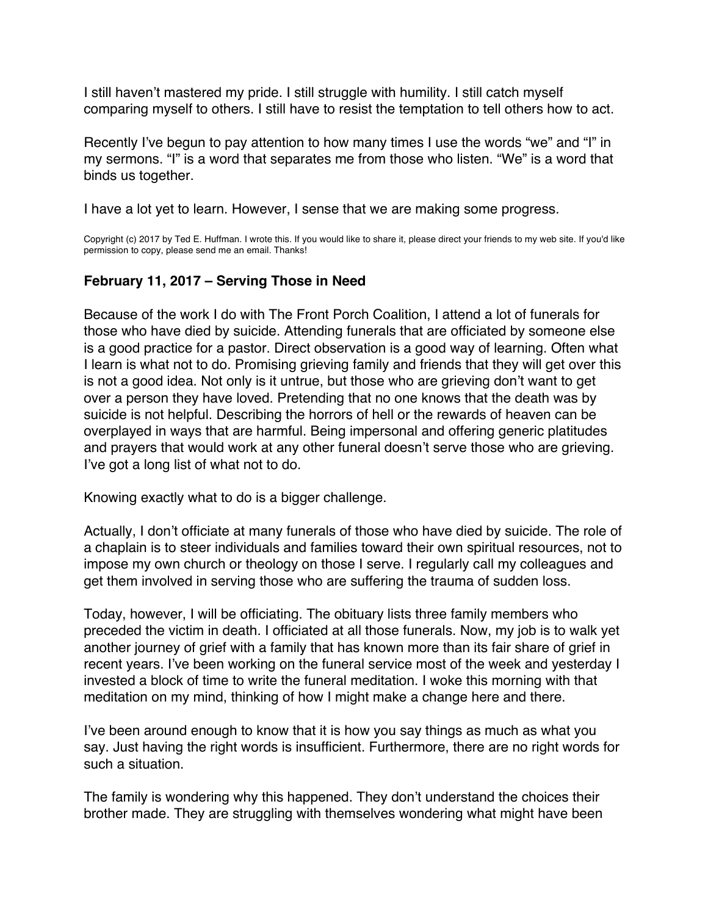I still haven't mastered my pride. I still struggle with humility. I still catch myself comparing myself to others. I still have to resist the temptation to tell others how to act.

Recently I've begun to pay attention to how many times I use the words "we" and "I" in my sermons. "I" is a word that separates me from those who listen. "We" is a word that binds us together.

I have a lot yet to learn. However, I sense that we are making some progress.

Copyright (c) 2017 by Ted E. Huffman. I wrote this. If you would like to share it, please direct your friends to my web site. If you'd like permission to copy, please send me an email. Thanks!

**February 11, 2017 – Serving Those in Need**

Because of the work I do with The Front Porch Coalition, I attend a lot of funerals for those who have died by suicide. Attending funerals that are officiated by someone else is a good practice for a pastor. Direct observation is a good way of learning. Often what I learn is what not to do. Promising grieving family and friends that they will get over this is not a good idea. Not only is it untrue, but those who are grieving don't want to get over a person they have loved. Pretending that no one knows that the death was by suicide is not helpful. Describing the horrors of hell or the rewards of heaven can be overplayed in ways that are harmful. Being impersonal and offering generic platitudes and prayers that would work at any other funeral doesn't serve those who are grieving. I've got a long list of what not to do.

Knowing exactly what to do is a bigger challenge.

Actually, I don't officiate at many funerals of those who have died by suicide. The role of a chaplain is to steer individuals and families toward their own spiritual resources, not to impose my own church or theology on those I serve. I regularly call my colleagues and get them involved in serving those who are suffering the trauma of sudden loss.

Today, however, I will be officiating. The obituary lists three family members who preceded the victim in death. I officiated at all those funerals. Now, my job is to walk yet another journey of grief with a family that has known more than its fair share of grief in recent years. I've been working on the funeral service most of the week and yesterday I invested a block of time to write the funeral meditation. I woke this morning with that meditation on my mind, thinking of how I might make a change here and there.

I've been around enough to know that it is how you say things as much as what you say. Just having the right words is insufficient. Furthermore, there are no right words for such a situation.

The family is wondering why this happened. They don't understand the choices their brother made. They are struggling with themselves wondering what might have been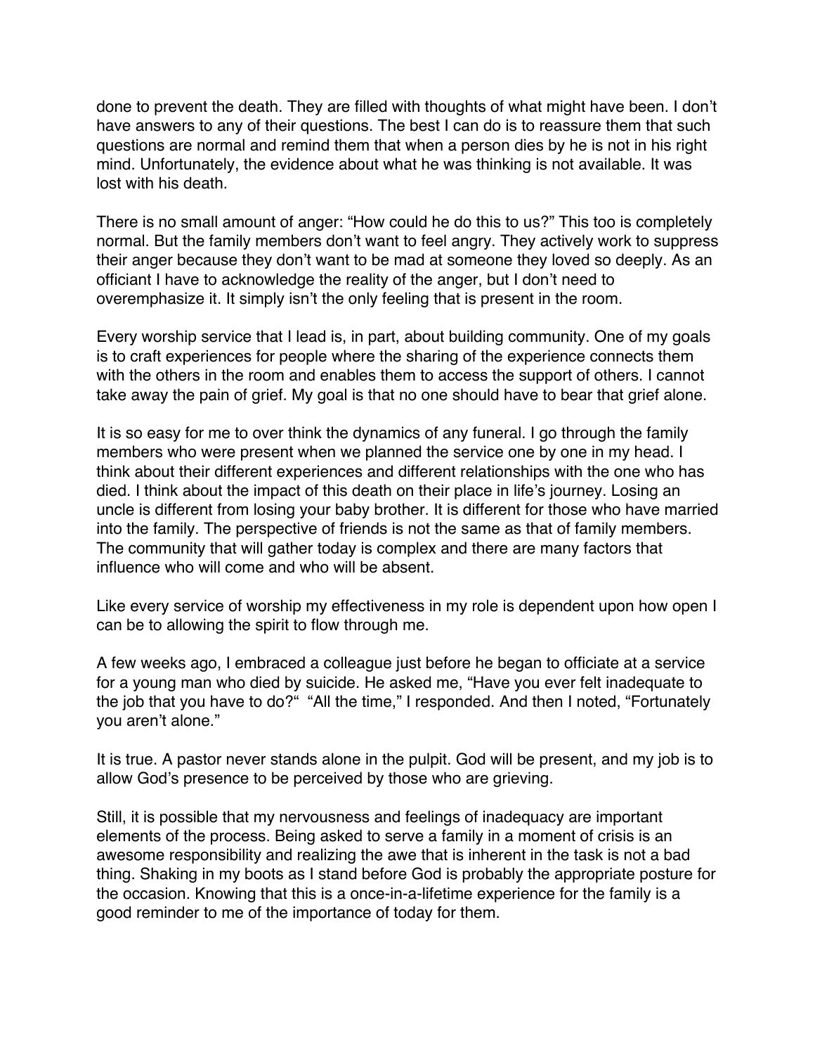done to prevent the death. They are filled with thoughts of what might have been. I don't have answers to any of their questions. The best I can do is to reassure them that such questions are normal and remind them that when a person dies by he is not in his right mind. Unfortunately, the evidence about what he was thinking is not available. It was lost with his death.

There is no small amount of anger: "How could he do this to us?" This too is completely normal. But the family members don't want to feel angry. They actively work to suppress their anger because they don't want to be mad at someone they loved so deeply. As an officiant I have to acknowledge the reality of the anger, but I don't need to overemphasize it. It simply isn't the only feeling that is present in the room.

Every worship service that I lead is, in part, about building community. One of my goals is to craft experiences for people where the sharing of the experience connects them with the others in the room and enables them to access the support of others. I cannot take away the pain of grief. My goal is that no one should have to bear that grief alone.

It is so easy for me to over think the dynamics of any funeral. I go through the family members who were present when we planned the service one by one in my head. I think about their different experiences and different relationships with the one who has died. I think about the impact of this death on their place in life's journey. Losing an uncle is different from losing your baby brother. It is different for those who have married into the family. The perspective of friends is not the same as that of family members. The community that will gather today is complex and there are many factors that influence who will come and who will be absent.

Like every service of worship my effectiveness in my role is dependent upon how open I can be to allowing the spirit to flow through me.

A few weeks ago, I embraced a colleague just before he began to officiate at a service for a young man who died by suicide. He asked me, "Have you ever felt inadequate to the job that you have to do?" "All the time," I responded. And then I noted, "Fortunately you aren't alone."

It is true. A pastor never stands alone in the pulpit. God will be present, and my job is to allow God's presence to be perceived by those who are grieving.

Still, it is possible that my nervousness and feelings of inadequacy are important elements of the process. Being asked to serve a family in a moment of crisis is an awesome responsibility and realizing the awe that is inherent in the task is not a bad thing. Shaking in my boots as I stand before God is probably the appropriate posture for the occasion. Knowing that this is a once-in-a-lifetime experience for the family is a good reminder to me of the importance of today for them.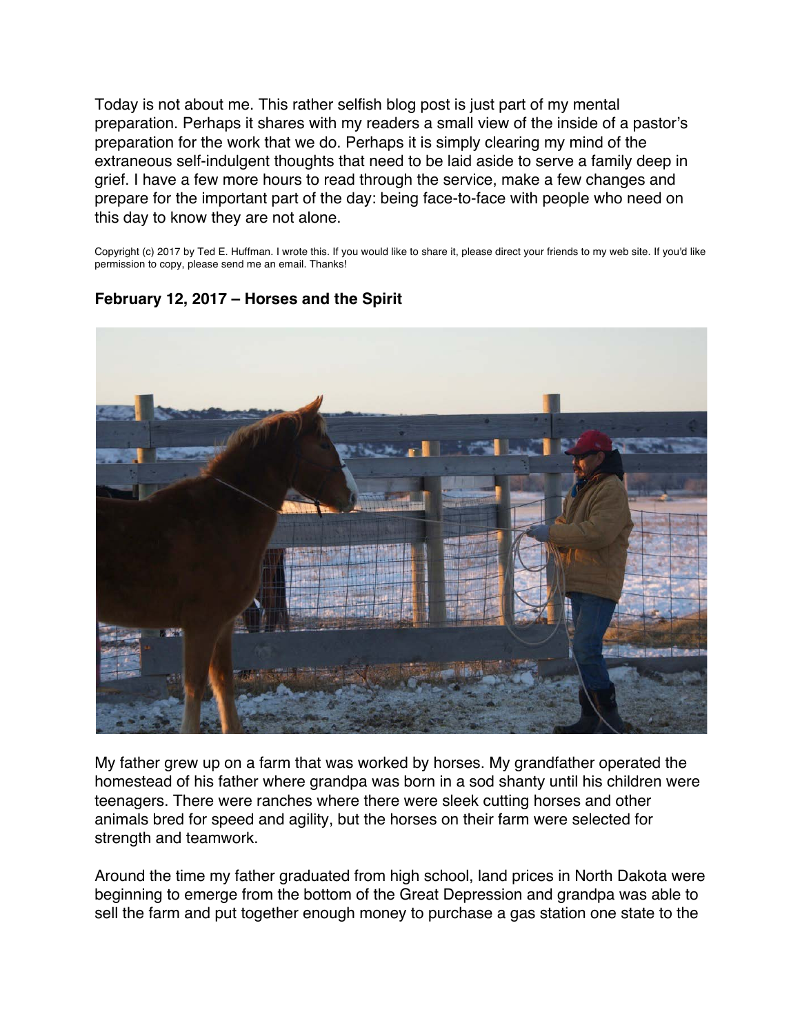Today is not about me. This rather selfish blog post is just part of my mental preparation. Perhaps it shares with my readers a small view of the inside of a pastor's preparation for the work that we do. Perhaps it is simply clearing my mind of the extraneous self-indulgent thoughts that need to be laid aside to serve a family deep in grief. I have a few more hours to read through the service, make a few changes and prepare for the important part of the day: being face-to-face with people who need on this day to know they are not alone.

Copyright (c) 2017 by Ted E. Huffman. I wrote this. If you would like to share it, please direct your friends to my web site. If you'd like permission to copy, please send me an email. Thanks!

**February 12, 2017 – Horses and the Spirit**

My father grew up on a farm that was worked by horses. My grandfather operated the homestead of his father where grandpa was born in a sod shanty until his children were teenagers. There were ranches where there were sleek cutting horses and other animals bred for speed and agility, but the horses on their farm were selected for strength and teamwork.

Around the time my father graduated from high school, land prices in North Dakota were beginning to emerge from the bottom of the Great Depression and grandpa was able to sell the farm and put together enough money to purchase a gas station one state to the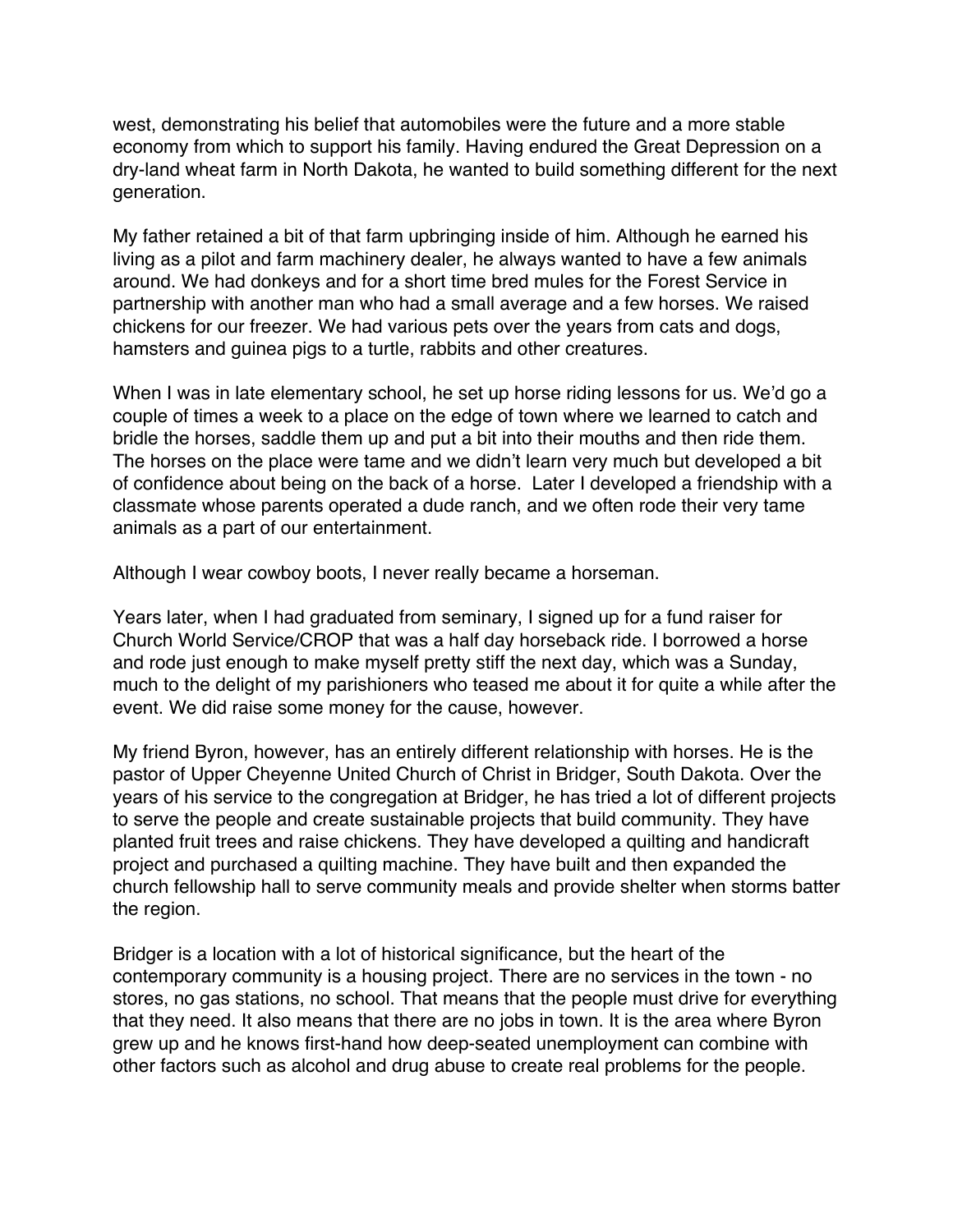west, demonstrating his belief that automobiles were the future and a more stable economy from which to support his family. Having endured the Great Depression on a dry-land wheat farm in North Dakota, he wanted to build something different for the next generation.

My father retained a bit of that farm upbringing inside of him. Although he earned his living as a pilot and farm machinery dealer, he always wanted to have a few animals around. We had donkeys and for a short time bred mules for the Forest Service in partnership with another man who had a small average and a few horses. We raised chickens for our freezer. We had various pets over the years from cats and dogs, hamsters and guinea pigs to a turtle, rabbits and other creatures.

When I was in late elementary school, he set up horse riding lessons for us. We'd go a couple of times a week to a place on the edge of town where we learned to catch and bridle the horses, saddle them up and put a bit into their mouths and then ride them. The horses on the place were tame and we didn't learn very much but developed a bit of confidence about being on the back of a horse.  Later I developed a friendship with a classmate whose parents operated a dude ranch, and we often rode their very tame animals as a part of our entertainment.

Although I wear cowboy boots, I never really became a horseman.

Years later, when I had graduated from seminary, I signed up for a fund raiser for Church World Service/CROP that was a half day horseback ride. I borrowed a horse and rode just enough to make myself pretty stiff the next day, which was a Sunday, much to the delight of my parishioners who teased me about it for quite a while after the event. We did raise some money for the cause, however.

My friend Byron, however, has an entirely different relationship with horses. He is the pastor of Upper Cheyenne United Church of Christ in Bridger, South Dakota. Over the years of his service to the congregation at Bridger, he has tried a lot of different projects to serve the people and create sustainable projects that build community. They have planted fruit trees and raise chickens. They have developed a quilting and handicraft project and purchased a quilting machine. They have built and then expanded the church fellowship hall to serve community meals and provide shelter when storms batter the region.

Bridger is a location with a lot of historical significance, but the heart of the contemporary community is a housing project. There are no services in the town - no stores, no gas stations, no school. That means that the people must drive for everything that they need. It also means that there are no jobs in town. It is the area where Byron grew up and he knows first-hand how deep-seated unemployment can combine with other factors such as alcohol and drug abuse to create real problems for the people.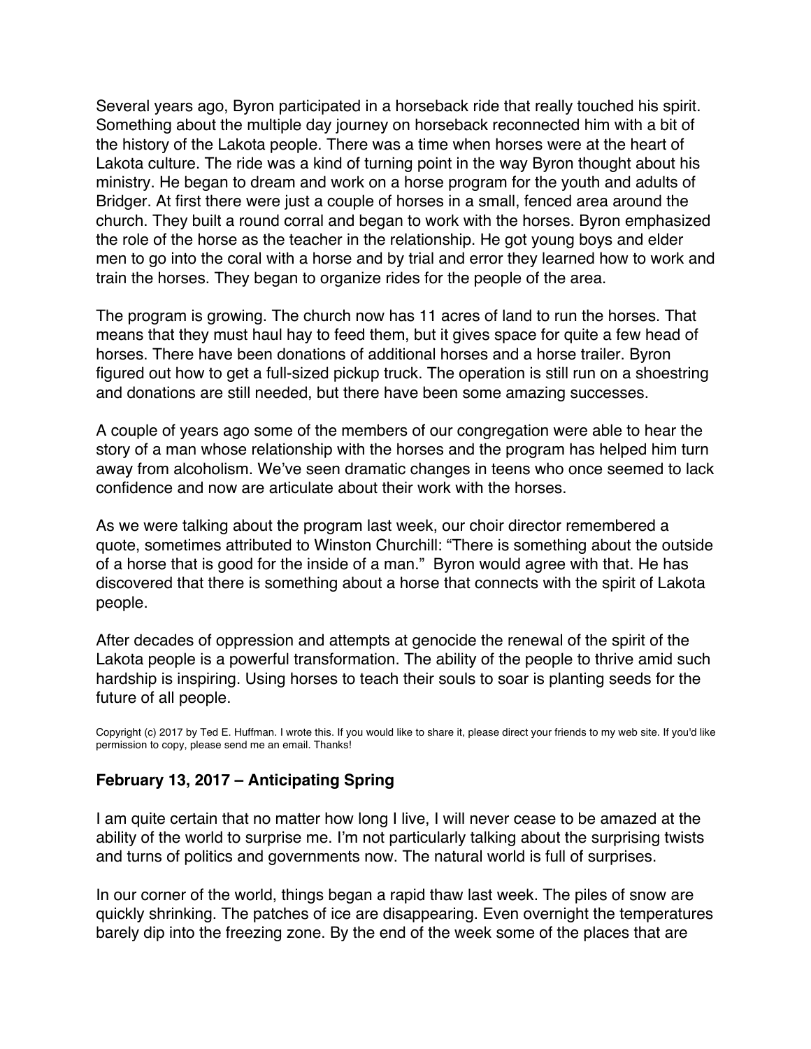Several years ago, Byron participated in a horseback ride that really touched his spirit. Something about the multiple day journey on horseback reconnected him with a bit of the history of the Lakota people. There was a time when horses were at the heart of Lakota culture. The ride was a kind of turning point in the way Byron thought about his ministry. He began to dream and work on a horse program for the youth and adults of Bridger. At first there were just a couple of horses in a small, fenced area around the church. They built a round corral and began to work with the horses. Byron emphasized the role of the horse as the teacher in the relationship. He got young boys and elder men to go into the coral with a horse and by trial and error they learned how to work and train the horses. They began to organize rides for the people of the area.

The program is growing. The church now has 11 acres of land to run the horses. That means that they must haul hay to feed them, but it gives space for quite a few head of horses. There have been donations of additional horses and a horse trailer. Byron figured out how to get a full-sized pickup truck. The operation is still run on a shoestring and donations are still needed, but there have been some amazing successes.

A couple of years ago some of the members of our congregation were able to hear the story of a man whose relationship with the horses and the program has helped him turn away from alcoholism. We've seen dramatic changes in teens who once seemed to lack confidence and now are articulate about their work with the horses.

As we were talking about the program last week, our choir director remembered a quote, sometimes attributed to Winston Churchill: "There is something about the outside of a horse that is good for the inside of a man." Byron would agree with that. He has discovered that there is something about a horse that connects with the spirit of Lakota people.

After decades of oppression and attempts at genocide the renewal of the spirit of the Lakota people is a powerful transformation. The ability of the people to thrive amid such hardship is inspiring. Using horses to teach their souls to soar is planting seeds for the future of all people.

Copyright (c) 2017 by Ted E. Huffman. I wrote this. If you would like to share it, please direct your friends to my web site. If you'd like permission to copy, please send me an email. Thanks!

### **February 13, 2017 – Anticipating Spring**

I am quite certain that no matter how long I live, I will never cease to be amazed at the ability of the world to surprise me. I'm not particularly talking about the surprising twists and turns of politics and governments now. The natural world is full of surprises.

In our corner of the world, things began a rapid thaw last week. The piles of snow are quickly shrinking. The patches of ice are disappearing. Even overnight the temperatures barely dip into the freezing zone. By the end of the week some of the places that are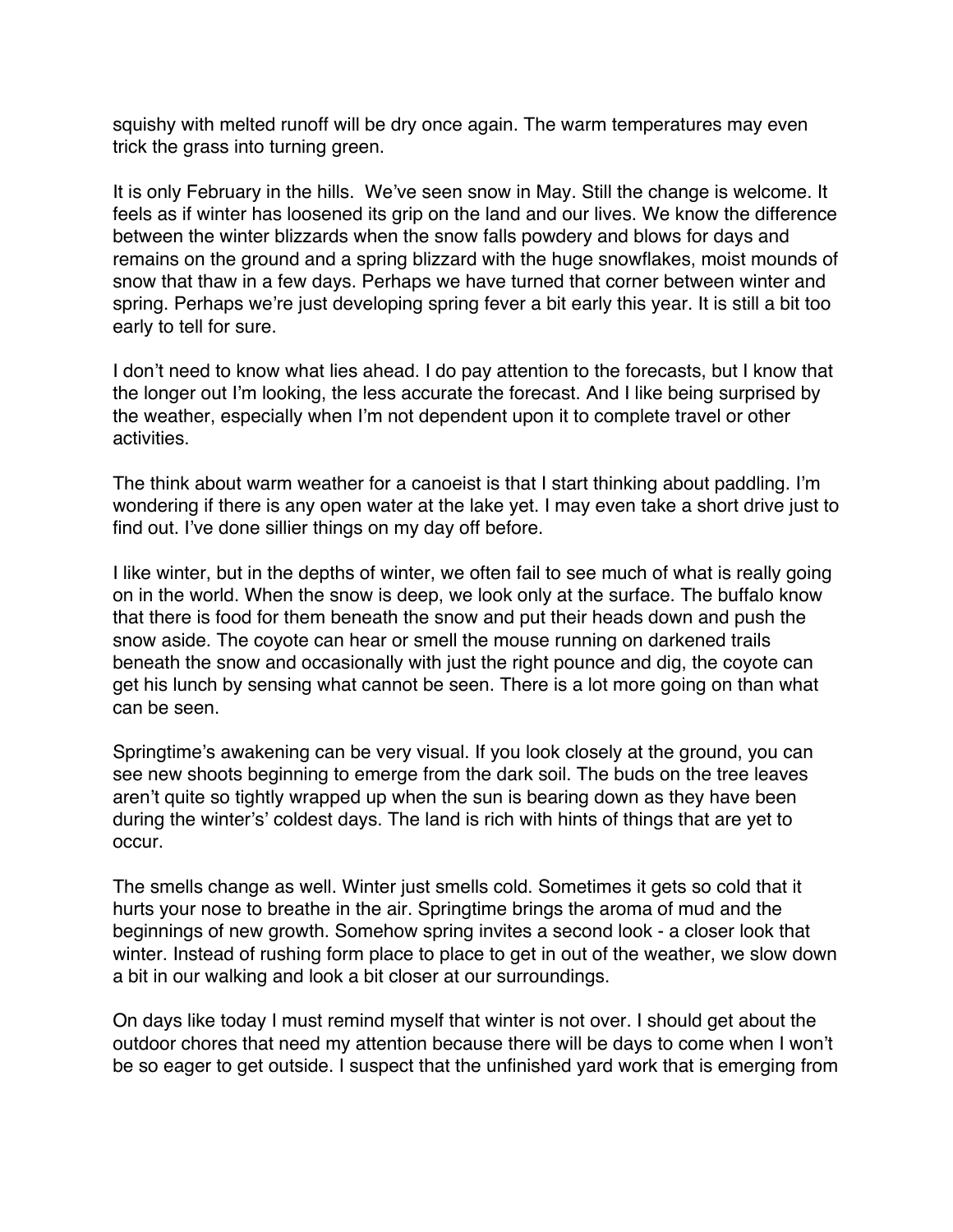squishy with melted runoff will be dry once again. The warm temperatures may even trick the grass into turning green.

It is only February in the hills.  We've seen snow in May. Still the change is welcome. It feels as if winter has loosened its grip on the land and our lives. We know the difference between the winter blizzards when the snow falls powdery and blows for days and remains on the ground and a spring blizzard with the huge snowflakes, moist mounds of snow that thaw in a few days. Perhaps we have turned that corner between winter and spring. Perhaps we're just developing spring fever a bit early this year. It is still a bit too early to tell for sure.

I don't need to know what lies ahead. I do pay attention to the forecasts, but I know that the longer out I'm looking, the less accurate the forecast. And I like being surprised by the weather, especially when I'm not dependent upon it to complete travel or other activities.

The think about warm weather for a canoeist is that I start thinking about paddling. I'm wondering if there is any open water at the lake yet. I may even take a short drive just to find out. I've done sillier things on my day off before.

I like winter, but in the depths of winter, we often fail to see much of what is really going on in the world. When the snow is deep, we look only at the surface. The buffalo know that there is food for them beneath the snow and put their heads down and push the snow aside. The coyote can hear or smell the mouse running on darkened trails beneath the snow and occasionally with just the right pounce and dig, the coyote can get his lunch by sensing what cannot be seen. There is a lot more going on than what can be seen.

Springtime's awakening can be very visual. If you look closely at the ground, you can see new shoots beginning to emerge from the dark soil. The buds on the tree leaves aren't quite so tightly wrapped up when the sun is bearing down as they have been during the winter's' coldest days. The land is rich with hints of things that are yet to occur.

The smells change as well. Winter just smells cold. Sometimes it gets so cold that it hurts your nose to breathe in the air. Springtime brings the aroma of mud and the beginnings of new growth. Somehow spring invites a second look - a closer look that winter. Instead of rushing form place to place to get in out of the weather, we slow down a bit in our walking and look a bit closer at our surroundings.

On days like today I must remind myself that winter is not over. I should get about the outdoor chores that need my attention because there will be days to come when I won't be so eager to get outside. I suspect that the unfinished yard work that is emerging from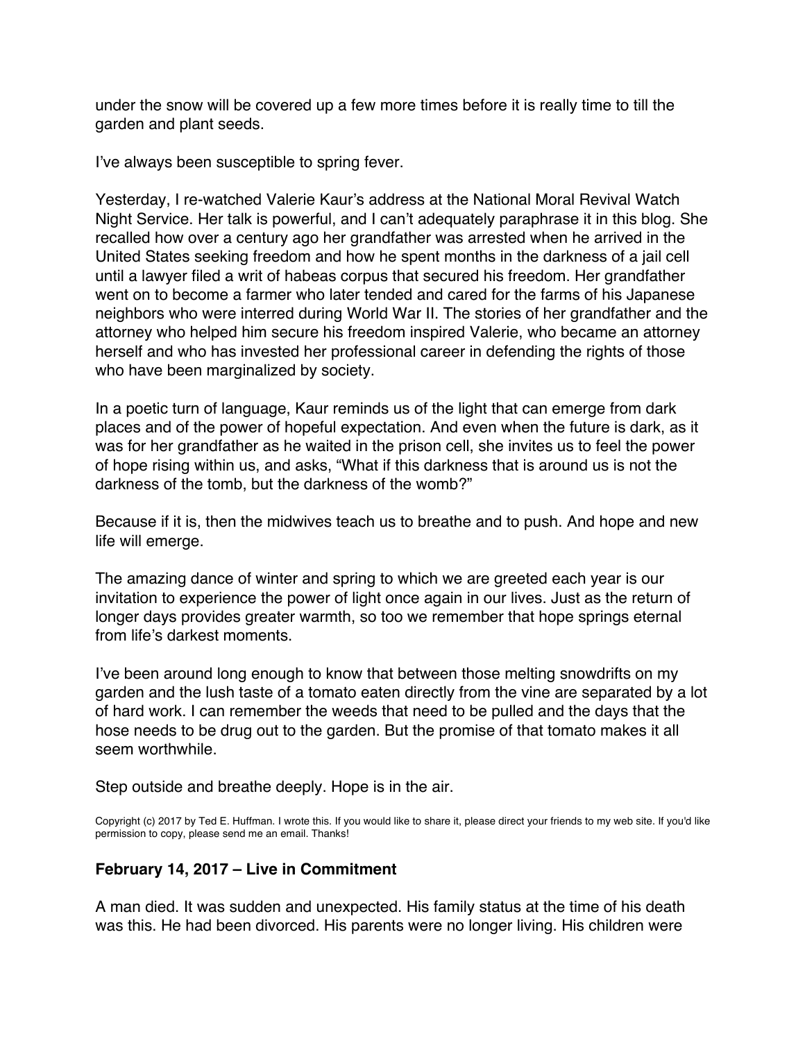under the snow will be covered up a few more times before it is really time to till the garden and plant seeds.

I've always been susceptible to spring fever.

Yesterday, I re-watched Valerie Kaur's address at the National Moral Revival Watch Night Service. Her talk is powerful, and I can't adequately paraphrase it in this blog. She recalled how over a century ago her grandfather was arrested when he arrived in the United States seeking freedom and how he spent months in the darkness of a jail cell until a lawyer filed a writ of habeas corpus that secured his freedom. Her grandfather went on to become a farmer who later tended and cared for the farms of his Japanese neighbors who were interred during World War II. The stories of her grandfather and the attorney who helped him secure his freedom inspired Valerie, who became an attorney herself and who has invested her professional career in defending the rights of those who have been marginalized by society.

In a poetic turn of language, Kaur reminds us of the light that can emerge from dark places and of the power of hopeful expectation. And even when the future is dark, as it was for her grandfather as he waited in the prison cell, she invites us to feel the power of hope rising within us, and asks, "What if this darkness that is around us is not the darkness of the tomb, but the darkness of the womb?"

Because if it is, then the midwives teach us to breathe and to push. And hope and new life will emerge.

The amazing dance of winter and spring to which we are greeted each year is our invitation to experience the power of light once again in our lives. Just as the return of longer days provides greater warmth, so too we remember that hope springs eternal from life's darkest moments.

I've been around long enough to know that between those melting snowdrifts on my garden and the lush taste of a tomato eaten directly from the vine are separated by a lot of hard work. I can remember the weeds that need to be pulled and the days that the hose needs to be drug out to the garden. But the promise of that tomato makes it all seem worthwhile.

Step outside and breathe deeply. Hope is in the air.

Copyright (c) 2017 by Ted E. Huffman. I wrote this. If you would like to share it, please direct your friends to my web site. If you'd like permission to copy, please send me an email. Thanks!

### February 14, 2017 – Live in Commitment

A man died. It was sudden and unexpected. His family status at the time of his death was this. He had been divorced. His parents were no longer living. His children were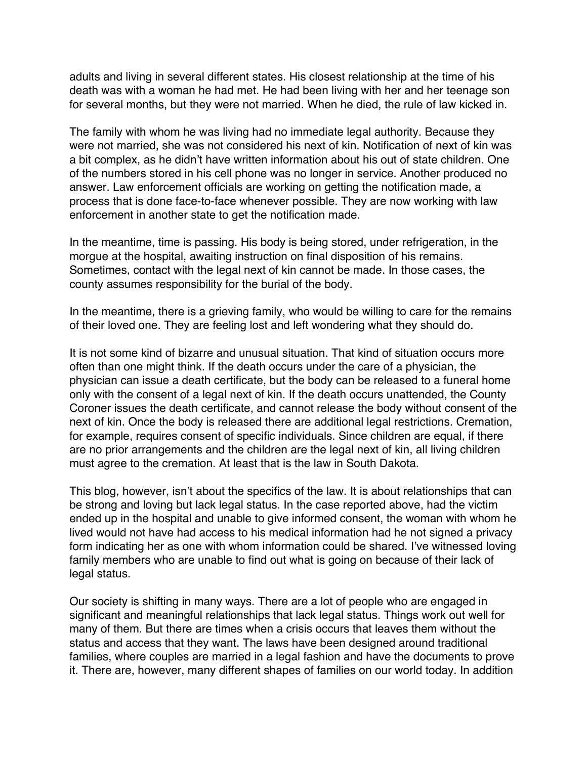adults and living in several different states. His closest relationship at the time of his death was with a woman he had met. He had been living with her and her teenage son for several months, but they were not married. When he died, the rule of law kicked in.

The family with whom he was living had no immediate legal authority. Because they were not married, she was not considered his next of kin. Notification of next of kin was a bit complex, as he didn't have written information about his out of state children. One of the numbers stored in his cell phone was no longer in service. Another produced no answer. Law enforcement officials are working on getting the notification made, a process that is done face-to-face whenever possible. They are now working with law enforcement in another state to get the notification made.

In the meantime, time is passing. His body is being stored, under refrigeration, in the morgue at the hospital, awaiting instruction on final disposition of his remains. Sometimes, contact with the legal next of kin cannot be made. In those cases, the county assumes responsibility for the burial of the body.

In the meantime, there is a grieving family, who would be willing to care for the remains of their loved one. They are feeling lost and left wondering what they should do.

It is not some kind of bizarre and unusual situation. That kind of situation occurs more often than one might think. If the death occurs under the care of a physician, the physician can issue a death certificate, but the body can be released to a funeral home only with the consent of a legal next of kin. If the death occurs unattended, the County Coroner issues the death certificate, and cannot release the body without consent of the next of kin. Once the body is released there are additional legal restrictions. Cremation, for example, requires consent of specific individuals. Since children are equal, if there are no prior arrangements and the children are the legal next of kin, all living children must agree to the cremation. At least that is the law in South Dakota.

This blog, however, isn't about the specifics of the law. It is about relationships that can be strong and loving but lack legal status. In the case reported above, had the victim ended up in the hospital and unable to give informed consent, the woman with whom he lived would not have had access to his medical information had he not signed a privacy form indicating her as one with whom information could be shared. I've witnessed loving family members who are unable to find out what is going on because of their lack of legal status.

Our society is shifting in many ways. There are a lot of people who are engaged in significant and meaningful relationships that lack legal status. Things work out well for many of them. But there are times when a crisis occurs that leaves them without the status and access that they want. The laws have been designed around traditional families, where couples are married in a legal fashion and have the documents to prove it. There are, however, many different shapes of families on our world today. In addition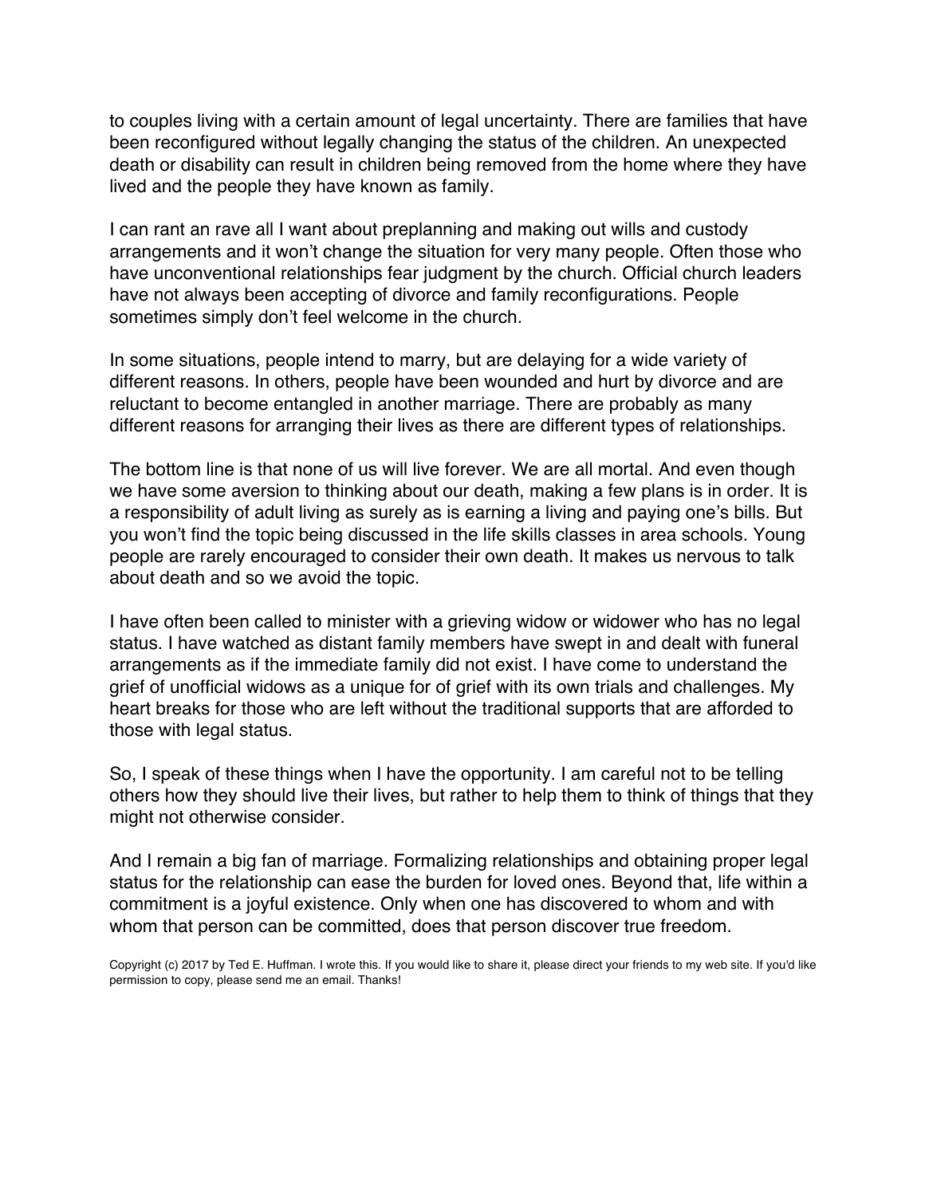to couples living with a certain amount of legal uncertainty. There are families that have been reconfigured without legally changing the status of the children. An unexpected death or disability can result in children being removed from the home where they have lived and the people they have known as family.

I can rant an rave all I want about preplanning and making out wills and custody arrangements and it won't change the situation for very many people. Often those who have unconventional relationships fear judgment by the church. Official church leaders have not always been accepting of divorce and family reconfigurations. People sometimes simply don't feel welcome in the church.

In some situations, people intend to marry, but are delaying for a wide variety of different reasons. In others, people have been wounded and hurt by divorce and are reluctant to become entangled in another marriage. There are probably as many different reasons for arranging their lives as there are different types of relationships.

The bottom line is that none of us will live forever. We are all mortal. And even though we have some aversion to thinking about our death, making a few plans is in order. It is a responsibility of adult living as surely as is earning a living and paying one's bills. But you won't find the topic being discussed in the life skills classes in area schools. Young people are rarely encouraged to consider their own death. It makes us nervous to talk about death and so we avoid the topic.

I have often been called to minister with a grieving widow or widower who has no legal status. I have watched as distant family members have swept in and dealt with funeral arrangements as if the immediate family did not exist. I have come to understand the grief of unofficial widows as a unique for of grief with its own trials and challenges. My heart breaks for those who are left without the traditional supports that are afforded to those with legal status.

So, I speak of these things when I have the opportunity. I am careful not to be telling others how they should live their lives, but rather to help them to think of things that they might not otherwise consider.

And I remain a big fan of marriage. Formalizing relationships and obtaining proper legal status for the relationship can ease the burden for loved ones. Beyond that, life within a commitment is a joyful existence. Only when one has discovered to whom and with whom that person can be committed, does that person discover true freedom.

Copyright (c) 2017 by Ted E. Huffman. I wrote this. If you would like to share it, please direct your friends to my web site. If you'd like permission to copy, please send me an email. Thanks!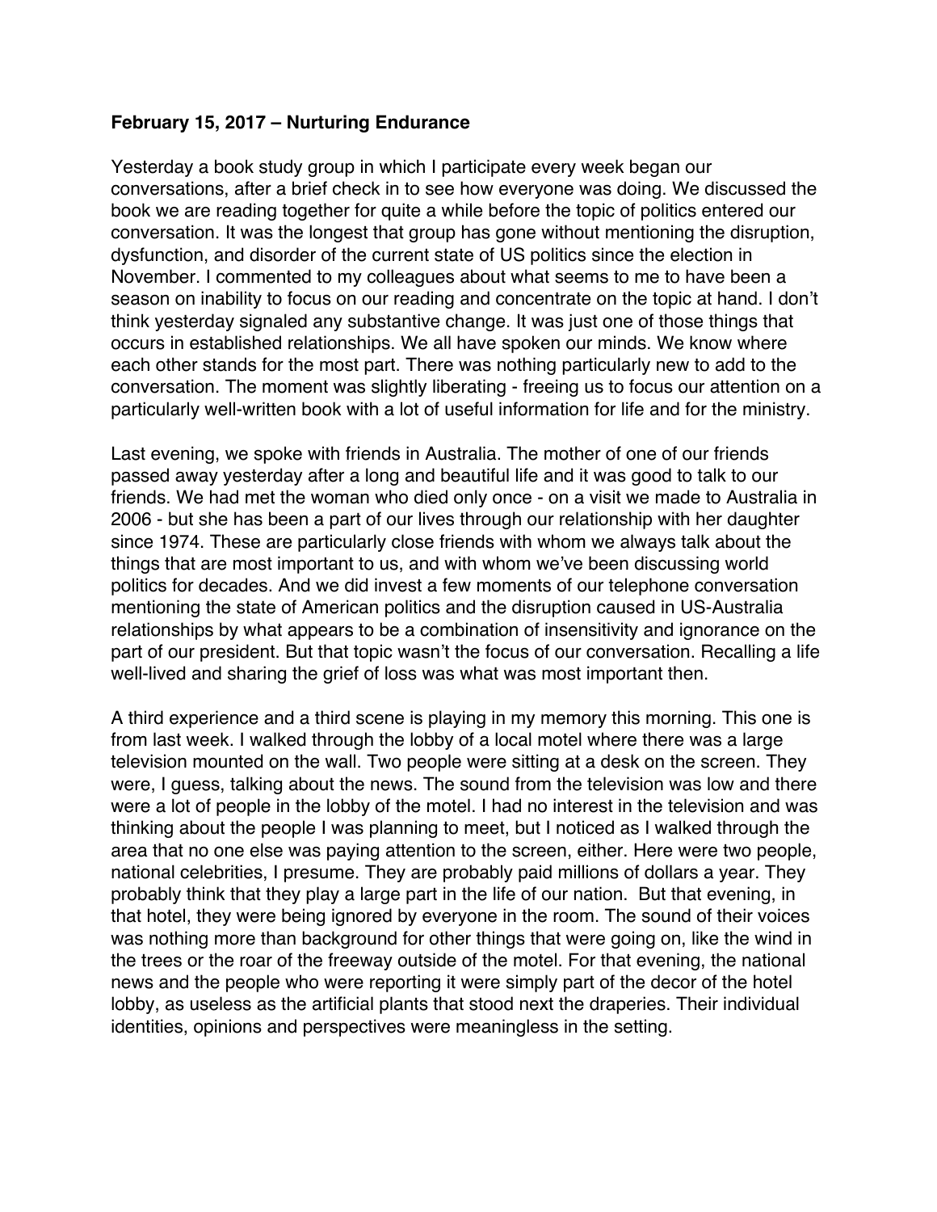**February 15, 2017 – Nurturing Endurance**

Yesterday a book study group in which I participate every week began our conversations, after a brief check in to see how everyone was doing. We discussed the book we are reading together for quite a while before the topic of politics entered our conversation. It was the longest that group has gone without mentioning the disruption, dysfunction, and disorder of the current state of US politics since the election in November. I commented to my colleagues about what seems to me to have been a season on inability to focus on our reading and concentrate on the topic at hand. I don't think yesterday signaled any substantive change. It was just one of those things that occurs in established relationships. We all have spoken our minds. We know where each other stands for the most part. There was nothing particularly new to add to the conversation. The moment was slightly liberating - freeing us to focus our attention on a particularly well-written book with a lot of useful information for life and for the ministry.

Last evening, we spoke with friends in Australia. The mother of one of our friends passed away yesterday after a long and beautiful life and it was good to talk to our friends. We had met the woman who died only once - on a visit we made to Australia in 2006 - but she has been a part of our lives through our relationship with her daughter since 1974. These are particularly close friends with whom we always talk about the things that are most important to us, and with whom we've been discussing world politics for decades. And we did invest a few moments of our telephone conversation mentioning the state of American politics and the disruption caused in US-Australia relationships by what appears to be a combination of insensitivity and ignorance on the part of our president. But that topic wasn't the focus of our conversation. Recalling a life well-lived and sharing the grief of loss was what was most important then.

A third experience and a third scene is playing in my memory this morning. This one is from last week. I walked through the lobby of a local motel where there was a large television mounted on the wall. Two people were sitting at a desk on the screen. They were, I guess, talking about the news. The sound from the television was low and there were a lot of people in the lobby of the motel. I had no interest in the television and was thinking about the people I was planning to meet, but I noticed as I walked through the area that no one else was paying attention to the screen, either. Here were two people, national celebrities, I presume. They are probably paid millions of dollars a year. They probably think that they play a large part in the life of our nation. But that evening, in that hotel, they were being ignored by everyone in the room. The sound of their voices was nothing more than background for other things that were going on, like the wind in the trees or the roar of the freeway outside of the motel. For that evening, the national news and the people who were reporting it were simply part of the decor of the hotel lobby, as useless as the artificial plants that stood next the draperies. Their individual identities, opinions and perspectives were meaningless in the setting.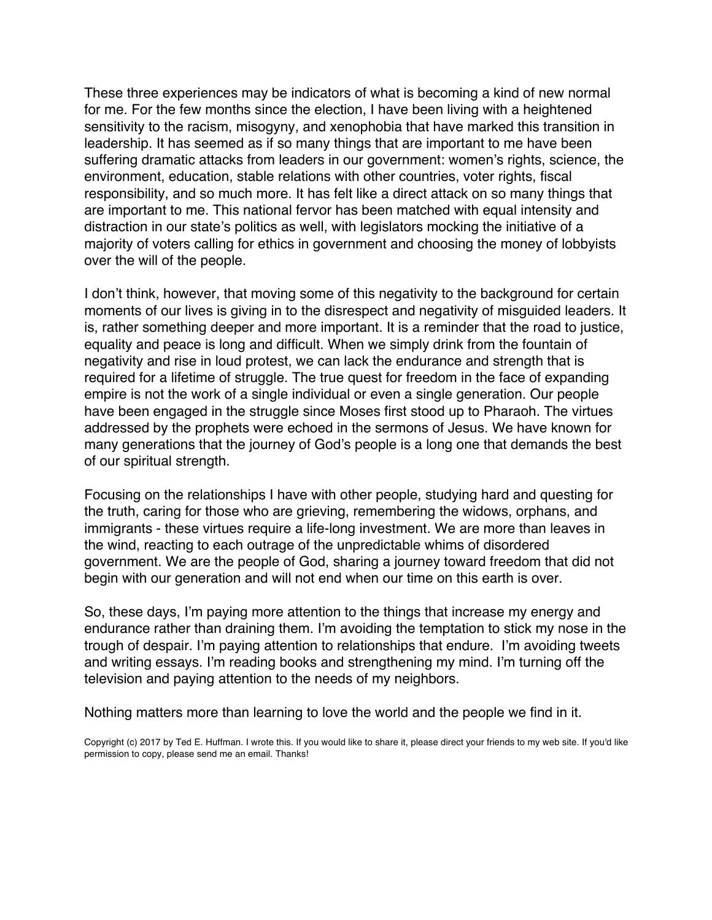These three experiences may be indicators of what is becoming a kind of new normal for me. For the few months since the election, I have been living with a heightened sensitivity to the racism, misogyny, and xenophobia that have marked this transition in leadership. It has seemed as if so many things that are important to me have been suffering dramatic attacks from leaders in our government: women's rights, science, the environment, education, stable relations with other countries, voter rights, fiscal responsibility, and so much more. It has felt like a direct attack on so many things that are important to me. This national fervor has been matched with equal intensity and distraction in our state's politics as well, with legislators mocking the initiative of a majority of voters calling for ethics in government and choosing the money of lobbyists over the will of the people.

I don't think, however, that moving some of this negativity to the background for certain moments of our lives is giving in to the disrespect and negativity of misguided leaders. It is, rather something deeper and more important. It is a reminder that the road to justice, equality and peace is long and difficult. When we simply drink from the fountain of negativity and rise in loud protest, we can lack the endurance and strength that is required for a lifetime of struggle. The true quest for freedom in the face of expanding empire is not the work of a single individual or even a single generation. Our people have been engaged in the struggle since Moses first stood up to Pharaoh. The virtues addressed by the prophets were echoed in the sermons of Jesus. We have known for many generations that the journey of God's people is a long one that demands the best of our spiritual strength.

Focusing on the relationships I have with other people, studying hard and questing for the truth, caring for those who are grieving, remembering the widows, orphans, and immigrants - these virtues require a life-long investment. We are more than leaves in the wind, reacting to each outrage of the unpredictable whims of disordered government. We are the people of God, sharing a journey toward freedom that did not begin with our generation and will not end when our time on this earth is over.

So, these days, I'm paying more attention to the things that increase my energy and endurance rather than draining them. I'm avoiding the temptation to stick my nose in the trough of despair. I'm paying attention to relationships that endure. I'm avoiding tweets and writing essays. I'm reading books and strengthening my mind. I'm turning off the television and paying attention to the needs of my neighbors.

Nothing matters more than learning to love the world and the people we find in it.

Copyright (c) 2017 by Ted E. Huffman. I wrote this. If you would like to share it, please direct your friends to my web site. If you'd like permission to copy, please send me an email. Thanks!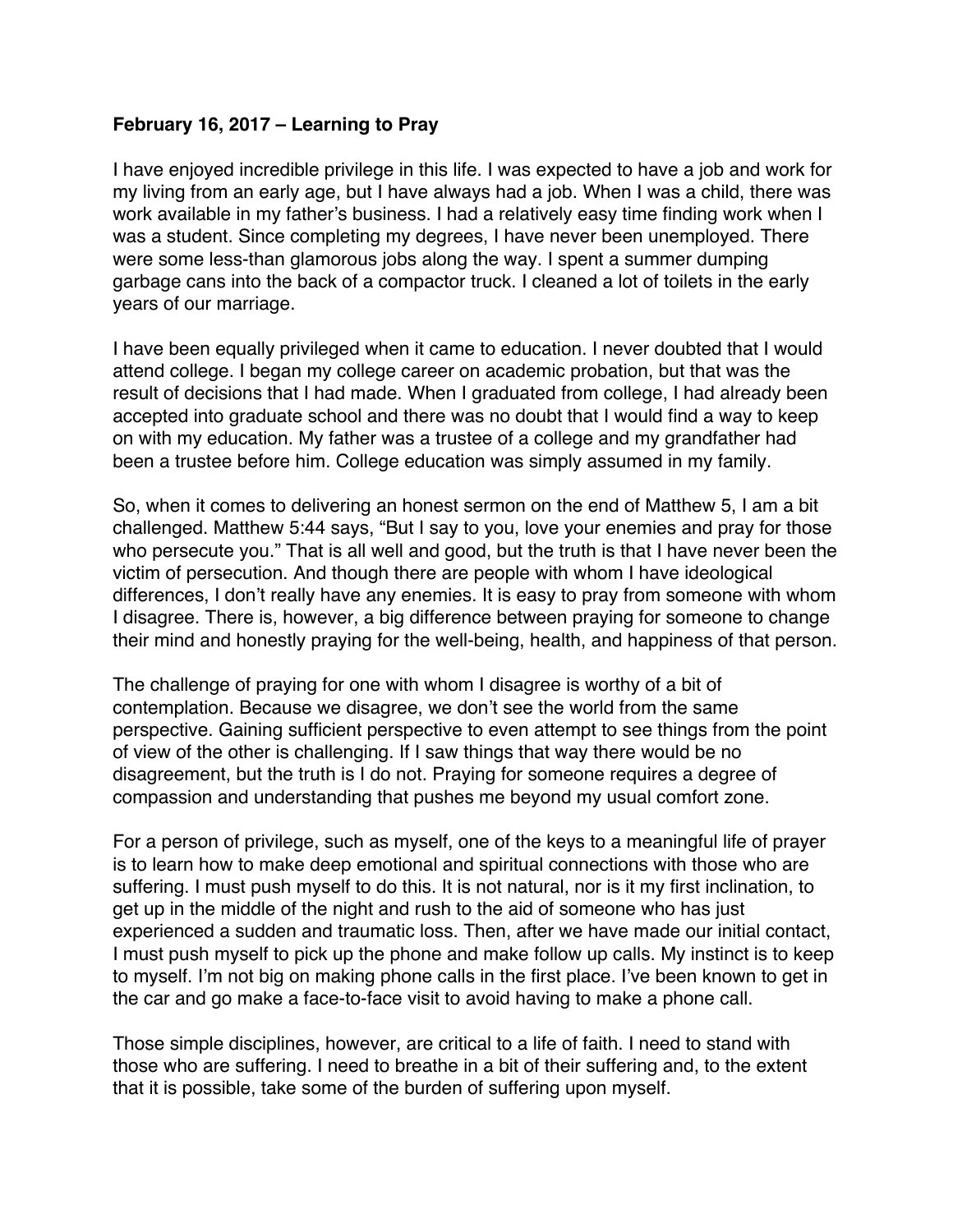**February 16, 2017 – Learning to Pray**

I have enjoyed incredible privilege in this life. I was expected to have a job and work for my living from an early age, but I have always had a job. When I was a child, there was work available in my father's business. I had a relatively easy time finding work when I was a student. Since completing my degrees, I have never been unemployed. There were some less-than glamorous jobs along the way. I spent a summer dumping garbage cans into the back of a compactor truck. I cleaned a lot of toilets in the early years of our marriage.

I have been equally privileged when it came to education. I never doubted that I would attend college. I began my college career on academic probation, but that was the result of decisions that I had made. When I graduated from college, I had already been accepted into graduate school and there was no doubt that I would find a way to keep on with my education. My father was a trustee of a college and my grandfather had been a trustee before him. College education was simply assumed in my family.

So, when it comes to delivering an honest sermon on the end of Matthew 5, I am a bit challenged. Matthew 5:44 says, "But I say to you, love your enemies and pray for those who persecute you." That is all well and good, but the truth is that I have never been the victim of persecution. And though there are people with whom I have ideological differences, I don't really have any enemies. It is easy to pray from someone with whom I disagree. There is, however, a big difference between praying for someone to change their mind and honestly praying for the well-being, health, and happiness of that person.

The challenge of praying for one with whom I disagree is worthy of a bit of contemplation. Because we disagree, we don't see the world from the same perspective. Gaining sufficient perspective to even attempt to see things from the point of view of the other is challenging. If I saw things that way there would be no disagreement, but the truth is I do not. Praying for someone requires a degree of compassion and understanding that pushes me beyond my usual comfort zone.

For a person of privilege, such as myself, one of the keys to a meaningful life of prayer is to learn how to make deep emotional and spiritual connections with those who are suffering. I must push myself to do this. It is not natural, nor is it my first inclination, to get up in the middle of the night and rush to the aid of someone who has just experienced a sudden and traumatic loss. Then, after we have made our initial contact, I must push myself to pick up the phone and make follow up calls. My instinct is to keep to myself. I'm not big on making phone calls in the first place. I've been known to get in the car and go make a face-to-face visit to avoid having to make a phone call.

Those simple disciplines, however, are critical to a life of faith. I need to stand with those who are suffering. I need to breathe in a bit of their suffering and, to the extent that it is possible, take some of the burden of suffering upon myself.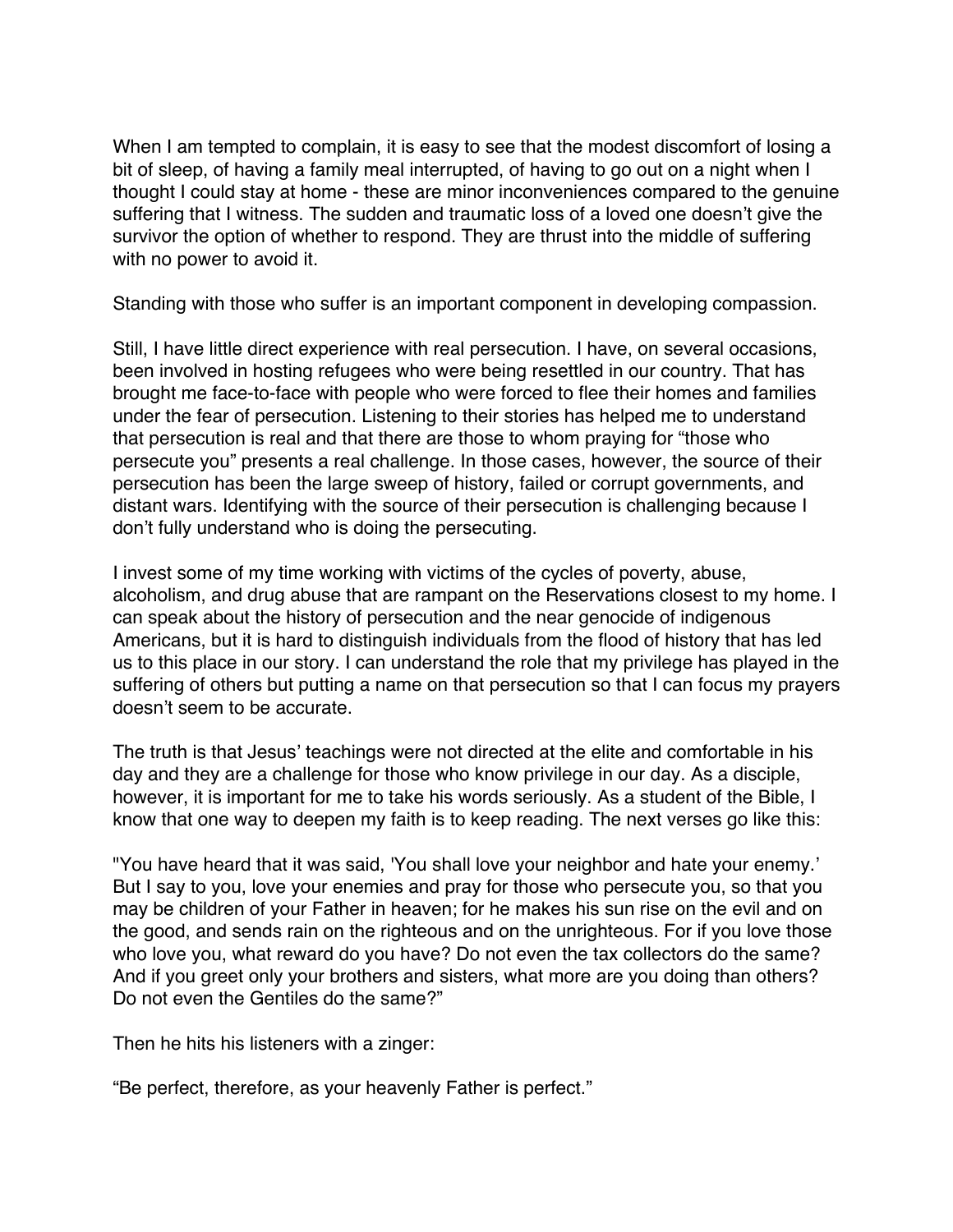When I am tempted to complain, it is easy to see that the modest discomfort of losing a bit of sleep, of having a family meal interrupted, of having to go out on a night when I thought I could stay at home - these are minor inconveniences compared to the genuine suffering that I witness. The sudden and traumatic loss of a loved one doesn't give the survivor the option of whether to respond. They are thrust into the middle of suffering with no power to avoid it.

Standing with those who suffer is an important component in developing compassion.

Still, I have little direct experience with real persecution. I have, on several occasions, been involved in hosting refugees who were being resettled in our country. That has brought me face-to-face with people who were forced to flee their homes and families under the fear of persecution. Listening to their stories has helped me to understand that persecution is real and that there are those to whom praying for "those who persecute you" presents a real challenge. In those cases, however, the source of their persecution has been the large sweep of history, failed or corrupt governments, and distant wars. Identifying with the source of their persecution is challenging because I don't fully understand who is doing the persecuting.

I invest some of my time working with victims of the cycles of poverty, abuse, alcoholism, and drug abuse that are rampant on the Reservations closest to my home. I can speak about the history of persecution and the near genocide of indigenous Americans, but it is hard to distinguish individuals from the flood of history that has led us to this place in our story. I can understand the role that my privilege has played in the suffering of others but putting a name on that persecution so that I can focus my prayers doesn't seem to be accurate.

The truth is that Jesus' teachings were not directed at the elite and comfortable in his day and they are a challenge for those who know privilege in our day. As a disciple, however, it is important for me to take his words seriously. As a student of the Bible, I know that one way to deepen my faith is to keep reading. The next verses go like this:

"You have heard that it was said, 'You shall love your neighbor and hate your enemy.' But I say to you, love your enemies and pray for those who persecute you, so that you may be children of your Father in heaven; for he makes his sun rise on the evil and on the good, and sends rain on the righteous and on the unrighteous. For if you love those who love you, what reward do you have? Do not even the tax collectors do the same? And if you greet only your brothers and sisters, what more are you doing than others? Do not even the Gentiles do the same?"

Then he hits his listeners with a zinger:

"Be perfect, therefore, as your heavenly Father is perfect."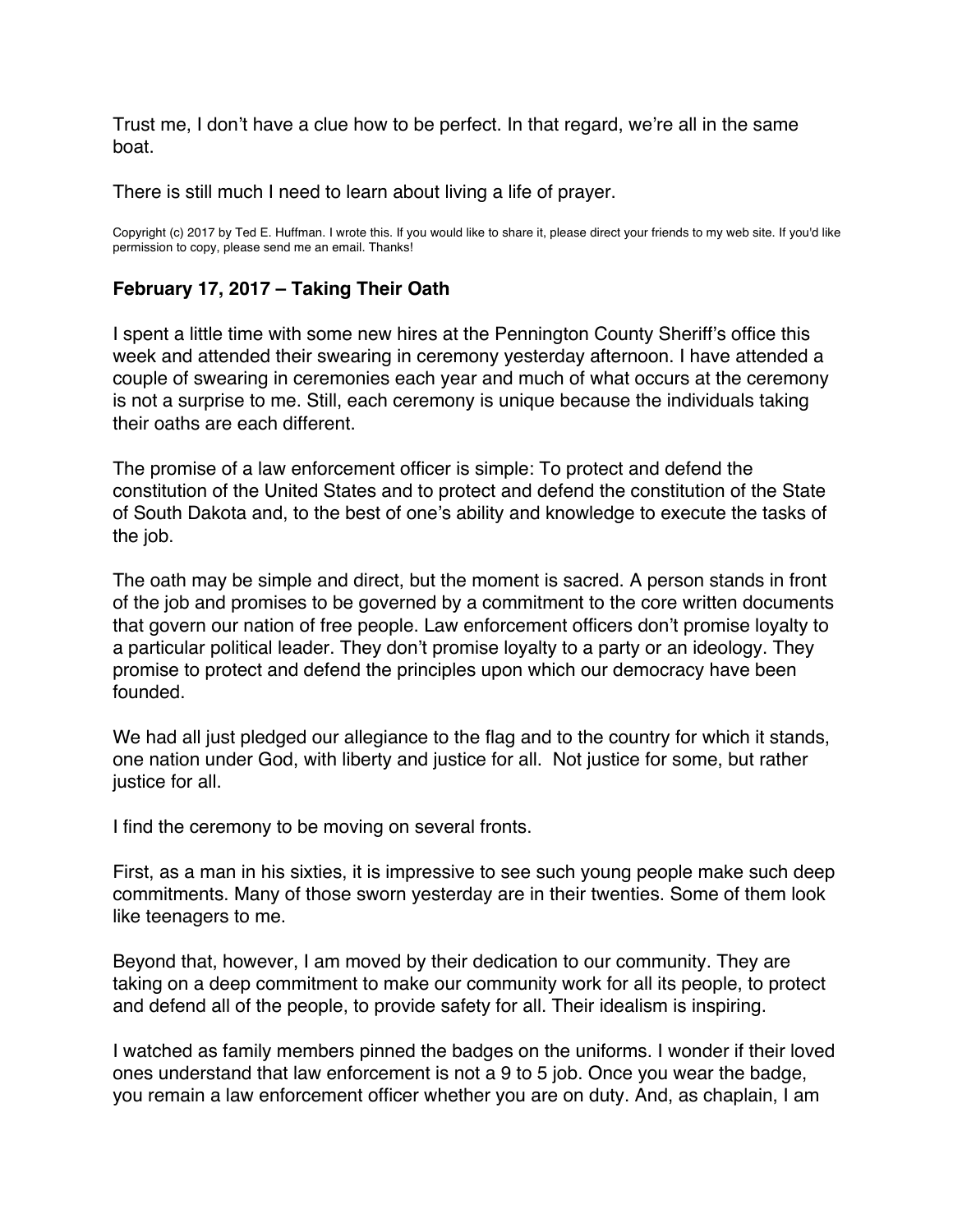Trust me, I don't have a clue how to be perfect. In that regard, we're all in the same boat.

There is still much I need to learn about living a life of prayer.

Copyright (c) 2017 by Ted E. Huffman. I wrote this. If you would like to share it, please direct your friends to my web site. If you'd like permission to copy, please send me an email. Thanks!

### February 17, 2017 – Taking Their Oath

I spent a little time with some new hires at the Pennington County Sheriff's office this week and attended their swearing in ceremony yesterday afternoon. I have attended a couple of swearing in ceremonies each year and much of what occurs at the ceremony is not a surprise to me. Still, each ceremony is unique because the individuals taking their oaths are each different.

The promise of a law enforcement officer is simple: To protect and defend the constitution of the United States and to protect and defend the constitution of the State of South Dakota and, to the best of one's ability and knowledge to execute the tasks of the job.

The oath may be simple and direct, but the moment is sacred. A person stands in front of the job and promises to be governed by a commitment to the core written documents that govern our nation of free people. Law enforcement officers don't promise loyalty to a particular political leader. They don't promise loyalty to a party or an ideology. They promise to protect and defend the principles upon which our democracy have been founded.

We had all just pledged our allegiance to the flag and to the country for which it stands, one nation under God, with liberty and justice for all. Not justice for some, but rather justice for all.

I find the ceremony to be moving on several fronts.

First, as a man in his sixties, it is impressive to see such young people make such deep commitments. Many of those sworn yesterday are in their twenties. Some of them look like teenagers to me.

Beyond that, however, I am moved by their dedication to our community. They are taking on a deep commitment to make our community work for all its people, to protect and defend all of the people, to provide safety for all. Their idealism is inspiring.

I watched as family members pinned the badges on the uniforms. I wonder if their loved ones understand that law enforcement is not a 9 to 5 job. Once you wear the badge, you remain a law enforcement officer whether you are on duty. And, as chaplain, I am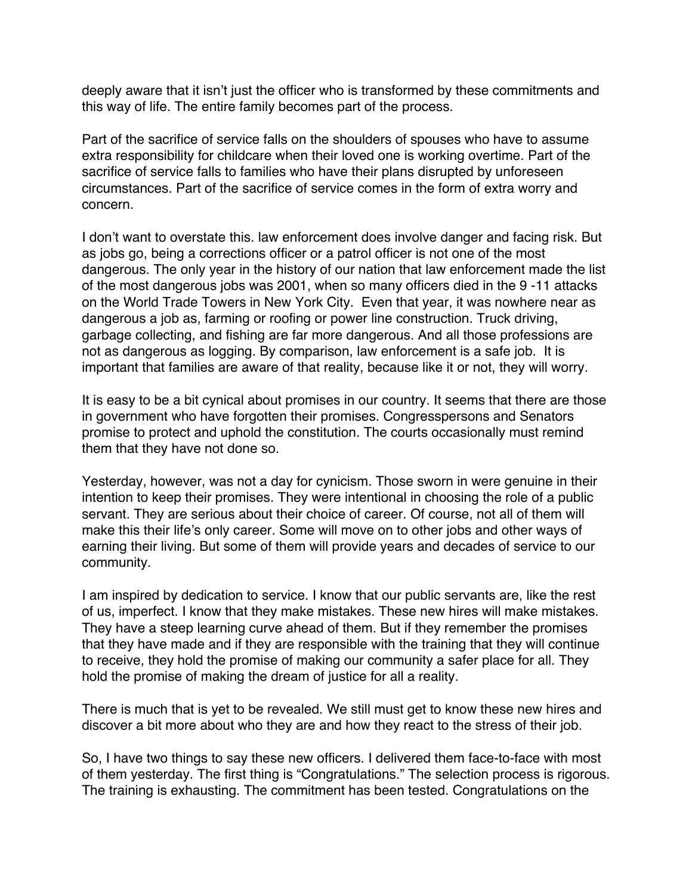deeply aware that it isn't just the officer who is transformed by these commitments and this way of life. The entire family becomes part of the process.

Part of the sacrifice of service falls on the shoulders of spouses who have to assume extra responsibility for childcare when their loved one is working overtime. Part of the sacrifice of service falls to families who have their plans disrupted by unforeseen circumstances. Part of the sacrifice of service comes in the form of extra worry and concern.

I don't want to overstate this. law enforcement does involve danger and facing risk. But as jobs go, being a corrections officer or a patrol officer is not one of the most dangerous. The only year in the history of our nation that law enforcement made the list of the most dangerous jobs was 2001, when so many officers died in the 9 -11 attacks on the World Trade Towers in New York City. Even that year, it was nowhere near as dangerous a job as, farming or roofing or power line construction. Truck driving, garbage collecting, and fishing are far more dangerous. And all those professions are not as dangerous as logging. By comparison, law enforcement is a safe job. It is important that families are aware of that reality, because like it or not, they will worry.

It is easy to be a bit cynical about promises in our country. It seems that there are those in government who have forgotten their promises. Congresspersons and Senators promise to protect and uphold the constitution. The courts occasionally must remind them that they have not done so.

Yesterday, however, was not a day for cynicism. Those sworn in were genuine in their intention to keep their promises. They were intentional in choosing the role of a public servant. They are serious about their choice of career. Of course, not all of them will make this their life's only career. Some will move on to other jobs and other ways of earning their living. But some of them will provide years and decades of service to our community.

I am inspired by dedication to service. I know that our public servants are, like the rest of us, imperfect. I know that they make mistakes. These new hires will make mistakes. They have a steep learning curve ahead of them. But if they remember the promises that they have made and if they are responsible with the training that they will continue to receive, they hold the promise of making our community a safer place for all. They hold the promise of making the dream of justice for all a reality.

There is much that is yet to be revealed. We still must get to know these new hires and discover a bit more about who they are and how they react to the stress of their job.

So, I have two things to say these new officers. I delivered them face-to-face with most of them yesterday. The first thing is "Congratulations." The selection process is rigorous. The training is exhausting. The commitment has been tested. Congratulations on the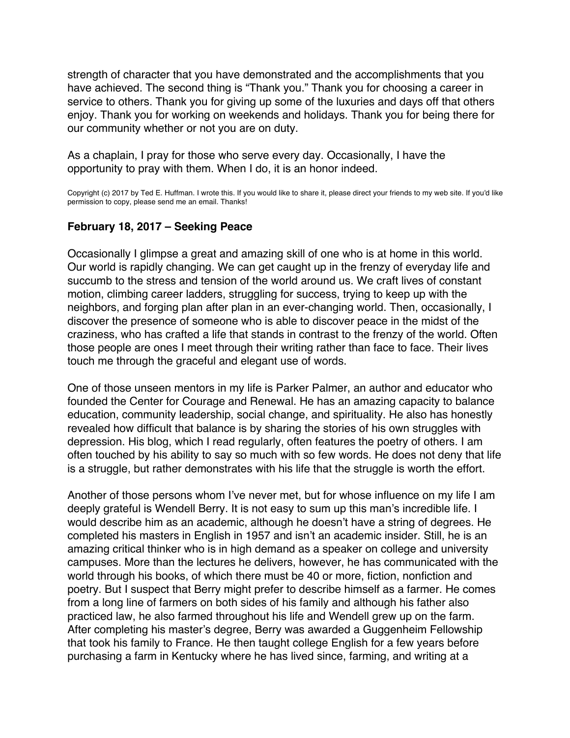strength of character that you have demonstrated and the accomplishments that you have achieved. The second thing is "Thank you." Thank you for choosing a career in service to others. Thank you for giving up some of the luxuries and days off that others enjoy. Thank you for working on weekends and holidays. Thank you for being there for our community whether or not you are on duty.

As a chaplain, I pray for those who serve every day. Occasionally, I have the opportunity to pray with them. When I do, it is an honor indeed.

Copyright (c) 2017 by Ted E. Huffman. I wrote this. If you would like to share it, please direct your friends to my web site. If you'd like permission to copy, please send me an email. Thanks!

### February 18, 2017 – Seeking Peace

Occasionally I glimpse a great and amazing skill of one who is at home in this world. Our world is rapidly changing. We can get caught up in the frenzy of everyday life and succumb to the stress and tension of the world around us. We craft lives of constant motion, climbing career ladders, struggling for success, trying to keep up with the neighbors, and forging plan after plan in an ever-changing world. Then, occasionally, I discover the presence of someone who is able to discover peace in the midst of the craziness, who has crafted a life that stands in contrast to the frenzy of the world. Often those people are ones I meet through their writing rather than face to face. Their lives touch me through the graceful and elegant use of words.

One of those unseen mentors in my life is Parker Palmer, an author and educator who founded the Center for Courage and Renewal. He has an amazing capacity to balance education, community leadership, social change, and spirituality. He also has honestly revealed how difficult that balance is by sharing the stories of his own struggles with depression. His blog, which I read regularly, often features the poetry of others. I am often touched by his ability to say so much with so few words. He does not deny that life is a struggle, but rather demonstrates with his life that the struggle is worth the effort.

Another of those persons whom I've never met, but for whose influence on my life I am deeply grateful is Wendell Berry. It is not easy to sum up this man's incredible life. I would describe him as an academic, although he doesn't have a string of degrees. He completed his masters in English in 1957 and isn't an academic insider. Still, he is an amazing critical thinker who is in high demand as a speaker on college and university campuses. More than the lectures he delivers, however, he has communicated with the world through his books, of which there must be 40 or more, fiction, nonfiction and poetry. But I suspect that Berry might prefer to describe himself as a farmer. He comes from a long line of farmers on both sides of his family and although his father also practiced law, he also farmed throughout his life and Wendell grew up on the farm. After completing his master's degree, Berry was awarded a Guggenheim Fellowship that took his family to France. He then taught college English for a few years before purchasing a farm in Kentucky where he has lived since, farming, and writing at a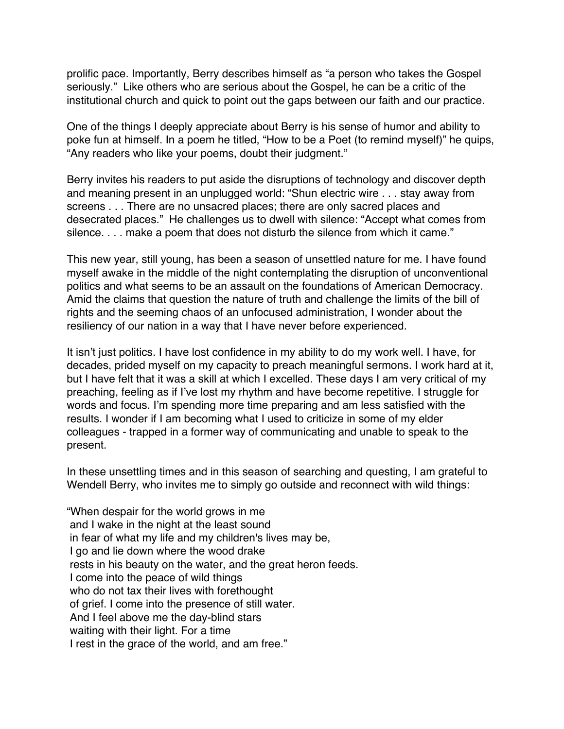prolific pace. Importantly, Berry describes himself as "a person who takes the Gospel seriously." Like others who are serious about the Gospel, he can be a critic of the institutional church and quick to point out the gaps between our faith and our practice.

One of the things I deeply appreciate about Berry is his sense of humor and ability to poke fun at himself. In a poem he titled, "How to be a Poet (to remind myself)" he quips, "Any readers who like your poems, doubt their judgment."

Berry invites his readers to put aside the disruptions of technology and discover depth and meaning present in an unplugged world: "Shun electric wire . . . stay away from screens . . . There are no unsacred places; there are only sacred places and desecrated places." He challenges us to dwell with silence: "Accept what comes from silence. . . . make a poem that does not disturb the silence from which it came."

This new year, still young, has been a season of unsettled nature for me. I have found myself awake in the middle of the night contemplating the disruption of unconventional politics and what seems to be an assault on the foundations of American Democracy. Amid the claims that question the nature of truth and challenge the limits of the bill of rights and the seeming chaos of an unfocused administration, I wonder about the resiliency of our nation in a way that I have never before experienced.

It isn't just politics. I have lost confidence in my ability to do my work well. I have, for decades, prided myself on my capacity to preach meaningful sermons. I work hard at it, but I have felt that it was a skill at which I excelled. These days I am very critical of my preaching, feeling as if I've lost my rhythm and have become repetitive. I struggle for words and focus. I'm spending more time preparing and am less satisfied with the results. I wonder if I am becoming what I used to criticize in some of my elder colleagues - trapped in a former way of communicating and unable to speak to the present.

In these unsettling times and in this season of searching and questing, I am grateful to Wendell Berry, who invites me to simply go outside and reconnect with wild things:

"When despair for the world grows in me  
and I wake in the night at the least sound  
in fear of what my life and my children's lives may be,  
I go and lie down where the wood drake  
rests in his beauty on the water, and the great heron feeds.  
I come into the peace of wild things  
who do not tax their lives with forethought  
of grief. I come into the presence of still water.  
And I feel above me the day-blind stars  
waiting with their light. For a time  
I rest in the grace of the world, and am free."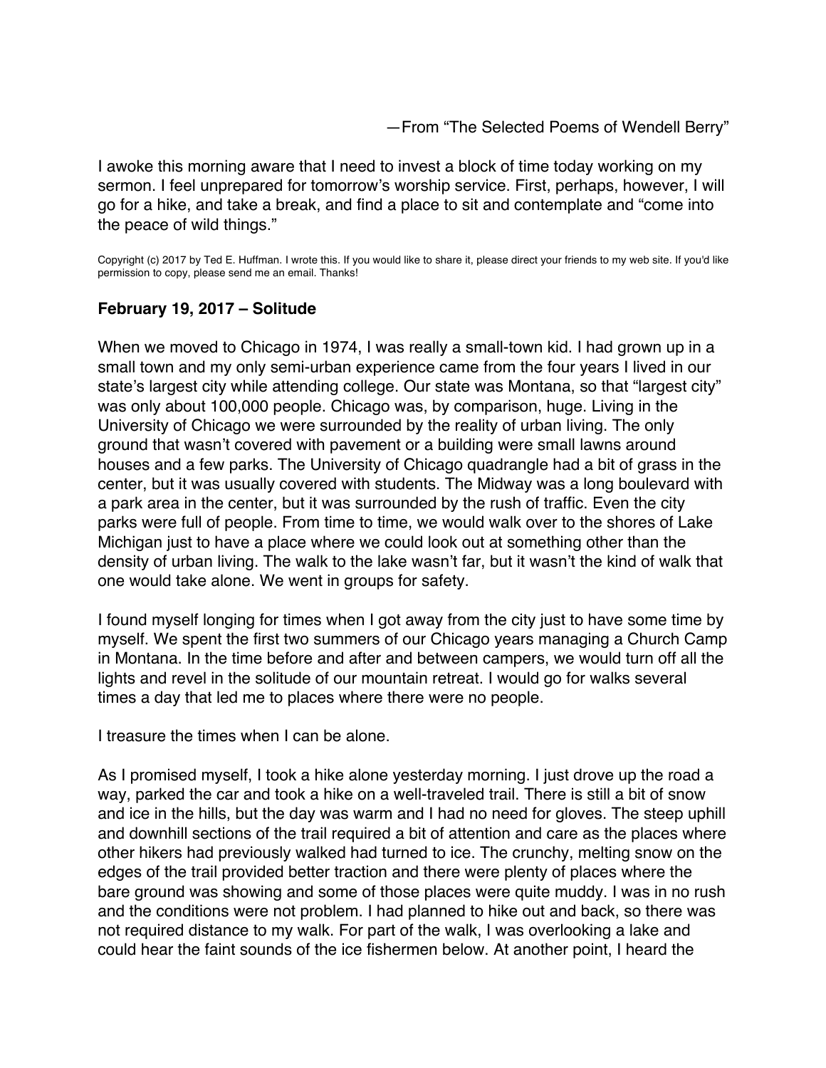—From “The Selected Poems of Wendell Berry”

I awoke this morning aware that I need to invest a block of time today working on my sermon. I feel unprepared for tomorrow’s worship service. First, perhaps, however, I will go for a hike, and take a break, and find a place to sit and contemplate and “come into the peace of wild things.”

Copyright (c) 2017 by Ted E. Huffman. I wrote this. If you would like to share it, please direct your friends to my web site. If you'd like permission to copy, please send me an email. Thanks!

**February 19, 2017 – Solitude**

When we moved to Chicago in 1974, I was really a small-town kid. I had grown up in a small town and my only semi-urban experience came from the four years I lived in our state’s largest city while attending college. Our state was Montana, so that “largest city” was only about 100,000 people. Chicago was, by comparison, huge. Living in the University of Chicago we were surrounded by the reality of urban living. The only ground that wasn’t covered with pavement or a building were small lawns around houses and a few parks. The University of Chicago quadrangle had a bit of grass in the center, but it was usually covered with students. The Midway was a long boulevard with a park area in the center, but it was surrounded by the rush of traffic. Even the city parks were full of people. From time to time, we would walk over to the shores of Lake Michigan just to have a place where we could look out at something other than the density of urban living. The walk to the lake wasn’t far, but it wasn’t the kind of walk that one would take alone. We went in groups for safety.

I found myself longing for times when I got away from the city just to have some time by myself. We spent the first two summers of our Chicago years managing a Church Camp in Montana. In the time before and after and between campers, we would turn off all the lights and revel in the solitude of our mountain retreat. I would go for walks several times a day that led me to places where there were no people.

I treasure the times when I can be alone.

As I promised myself, I took a hike alone yesterday morning. I just drove up the road a way, parked the car and took a hike on a well-traveled trail. There is still a bit of snow and ice in the hills, but the day was warm and I had no need for gloves. The steep uphill and downhill sections of the trail required a bit of attention and care as the places where other hikers had previously walked had turned to ice. The crunchy, melting snow on the edges of the trail provided better traction and there were plenty of places where the bare ground was showing and some of those places were quite muddy. I was in no rush and the conditions were not problem. I had planned to hike out and back, so there was not required distance to my walk. For part of the walk, I was overlooking a lake and could hear the faint sounds of the ice fishermen below. At another point, I heard the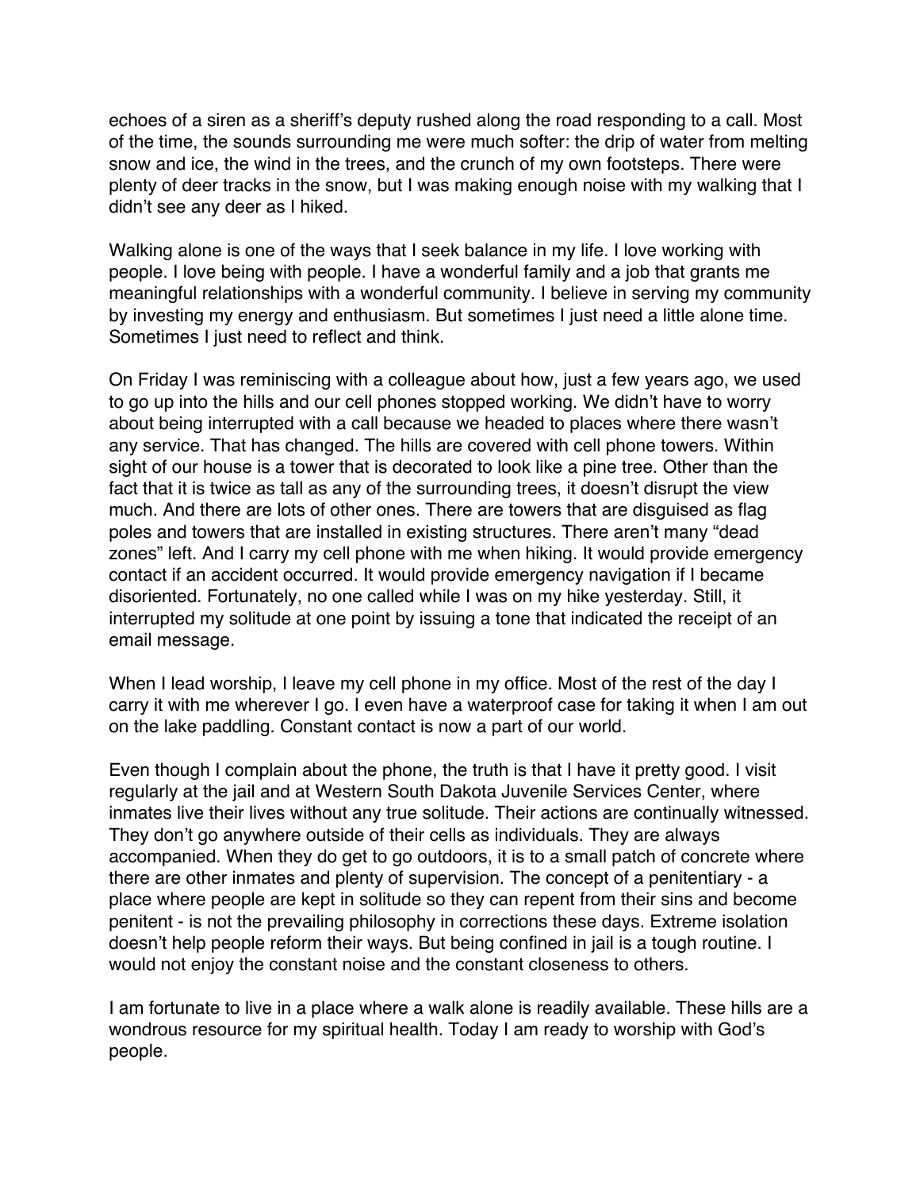echoes of a siren as a sheriff's deputy rushed along the road responding to a call. Most of the time, the sounds surrounding me were much softer: the drip of water from melting snow and ice, the wind in the trees, and the crunch of my own footsteps. There were plenty of deer tracks in the snow, but I was making enough noise with my walking that I didn't see any deer as I hiked.

Walking alone is one of the ways that I seek balance in my life. I love working with people. I love being with people. I have a wonderful family and a job that grants me meaningful relationships with a wonderful community. I believe in serving my community by investing my energy and enthusiasm. But sometimes I just need a little alone time. Sometimes I just need to reflect and think.

On Friday I was reminiscing with a colleague about how, just a few years ago, we used to go up into the hills and our cell phones stopped working. We didn't have to worry about being interrupted with a call because we headed to places where there wasn't any service. That has changed. The hills are covered with cell phone towers. Within sight of our house is a tower that is decorated to look like a pine tree. Other than the fact that it is twice as tall as any of the surrounding trees, it doesn't disrupt the view much. And there are lots of other ones. There are towers that are disguised as flag poles and towers that are installed in existing structures. There aren't many "dead zones" left. And I carry my cell phone with me when hiking. It would provide emergency contact if an accident occurred. It would provide emergency navigation if I became disoriented. Fortunately, no one called while I was on my hike yesterday. Still, it interrupted my solitude at one point by issuing a tone that indicated the receipt of an email message.

When I lead worship, I leave my cell phone in my office. Most of the rest of the day I carry it with me wherever I go. I even have a waterproof case for taking it when I am out on the lake paddling. Constant contact is now a part of our world.

Even though I complain about the phone, the truth is that I have it pretty good. I visit regularly at the jail and at Western South Dakota Juvenile Services Center, where inmates live their lives without any true solitude. Their actions are continually witnessed. They don't go anywhere outside of their cells as individuals. They are always accompanied. When they do get to go outdoors, it is to a small patch of concrete where there are other inmates and plenty of supervision. The concept of a penitentiary - a place where people are kept in solitude so they can repent from their sins and become penitent - is not the prevailing philosophy in corrections these days. Extreme isolation doesn't help people reform their ways. But being confined in jail is a tough routine. I would not enjoy the constant noise and the constant closeness to others.

I am fortunate to live in a place where a walk alone is readily available. These hills are a wondrous resource for my spiritual health. Today I am ready to worship with God's people.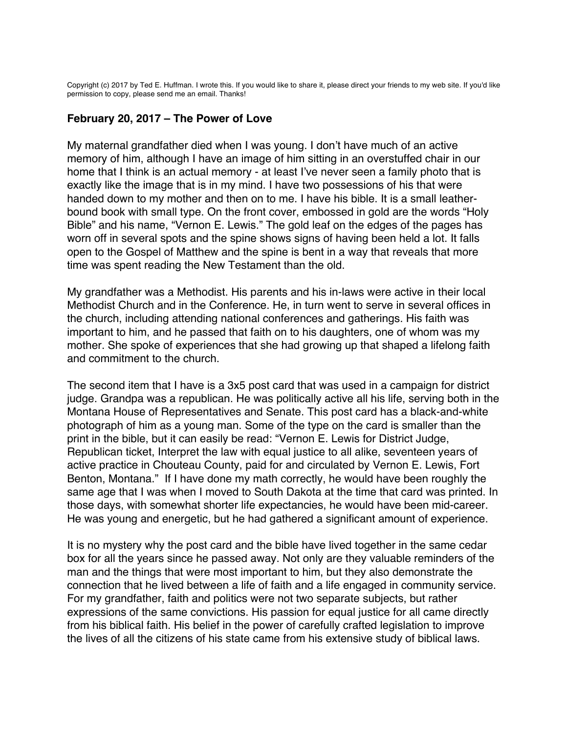Copyright (c) 2017 by Ted E. Huffman. I wrote this. If you would like to share it, please direct your friends to my web site. If you'd like permission to copy, please send me an email. Thanks!

### February 20, 2017 – The Power of Love

My maternal grandfather died when I was young. I don't have much of an active memory of him, although I have an image of him sitting in an overstuffed chair in our home that I think is an actual memory - at least I've never seen a family photo that is exactly like the image that is in my mind. I have two possessions of his that were handed down to my mother and then on to me. I have his bible. It is a small leather-bound book with small type. On the front cover, embossed in gold are the words "Holy Bible" and his name, "Vernon E. Lewis." The gold leaf on the edges of the pages has worn off in several spots and the spine shows signs of having been held a lot. It falls open to the Gospel of Matthew and the spine is bent in a way that reveals that more time was spent reading the New Testament than the old.

My grandfather was a Methodist. His parents and his in-laws were active in their local Methodist Church and in the Conference. He, in turn went to serve in several offices in the church, including attending national conferences and gatherings. His faith was important to him, and he passed that faith on to his daughters, one of whom was my mother. She spoke of experiences that she had growing up that shaped a lifelong faith and commitment to the church.

The second item that I have is a 3x5 post card that was used in a campaign for district judge. Grandpa was a republican. He was politically active all his life, serving both in the Montana House of Representatives and Senate. This post card has a black-and-white photograph of him as a young man. Some of the type on the card is smaller than the print in the bible, but it can easily be read: "Vernon E. Lewis for District Judge, Republican ticket, Interpret the law with equal justice to all alike, seventeen years of active practice in Chouteau County, paid for and circulated by Vernon E. Lewis, Fort Benton, Montana." If I have done my math correctly, he would have been roughly the same age that I was when I moved to South Dakota at the time that card was printed. In those days, with somewhat shorter life expectancies, he would have been mid-career. He was young and energetic, but he had gathered a significant amount of experience.

It is no mystery why the post card and the bible have lived together in the same cedar box for all the years since he passed away. Not only are they valuable reminders of the man and the things that were most important to him, but they also demonstrate the connection that he lived between a life of faith and a life engaged in community service. For my grandfather, faith and politics were not two separate subjects, but rather expressions of the same convictions. His passion for equal justice for all came directly from his biblical faith. His belief in the power of carefully crafted legislation to improve the lives of all the citizens of his state came from his extensive study of biblical laws.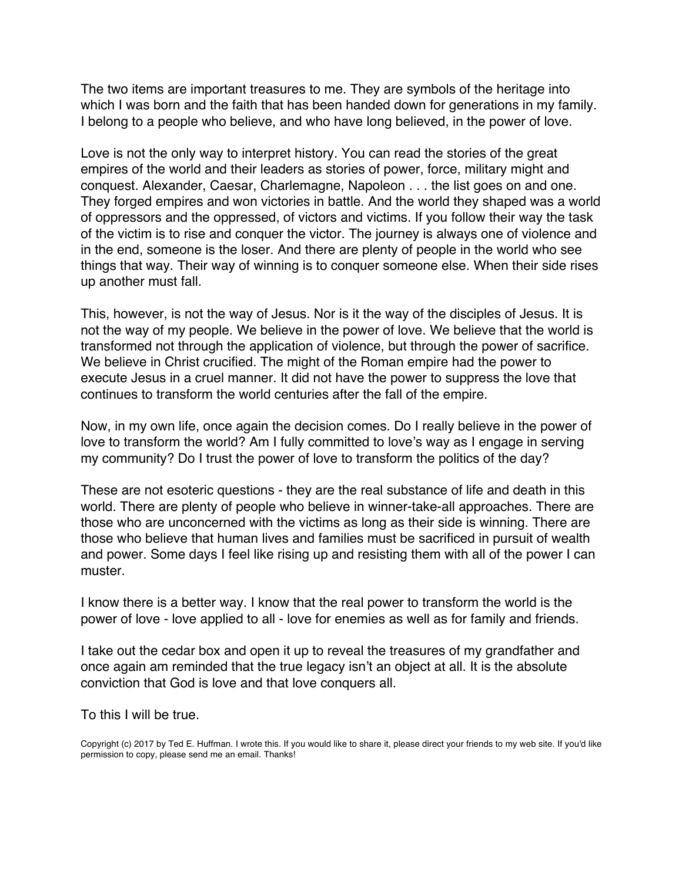The two items are important treasures to me. They are symbols of the heritage into which I was born and the faith that has been handed down for generations in my family. I belong to a people who believe, and who have long believed, in the power of love.

Love is not the only way to interpret history. You can read the stories of the great empires of the world and their leaders as stories of power, force, military might and conquest. Alexander, Caesar, Charlemagne, Napoleon . . . the list goes on and one. They forged empires and won victories in battle. And the world they shaped was a world of oppressors and the oppressed, of victors and victims. If you follow their way the task of the victim is to rise and conquer the victor. The journey is always one of violence and in the end, someone is the loser. And there are plenty of people in the world who see things that way. Their way of winning is to conquer someone else. When their side rises up another must fall.

This, however, is not the way of Jesus. Nor is it the way of the disciples of Jesus. It is not the way of my people. We believe in the power of love. We believe that the world is transformed not through the application of violence, but through the power of sacrifice. We believe in Christ crucified. The might of the Roman empire had the power to execute Jesus in a cruel manner. It did not have the power to suppress the love that continues to transform the world centuries after the fall of the empire.

Now, in my own life, once again the decision comes. Do I really believe in the power of love to transform the world? Am I fully committed to love's way as I engage in serving my community? Do I trust the power of love to transform the politics of the day?

These are not esoteric questions - they are the real substance of life and death in this world. There are plenty of people who believe in winner-take-all approaches. There are those who are unconcerned with the victims as long as their side is winning. There are those who believe that human lives and families must be sacrificed in pursuit of wealth and power. Some days I feel like rising up and resisting them with all of the power I can muster.

I know there is a better way. I know that the real power to transform the world is the power of love - love applied to all - love for enemies as well as for family and friends.

I take out the cedar box and open it up to reveal the treasures of my grandfather and once again am reminded that the true legacy isn't an object at all. It is the absolute conviction that God is love and that love conquers all.

To this I will be true.

Copyright (c) 2017 by Ted E. Huffman. I wrote this. If you would like to share it, please direct your friends to my web site. If you'd like permission to copy, please send me an email. Thanks!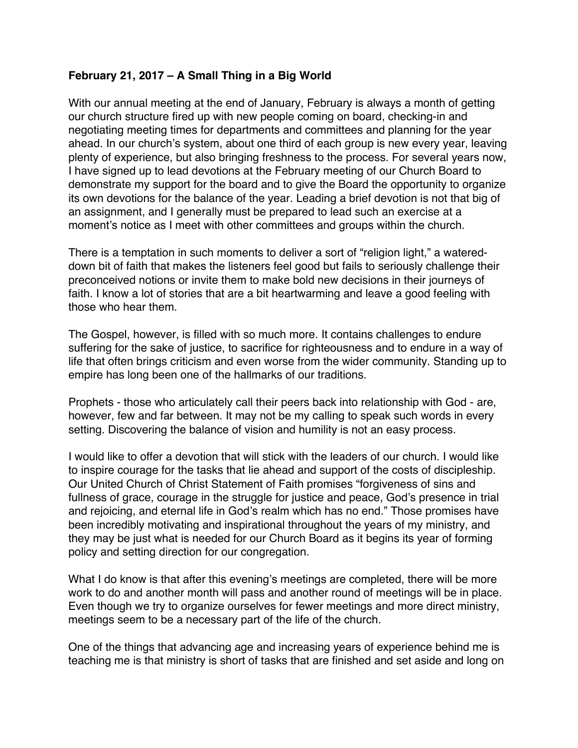**February 21, 2017 – A Small Thing in a Big World**

With our annual meeting at the end of January, February is always a month of getting our church structure fired up with new people coming on board, checking-in and negotiating meeting times for departments and committees and planning for the year ahead. In our church's system, about one third of each group is new every year, leaving plenty of experience, but also bringing freshness to the process. For several years now, I have signed up to lead devotions at the February meeting of our Church Board to demonstrate my support for the board and to give the Board the opportunity to organize its own devotions for the balance of the year. Leading a brief devotion is not that big of an assignment, and I generally must be prepared to lead such an exercise at a moment's notice as I meet with other committees and groups within the church.

There is a temptation in such moments to deliver a sort of "religion light," a watered-down bit of faith that makes the listeners feel good but fails to seriously challenge their preconceived notions or invite them to make bold new decisions in their journeys of faith. I know a lot of stories that are a bit heartwarming and leave a good feeling with those who hear them.

The Gospel, however, is filled with so much more. It contains challenges to endure suffering for the sake of justice, to sacrifice for righteousness and to endure in a way of life that often brings criticism and even worse from the wider community. Standing up to empire has long been one of the hallmarks of our traditions.

Prophets - those who articulately call their peers back into relationship with God - are, however, few and far between. It may not be my calling to speak such words in every setting. Discovering the balance of vision and humility is not an easy process.

I would like to offer a devotion that will stick with the leaders of our church. I would like to inspire courage for the tasks that lie ahead and support of the costs of discipleship. Our United Church of Christ Statement of Faith promises "forgiveness of sins and fullness of grace, courage in the struggle for justice and peace, God's presence in trial and rejoicing, and eternal life in God's realm which has no end." Those promises have been incredibly motivating and inspirational throughout the years of my ministry, and they may be just what is needed for our Church Board as it begins its year of forming policy and setting direction for our congregation.

What I do know is that after this evening's meetings are completed, there will be more work to do and another month will pass and another round of meetings will be in place. Even though we try to organize ourselves for fewer meetings and more direct ministry, meetings seem to be a necessary part of the life of the church.

One of the things that advancing age and increasing years of experience behind me is teaching me is that ministry is short of tasks that are finished and set aside and long on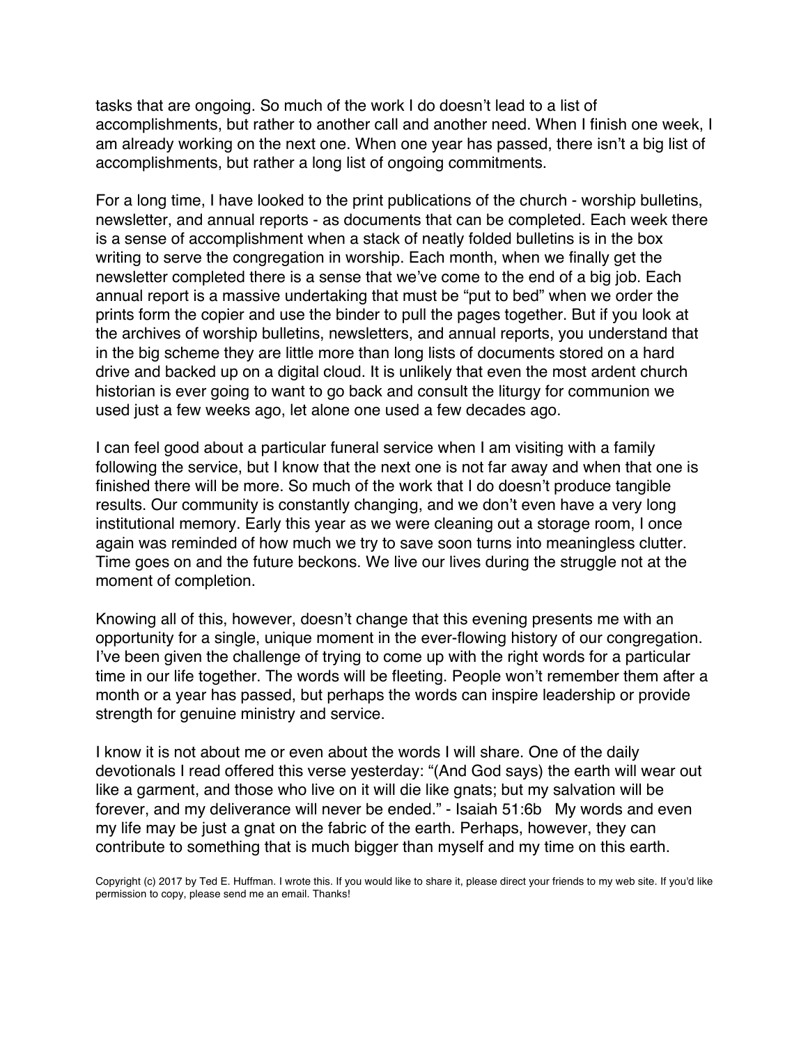tasks that are ongoing. So much of the work I do doesn't lead to a list of accomplishments, but rather to another call and another need. When I finish one week, I am already working on the next one. When one year has passed, there isn't a big list of accomplishments, but rather a long list of ongoing commitments.

For a long time, I have looked to the print publications of the church - worship bulletins, newsletter, and annual reports - as documents that can be completed. Each week there is a sense of accomplishment when a stack of neatly folded bulletins is in the box writing to serve the congregation in worship. Each month, when we finally get the newsletter completed there is a sense that we've come to the end of a big job. Each annual report is a massive undertaking that must be "put to bed" when we order the prints form the copier and use the binder to pull the pages together. But if you look at the archives of worship bulletins, newsletters, and annual reports, you understand that in the big scheme they are little more than long lists of documents stored on a hard drive and backed up on a digital cloud. It is unlikely that even the most ardent church historian is ever going to want to go back and consult the liturgy for communion we used just a few weeks ago, let alone one used a few decades ago.

I can feel good about a particular funeral service when I am visiting with a family following the service, but I know that the next one is not far away and when that one is finished there will be more. So much of the work that I do doesn't produce tangible results. Our community is constantly changing, and we don't even have a very long institutional memory. Early this year as we were cleaning out a storage room, I once again was reminded of how much we try to save soon turns into meaningless clutter. Time goes on and the future beckons. We live our lives during the struggle not at the moment of completion.

Knowing all of this, however, doesn't change that this evening presents me with an opportunity for a single, unique moment in the ever-flowing history of our congregation. I've been given the challenge of trying to come up with the right words for a particular time in our life together. The words will be fleeting. People won't remember them after a month or a year has passed, but perhaps the words can inspire leadership or provide strength for genuine ministry and service.

I know it is not about me or even about the words I will share. One of the daily devotionals I read offered this verse yesterday: "(And God says) the earth will wear out like a garment, and those who live on it will die like gnats; but my salvation will be forever, and my deliverance will never be ended." - Isaiah 51:6b My words and even my life may be just a gnat on the fabric of the earth. Perhaps, however, they can contribute to something that is much bigger than myself and my time on this earth.

Copyright (c) 2017 by Ted E. Huffman. I wrote this. If you would like to share it, please direct your friends to my web site. If you'd like permission to copy, please send me an email. Thanks!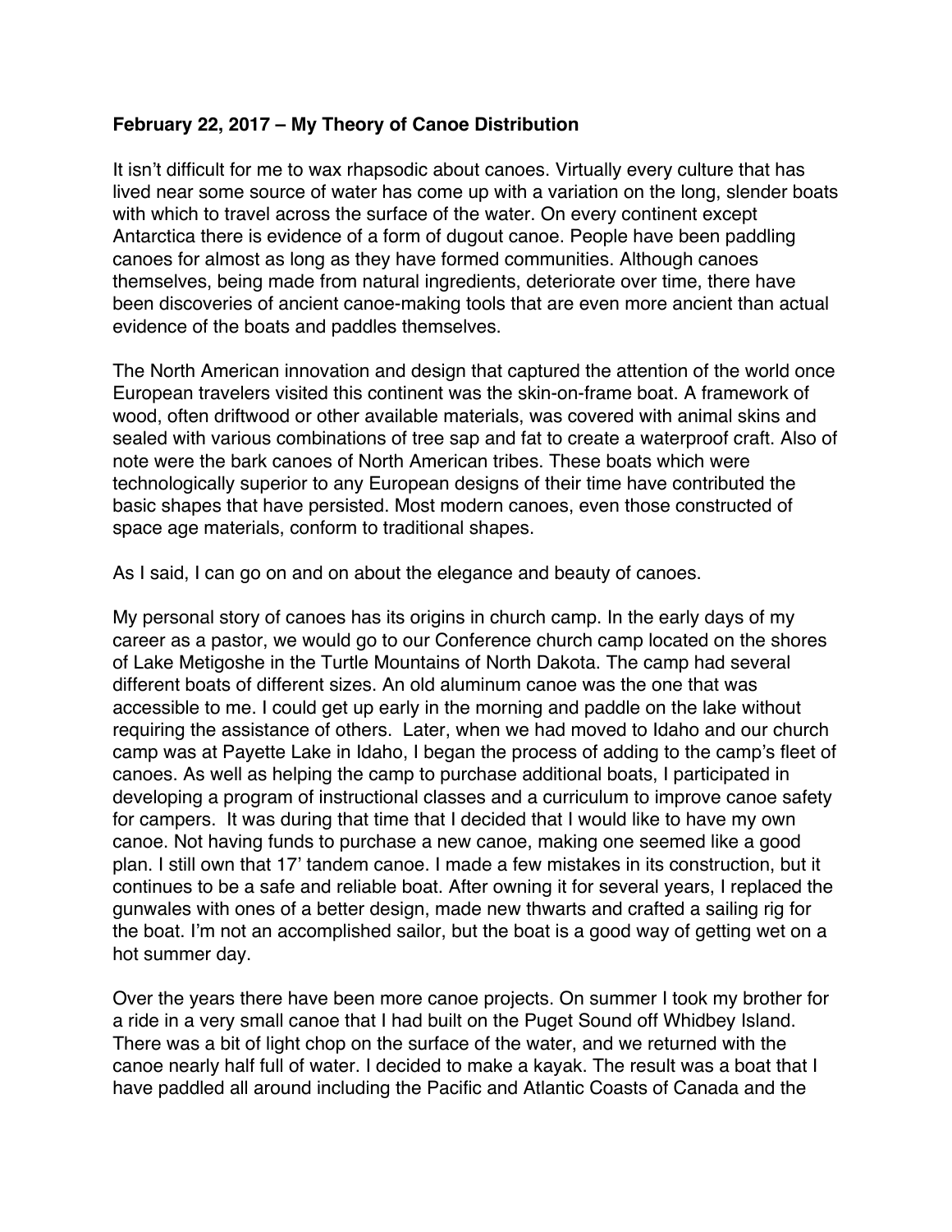**February 22, 2017 – My Theory of Canoe Distribution**

It isn't difficult for me to wax rhapsodic about canoes. Virtually every culture that has lived near some source of water has come up with a variation on the long, slender boats with which to travel across the surface of the water. On every continent except Antarctica there is evidence of a form of dugout canoe. People have been paddling canoes for almost as long as they have formed communities. Although canoes themselves, being made from natural ingredients, deteriorate over time, there have been discoveries of ancient canoe-making tools that are even more ancient than actual evidence of the boats and paddles themselves.

The North American innovation and design that captured the attention of the world once European travelers visited this continent was the skin-on-frame boat. A framework of wood, often driftwood or other available materials, was covered with animal skins and sealed with various combinations of tree sap and fat to create a waterproof craft. Also of note were the bark canoes of North American tribes. These boats which were technologically superior to any European designs of their time have contributed the basic shapes that have persisted. Most modern canoes, even those constructed of space age materials, conform to traditional shapes.

As I said, I can go on and on about the elegance and beauty of canoes.

My personal story of canoes has its origins in church camp. In the early days of my career as a pastor, we would go to our Conference church camp located on the shores of Lake Metigoshe in the Turtle Mountains of North Dakota. The camp had several different boats of different sizes. An old aluminum canoe was the one that was accessible to me. I could get up early in the morning and paddle on the lake without requiring the assistance of others. Later, when we had moved to Idaho and our church camp was at Payette Lake in Idaho, I began the process of adding to the camp's fleet of canoes. As well as helping the camp to purchase additional boats, I participated in developing a program of instructional classes and a curriculum to improve canoe safety for campers. It was during that time that I decided that I would like to have my own canoe. Not having funds to purchase a new canoe, making one seemed like a good plan. I still own that 17' tandem canoe. I made a few mistakes in its construction, but it continues to be a safe and reliable boat. After owning it for several years, I replaced the gunwales with ones of a better design, made new thwarts and crafted a sailing rig for the boat. I'm not an accomplished sailor, but the boat is a good way of getting wet on a hot summer day.

Over the years there have been more canoe projects. On summer I took my brother for a ride in a very small canoe that I had built on the Puget Sound off Whidbey Island. There was a bit of light chop on the surface of the water, and we returned with the canoe nearly half full of water. I decided to make a kayak. The result was a boat that I have paddled all around including the Pacific and Atlantic Coasts of Canada and the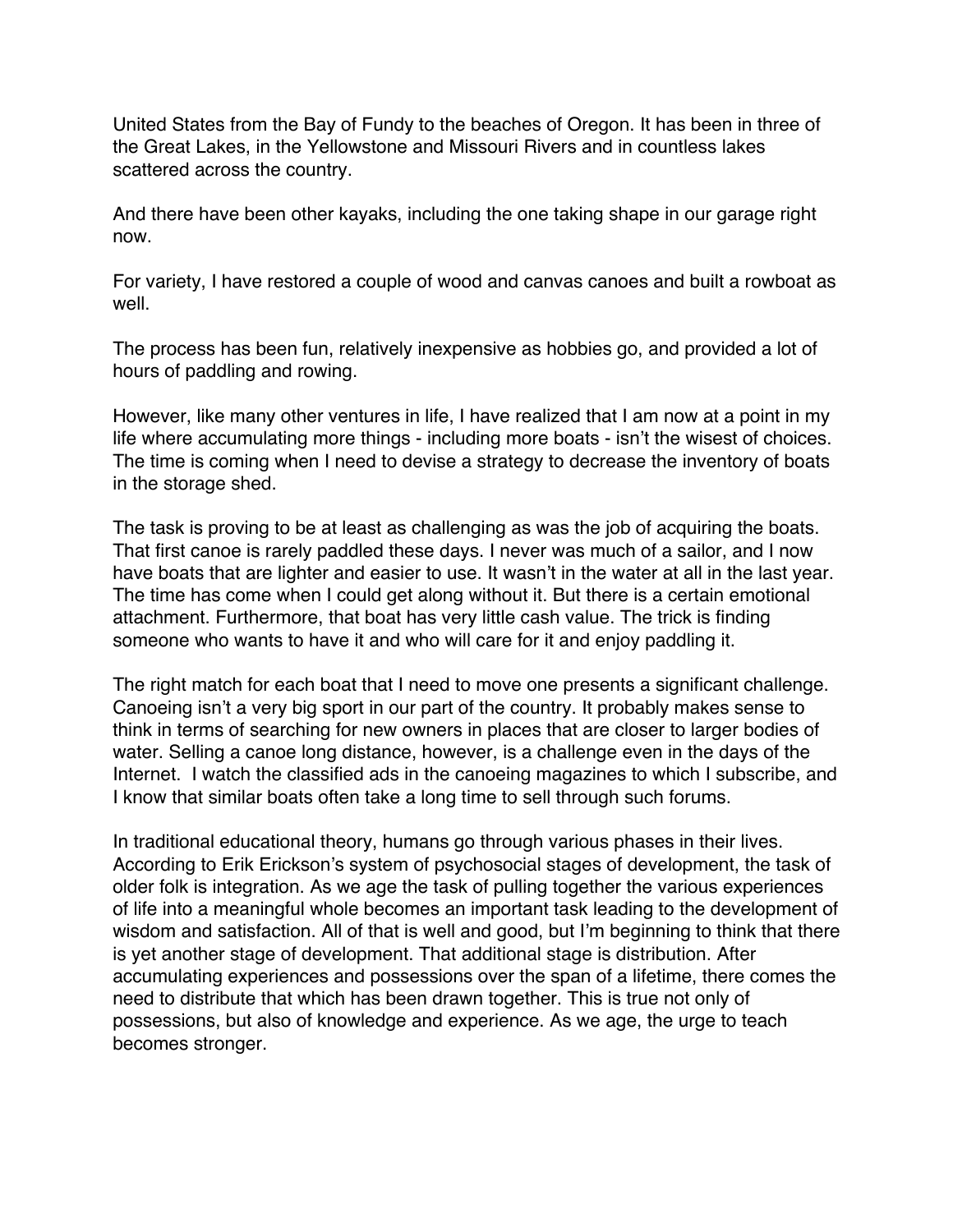United States from the Bay of Fundy to the beaches of Oregon. It has been in three of the Great Lakes, in the Yellowstone and Missouri Rivers and in countless lakes scattered across the country.

And there have been other kayaks, including the one taking shape in our garage right now.

For variety, I have restored a couple of wood and canvas canoes and built a rowboat as well.

The process has been fun, relatively inexpensive as hobbies go, and provided a lot of hours of paddling and rowing.

However, like many other ventures in life, I have realized that I am now at a point in my life where accumulating more things - including more boats - isn't the wisest of choices. The time is coming when I need to devise a strategy to decrease the inventory of boats in the storage shed.

The task is proving to be at least as challenging as was the job of acquiring the boats. That first canoe is rarely paddled these days. I never was much of a sailor, and I now have boats that are lighter and easier to use. It wasn't in the water at all in the last year. The time has come when I could get along without it. But there is a certain emotional attachment. Furthermore, that boat has very little cash value. The trick is finding someone who wants to have it and who will care for it and enjoy paddling it.

The right match for each boat that I need to move one presents a significant challenge. Canoeing isn't a very big sport in our part of the country. It probably makes sense to think in terms of searching for new owners in places that are closer to larger bodies of water. Selling a canoe long distance, however, is a challenge even in the days of the Internet. I watch the classified ads in the canoeing magazines to which I subscribe, and I know that similar boats often take a long time to sell through such forums.

In traditional educational theory, humans go through various phases in their lives. According to Erik Erickson's system of psychosocial stages of development, the task of older folk is integration. As we age the task of pulling together the various experiences of life into a meaningful whole becomes an important task leading to the development of wisdom and satisfaction. All of that is well and good, but I'm beginning to think that there is yet another stage of development. That additional stage is distribution. After accumulating experiences and possessions over the span of a lifetime, there comes the need to distribute that which has been drawn together. This is true not only of possessions, but also of knowledge and experience. As we age, the urge to teach becomes stronger.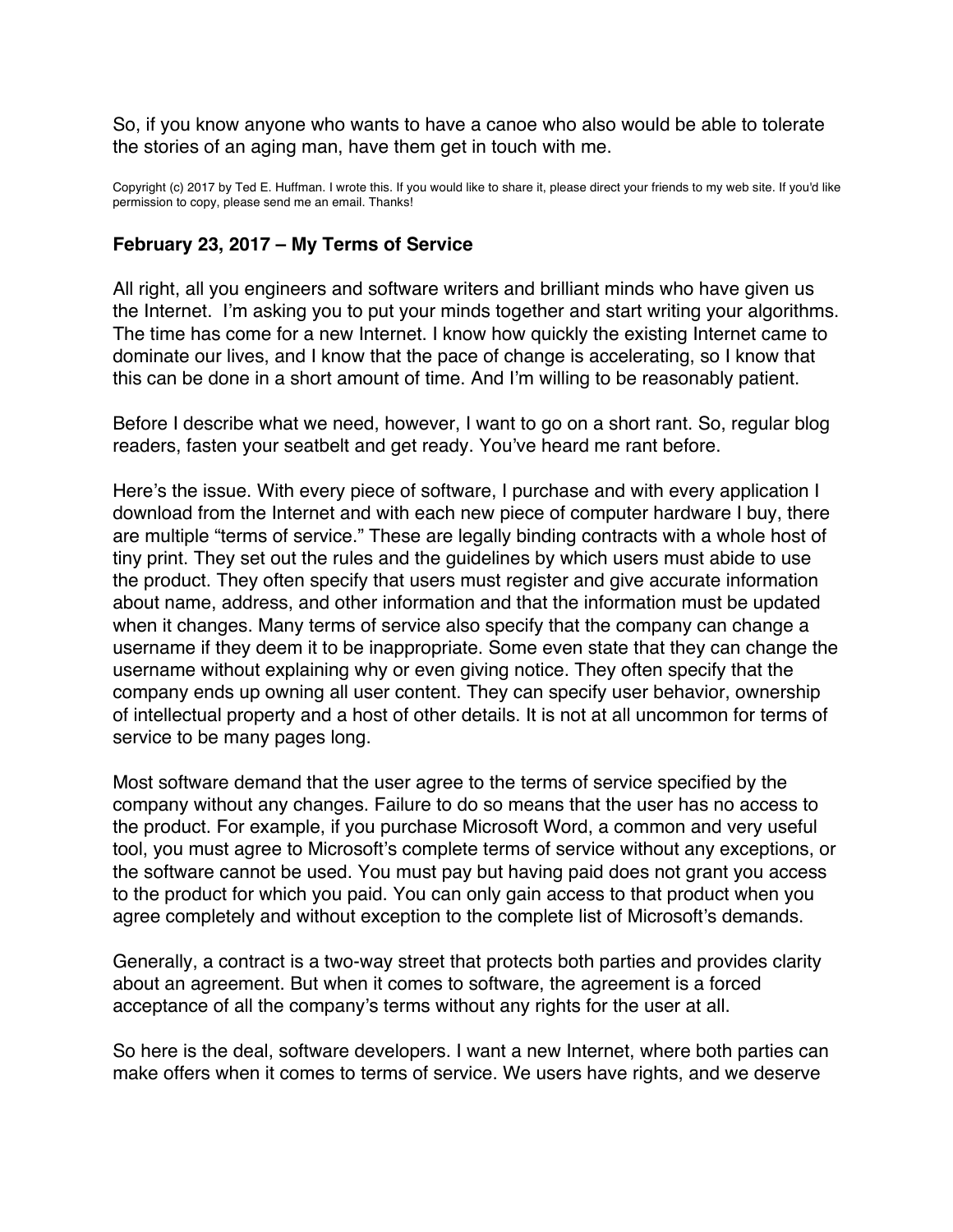So, if you know anyone who wants to have a canoe who also would be able to tolerate the stories of an aging man, have them get in touch with me.

Copyright (c) 2017 by Ted E. Huffman. I wrote this. If you would like to share it, please direct your friends to my web site. If you'd like permission to copy, please send me an email. Thanks!

### February 23, 2017 – My Terms of Service

All right, all you engineers and software writers and brilliant minds who have given us the Internet.  I'm asking you to put your minds together and start writing your algorithms. The time has come for a new Internet. I know how quickly the existing Internet came to dominate our lives, and I know that the pace of change is accelerating, so I know that this can be done in a short amount of time. And I'm willing to be reasonably patient.

Before I describe what we need, however, I want to go on a short rant. So, regular blog readers, fasten your seatbelt and get ready. You've heard me rant before.

Here's the issue. With every piece of software, I purchase and with every application I download from the Internet and with each new piece of computer hardware I buy, there are multiple "terms of service." These are legally binding contracts with a whole host of tiny print. They set out the rules and the guidelines by which users must abide to use the product. They often specify that users must register and give accurate information about name, address, and other information and that the information must be updated when it changes. Many terms of service also specify that the company can change a username if they deem it to be inappropriate. Some even state that they can change the username without explaining why or even giving notice. They often specify that the company ends up owning all user content. They can specify user behavior, ownership of intellectual property and a host of other details. It is not at all uncommon for terms of service to be many pages long.

Most software demand that the user agree to the terms of service specified by the company without any changes. Failure to do so means that the user has no access to the product. For example, if you purchase Microsoft Word, a common and very useful tool, you must agree to Microsoft's complete terms of service without any exceptions, or the software cannot be used. You must pay but having paid does not grant you access to the product for which you paid. You can only gain access to that product when you agree completely and without exception to the complete list of Microsoft's demands.

Generally, a contract is a two-way street that protects both parties and provides clarity about an agreement. But when it comes to software, the agreement is a forced acceptance of all the company's terms without any rights for the user at all.

So here is the deal, software developers. I want a new Internet, where both parties can make offers when it comes to terms of service. We users have rights, and we deserve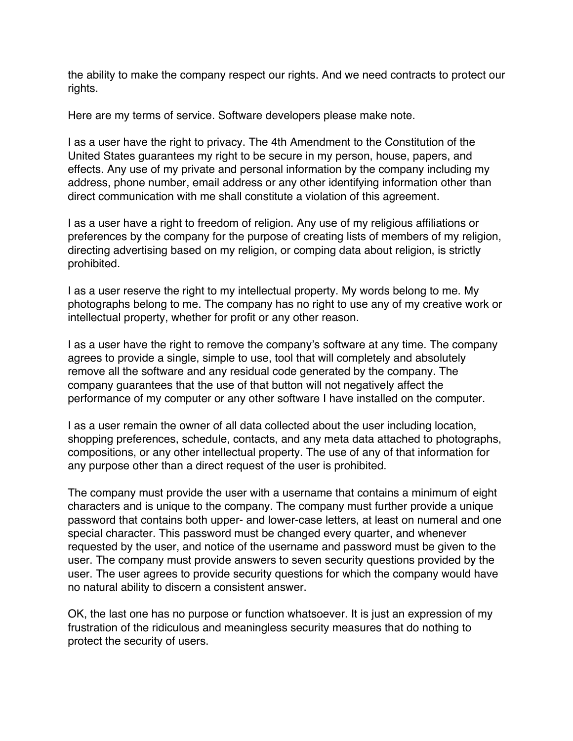the ability to make the company respect our rights. And we need contracts to protect our rights.

Here are my terms of service. Software developers please make note.

I as a user have the right to privacy. The 4th Amendment to the Constitution of the United States guarantees my right to be secure in my person, house, papers, and effects. Any use of my private and personal information by the company including my address, phone number, email address or any other identifying information other than direct communication with me shall constitute a violation of this agreement.

I as a user have a right to freedom of religion. Any use of my religious affiliations or preferences by the company for the purpose of creating lists of members of my religion, directing advertising based on my religion, or comping data about religion, is strictly prohibited.

I as a user reserve the right to my intellectual property. My words belong to me. My photographs belong to me. The company has no right to use any of my creative work or intellectual property, whether for profit or any other reason.

I as a user have the right to remove the company's software at any time. The company agrees to provide a single, simple to use, tool that will completely and absolutely remove all the software and any residual code generated by the company. The company guarantees that the use of that button will not negatively affect the performance of my computer or any other software I have installed on the computer.

I as a user remain the owner of all data collected about the user including location, shopping preferences, schedule, contacts, and any meta data attached to photographs, compositions, or any other intellectual property. The use of any of that information for any purpose other than a direct request of the user is prohibited.

The company must provide the user with a username that contains a minimum of eight characters and is unique to the company. The company must further provide a unique password that contains both upper- and lower-case letters, at least on numeral and one special character. This password must be changed every quarter, and whenever requested by the user, and notice of the username and password must be given to the user. The company must provide answers to seven security questions provided by the user. The user agrees to provide security questions for which the company would have no natural ability to discern a consistent answer.

OK, the last one has no purpose or function whatsoever. It is just an expression of my frustration of the ridiculous and meaningless security measures that do nothing to protect the security of users.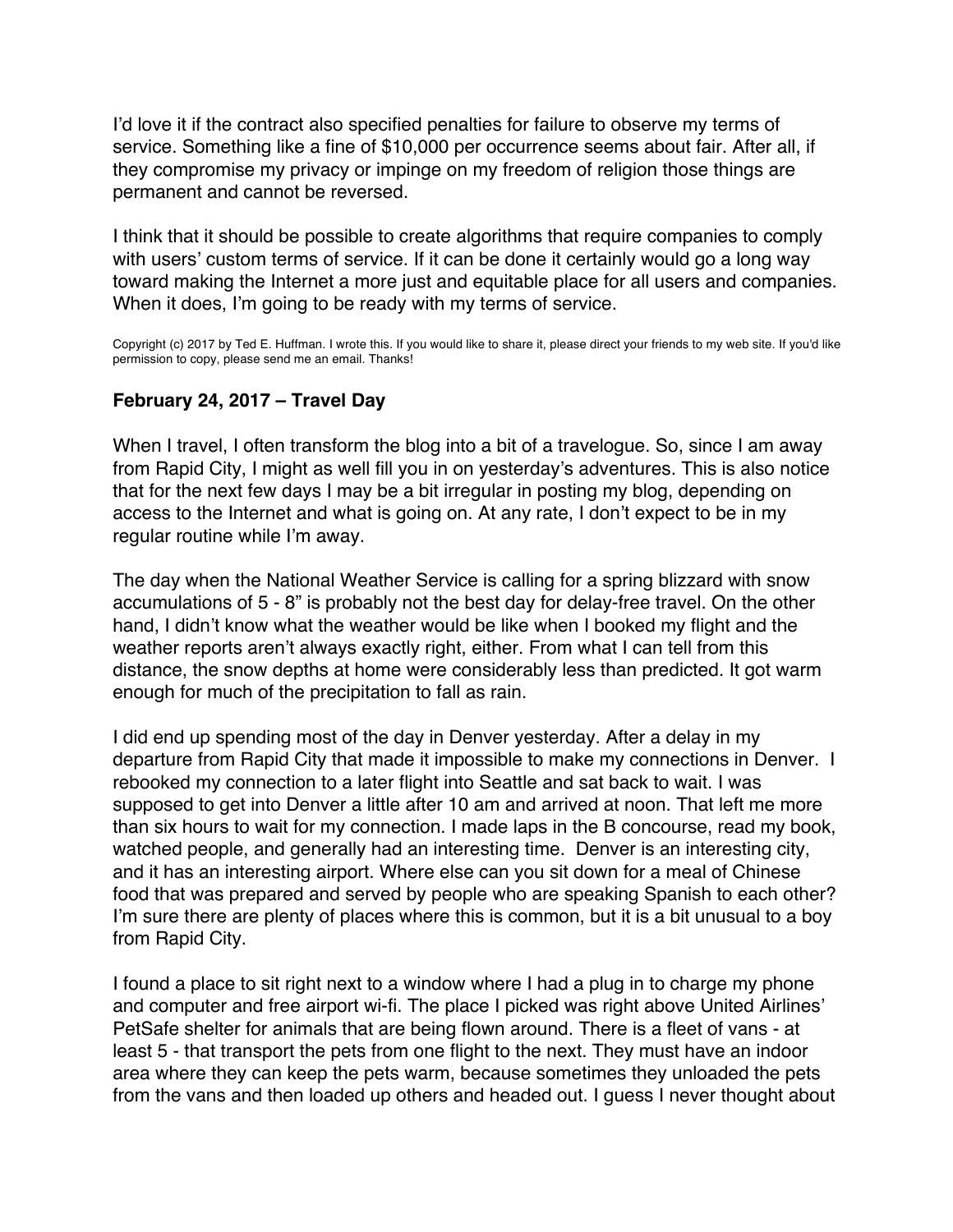I'd love it if the contract also specified penalties for failure to observe my terms of service. Something like a fine of $10,000 per occurrence seems about fair. After all, if they compromise my privacy or impinge on my freedom of religion those things are permanent and cannot be reversed.

I think that it should be possible to create algorithms that require companies to comply with users' custom terms of service. If it can be done it certainly would go a long way toward making the Internet a more just and equitable place for all users and companies. When it does, I'm going to be ready with my terms of service.

Copyright (c) 2017 by Ted E. Huffman. I wrote this. If you would like to share it, please direct your friends to my web site. If you'd like permission to copy, please send me an email. Thanks!

**February 24, 2017 – Travel Day**

When I travel, I often transform the blog into a bit of a travelogue. So, since I am away from Rapid City, I might as well fill you in on yesterday's adventures. This is also notice that for the next few days I may be a bit irregular in posting my blog, depending on access to the Internet and what is going on. At any rate, I don't expect to be in my regular routine while I'm away.

The day when the National Weather Service is calling for a spring blizzard with snow accumulations of 5 - 8" is probably not the best day for delay-free travel. On the other hand, I didn't know what the weather would be like when I booked my flight and the weather reports aren't always exactly right, either. From what I can tell from this distance, the snow depths at home were considerably less than predicted. It got warm enough for much of the precipitation to fall as rain.

I did end up spending most of the day in Denver yesterday. After a delay in my departure from Rapid City that made it impossible to make my connections in Denver. I rebooked my connection to a later flight into Seattle and sat back to wait. I was supposed to get into Denver a little after 10 am and arrived at noon. That left me more than six hours to wait for my connection. I made laps in the B concourse, read my book, watched people, and generally had an interesting time. Denver is an interesting city, and it has an interesting airport. Where else can you sit down for a meal of Chinese food that was prepared and served by people who are speaking Spanish to each other? I'm sure there are plenty of places where this is common, but it is a bit unusual to a boy from Rapid City.

I found a place to sit right next to a window where I had a plug in to charge my phone and computer and free airport wi-fi. The place I picked was right above United Airlines' PetSafe shelter for animals that are being flown around. There is a fleet of vans - at least 5 - that transport the pets from one flight to the next. They must have an indoor area where they can keep the pets warm, because sometimes they unloaded the pets from the vans and then loaded up others and headed out. I guess I never thought about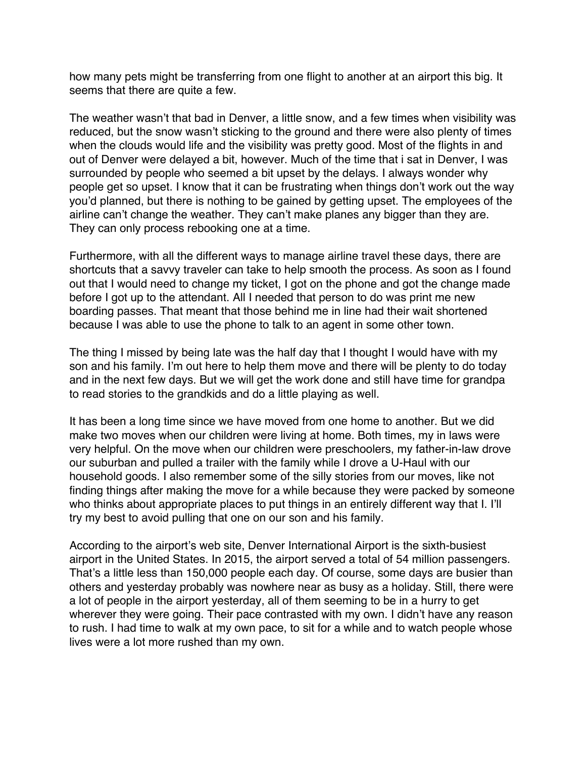how many pets might be transferring from one flight to another at an airport this big. It seems that there are quite a few.

The weather wasn't that bad in Denver, a little snow, and a few times when visibility was reduced, but the snow wasn't sticking to the ground and there were also plenty of times when the clouds would life and the visibility was pretty good. Most of the flights in and out of Denver were delayed a bit, however. Much of the time that i sat in Denver, I was surrounded by people who seemed a bit upset by the delays. I always wonder why people get so upset. I know that it can be frustrating when things don't work out the way you'd planned, but there is nothing to be gained by getting upset. The employees of the airline can't change the weather. They can't make planes any bigger than they are. They can only process rebooking one at a time.

Furthermore, with all the different ways to manage airline travel these days, there are shortcuts that a savvy traveler can take to help smooth the process. As soon as I found out that I would need to change my ticket, I got on the phone and got the change made before I got up to the attendant. All I needed that person to do was print me new boarding passes. That meant that those behind me in line had their wait shortened because I was able to use the phone to talk to an agent in some other town.

The thing I missed by being late was the half day that I thought I would have with my son and his family. I'm out here to help them move and there will be plenty to do today and in the next few days. But we will get the work done and still have time for grandpa to read stories to the grandkids and do a little playing as well.

It has been a long time since we have moved from one home to another. But we did make two moves when our children were living at home. Both times, my in laws were very helpful. On the move when our children were preschoolers, my father-in-law drove our suburban and pulled a trailer with the family while I drove a U-Haul with our household goods. I also remember some of the silly stories from our moves, like not finding things after making the move for a while because they were packed by someone who thinks about appropriate places to put things in an entirely different way that I. I'll try my best to avoid pulling that one on our son and his family.

According to the airport's web site, Denver International Airport is the sixth-busiest airport in the United States. In 2015, the airport served a total of 54 million passengers. That's a little less than 150,000 people each day. Of course, some days are busier than others and yesterday probably was nowhere near as busy as a holiday. Still, there were a lot of people in the airport yesterday, all of them seeming to be in a hurry to get wherever they were going. Their pace contrasted with my own. I didn't have any reason to rush. I had time to walk at my own pace, to sit for a while and to watch people whose lives were a lot more rushed than my own.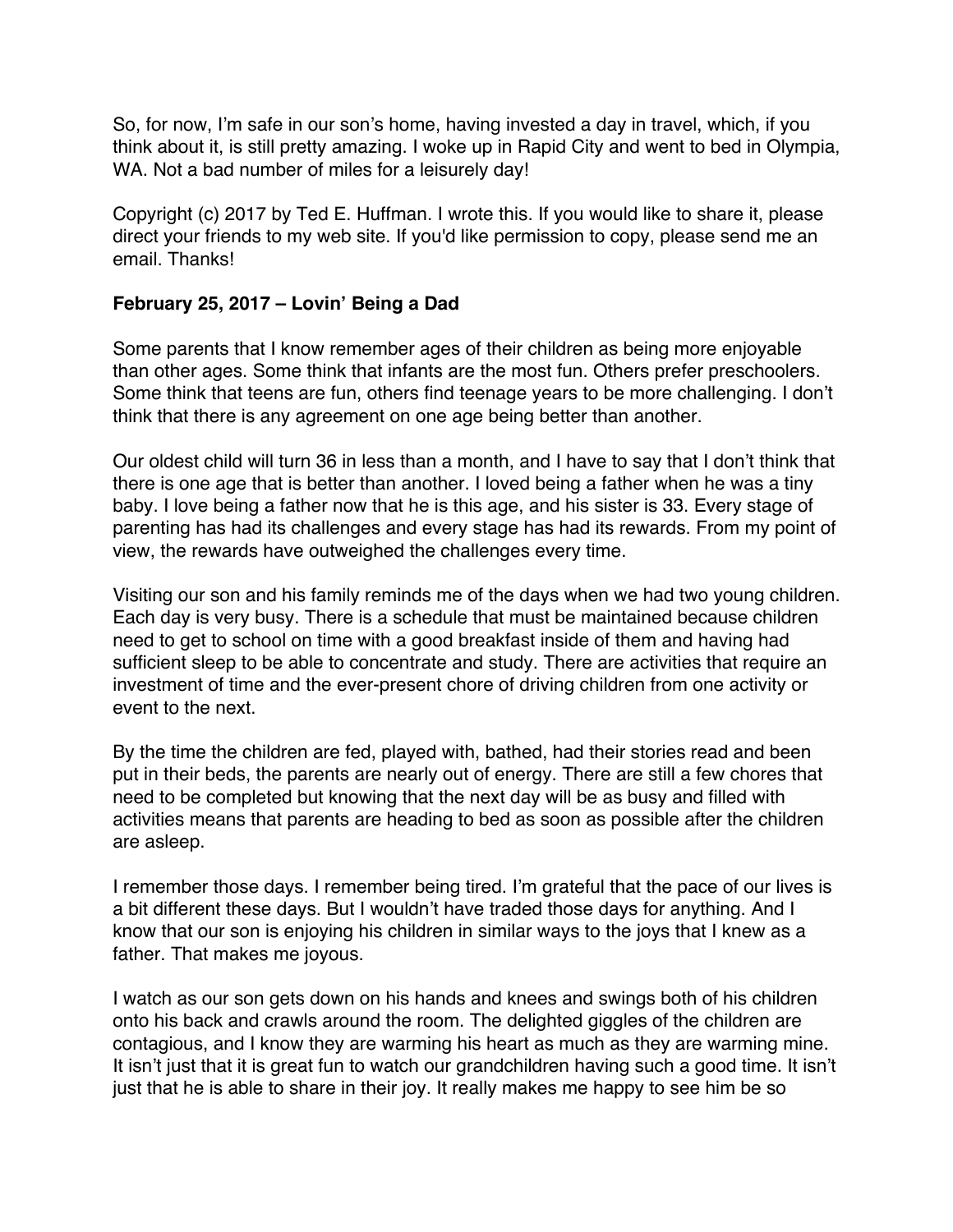So, for now, I'm safe in our son's home, having invested a day in travel, which, if you think about it, is still pretty amazing. I woke up in Rapid City and went to bed in Olympia, WA. Not a bad number of miles for a leisurely day!

Copyright (c) 2017 by Ted E. Huffman. I wrote this. If you would like to share it, please direct your friends to my web site. If you'd like permission to copy, please send me an email. Thanks!

**February 25, 2017 – Lovin' Being a Dad**

Some parents that I know remember ages of their children as being more enjoyable than other ages. Some think that infants are the most fun. Others prefer preschoolers. Some think that teens are fun, others find teenage years to be more challenging. I don't think that there is any agreement on one age being better than another.

Our oldest child will turn 36 in less than a month, and I have to say that I don't think that there is one age that is better than another. I loved being a father when he was a tiny baby. I love being a father now that he is this age, and his sister is 33. Every stage of parenting has had its challenges and every stage has had its rewards. From my point of view, the rewards have outweighed the challenges every time.

Visiting our son and his family reminds me of the days when we had two young children. Each day is very busy. There is a schedule that must be maintained because children need to get to school on time with a good breakfast inside of them and having had sufficient sleep to be able to concentrate and study. There are activities that require an investment of time and the ever-present chore of driving children from one activity or event to the next.

By the time the children are fed, played with, bathed, had their stories read and been put in their beds, the parents are nearly out of energy. There are still a few chores that need to be completed but knowing that the next day will be as busy and filled with activities means that parents are heading to bed as soon as possible after the children are asleep.

I remember those days. I remember being tired. I'm grateful that the pace of our lives is a bit different these days. But I wouldn't have traded those days for anything. And I know that our son is enjoying his children in similar ways to the joys that I knew as a father. That makes me joyous.

I watch as our son gets down on his hands and knees and swings both of his children onto his back and crawls around the room. The delighted giggles of the children are contagious, and I know they are warming his heart as much as they are warming mine. It isn't just that it is great fun to watch our grandchildren having such a good time. It isn't just that he is able to share in their joy. It really makes me happy to see him be so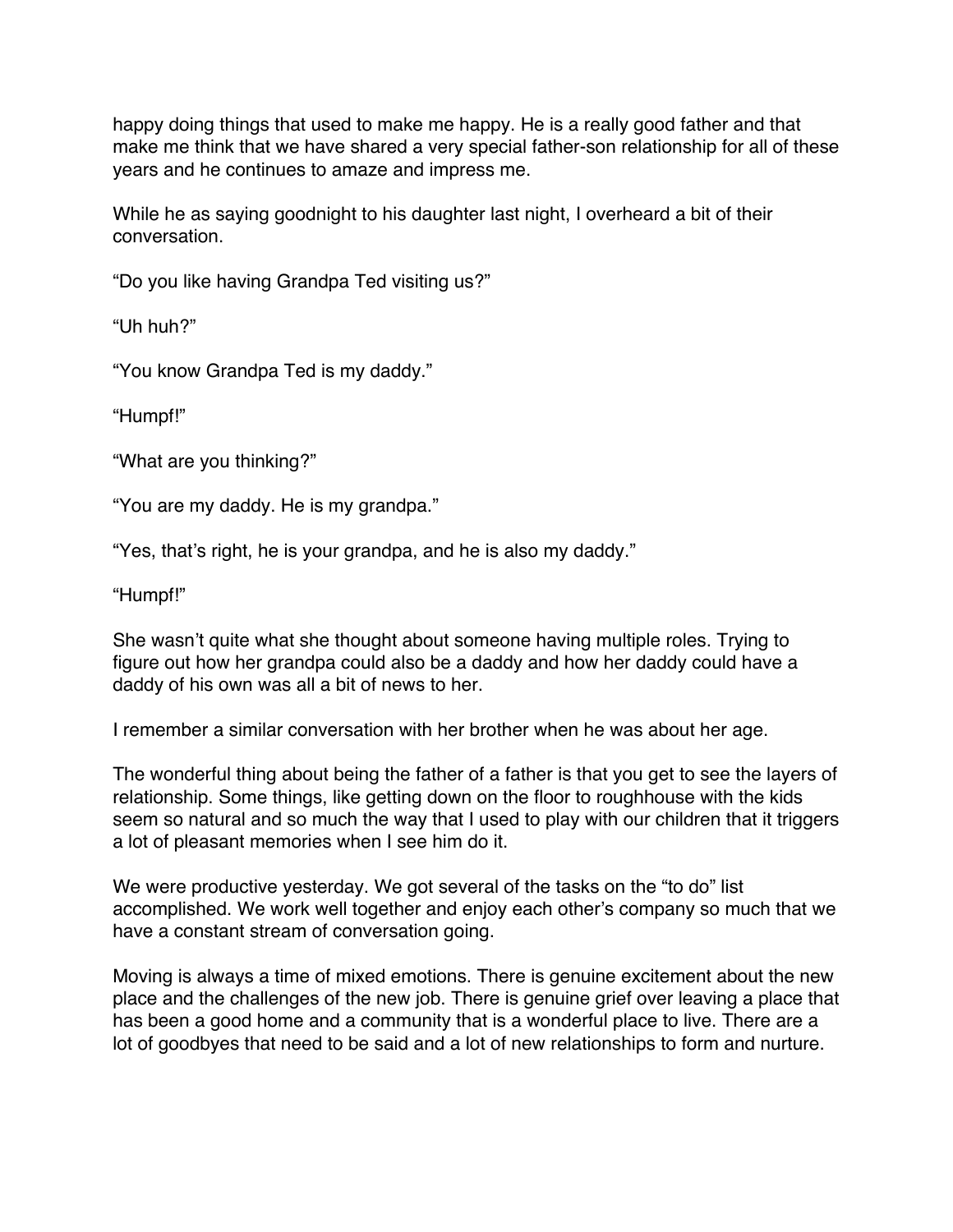happy doing things that used to make me happy. He is a really good father and that make me think that we have shared a very special father-son relationship for all of these years and he continues to amaze and impress me.

While he as saying goodnight to his daughter last night, I overheard a bit of their conversation.

“Do you like having Grandpa Ted visiting us?”

“Uh huh?”

“You know Grandpa Ted is my daddy.”

“Humpf!”

“What are you thinking?”

“You are my daddy. He is my grandpa.”

“Yes, that’s right, he is your grandpa, and he is also my daddy.”

“Humpf!”

She wasn’t quite what she thought about someone having multiple roles. Trying to figure out how her grandpa could also be a daddy and how her daddy could have a daddy of his own was all a bit of news to her.

I remember a similar conversation with her brother when he was about her age.

The wonderful thing about being the father of a father is that you get to see the layers of relationship. Some things, like getting down on the floor to roughhouse with the kids seem so natural and so much the way that I used to play with our children that it triggers a lot of pleasant memories when I see him do it.

We were productive yesterday. We got several of the tasks on the “to do” list accomplished. We work well together and enjoy each other’s company so much that we have a constant stream of conversation going.

Moving is always a time of mixed emotions. There is genuine excitement about the new place and the challenges of the new job. There is genuine grief over leaving a place that has been a good home and a community that is a wonderful place to live. There are a lot of goodbyes that need to be said and a lot of new relationships to form and nurture.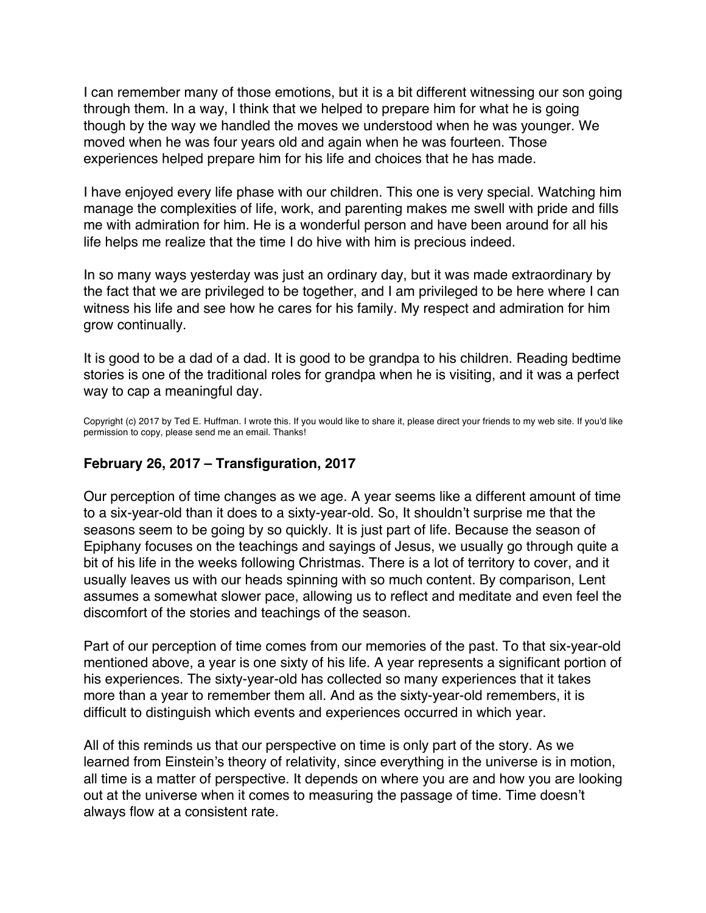I can remember many of those emotions, but it is a bit different witnessing our son going through them. In a way, I think that we helped to prepare him for what he is going though by the way we handled the moves we understood when he was younger. We moved when he was four years old and again when he was fourteen. Those experiences helped prepare him for his life and choices that he has made.

I have enjoyed every life phase with our children. This one is very special. Watching him manage the complexities of life, work, and parenting makes me swell with pride and fills me with admiration for him. He is a wonderful person and have been around for all his life helps me realize that the time I do hive with him is precious indeed.

In so many ways yesterday was just an ordinary day, but it was made extraordinary by the fact that we are privileged to be together, and I am privileged to be here where I can witness his life and see how he cares for his family. My respect and admiration for him grow continually.

It is good to be a dad of a dad. It is good to be grandpa to his children. Reading bedtime stories is one of the traditional roles for grandpa when he is visiting, and it was a perfect way to cap a meaningful day.

Copyright (c) 2017 by Ted E. Huffman. I wrote this. If you would like to share it, please direct your friends to my web site. If you'd like permission to copy, please send me an email. Thanks!

### February 26, 2017 – Transfiguration, 2017

Our perception of time changes as we age. A year seems like a different amount of time to a six-year-old than it does to a sixty-year-old. So, It shouldn't surprise me that the seasons seem to be going by so quickly. It is just part of life. Because the season of Epiphany focuses on the teachings and sayings of Jesus, we usually go through quite a bit of his life in the weeks following Christmas. There is a lot of territory to cover, and it usually leaves us with our heads spinning with so much content. By comparison, Lent assumes a somewhat slower pace, allowing us to reflect and meditate and even feel the discomfort of the stories and teachings of the season.

Part of our perception of time comes from our memories of the past. To that six-year-old mentioned above, a year is one sixty of his life. A year represents a significant portion of his experiences. The sixty-year-old has collected so many experiences that it takes more than a year to remember them all. And as the sixty-year-old remembers, it is difficult to distinguish which events and experiences occurred in which year.

All of this reminds us that our perspective on time is only part of the story. As we learned from Einstein's theory of relativity, since everything in the universe is in motion, all time is a matter of perspective. It depends on where you are and how you are looking out at the universe when it comes to measuring the passage of time. Time doesn't always flow at a consistent rate.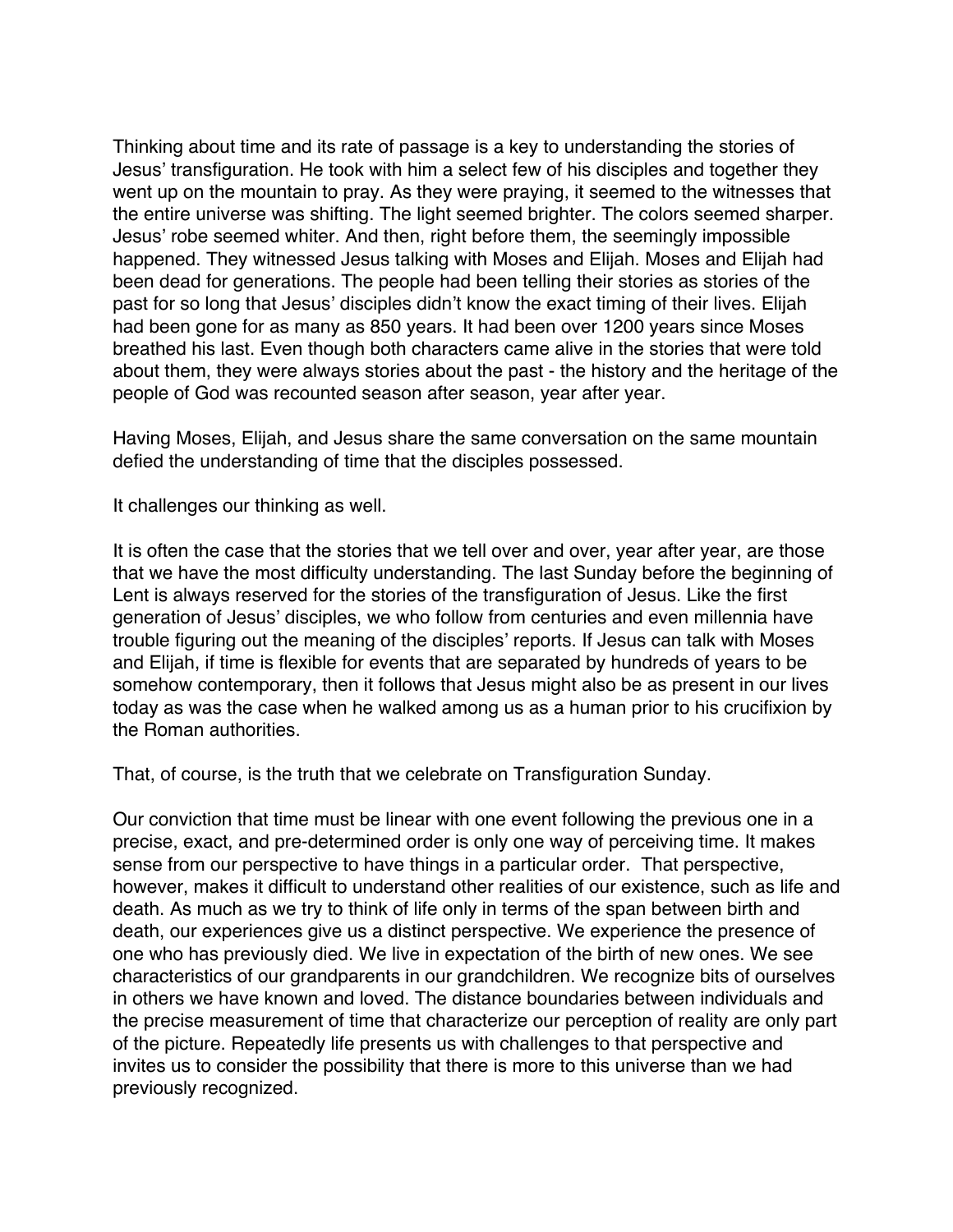Thinking about time and its rate of passage is a key to understanding the stories of Jesus' transfiguration. He took with him a select few of his disciples and together they went up on the mountain to pray. As they were praying, it seemed to the witnesses that the entire universe was shifting. The light seemed brighter. The colors seemed sharper. Jesus' robe seemed whiter. And then, right before them, the seemingly impossible happened. They witnessed Jesus talking with Moses and Elijah. Moses and Elijah had been dead for generations. The people had been telling their stories as stories of the past for so long that Jesus' disciples didn't know the exact timing of their lives. Elijah had been gone for as many as 850 years. It had been over 1200 years since Moses breathed his last. Even though both characters came alive in the stories that were told about them, they were always stories about the past - the history and the heritage of the people of God was recounted season after season, year after year.

Having Moses, Elijah, and Jesus share the same conversation on the same mountain defied the understanding of time that the disciples possessed.

It challenges our thinking as well.

It is often the case that the stories that we tell over and over, year after year, are those that we have the most difficulty understanding. The last Sunday before the beginning of Lent is always reserved for the stories of the transfiguration of Jesus. Like the first generation of Jesus' disciples, we who follow from centuries and even millennia have trouble figuring out the meaning of the disciples' reports. If Jesus can talk with Moses and Elijah, if time is flexible for events that are separated by hundreds of years to be somehow contemporary, then it follows that Jesus might also be as present in our lives today as was the case when he walked among us as a human prior to his crucifixion by the Roman authorities.

That, of course, is the truth that we celebrate on Transfiguration Sunday.

Our conviction that time must be linear with one event following the previous one in a precise, exact, and pre-determined order is only one way of perceiving time. It makes sense from our perspective to have things in a particular order. That perspective, however, makes it difficult to understand other realities of our existence, such as life and death. As much as we try to think of life only in terms of the span between birth and death, our experiences give us a distinct perspective. We experience the presence of one who has previously died. We live in expectation of the birth of new ones. We see characteristics of our grandparents in our grandchildren. We recognize bits of ourselves in others we have known and loved. The distance boundaries between individuals and the precise measurement of time that characterize our perception of reality are only part of the picture. Repeatedly life presents us with challenges to that perspective and invites us to consider the possibility that there is more to this universe than we had previously recognized.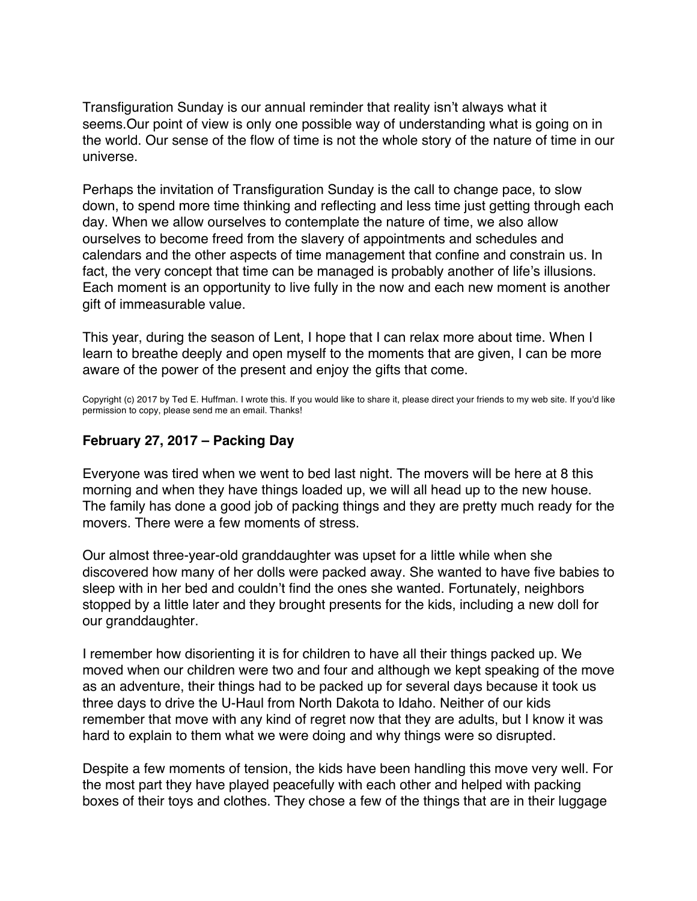Transfiguration Sunday is our annual reminder that reality isn't always what it seems.Our point of view is only one possible way of understanding what is going on in the world. Our sense of the flow of time is not the whole story of the nature of time in our universe.

Perhaps the invitation of Transfiguration Sunday is the call to change pace, to slow down, to spend more time thinking and reflecting and less time just getting through each day. When we allow ourselves to contemplate the nature of time, we also allow ourselves to become freed from the slavery of appointments and schedules and calendars and the other aspects of time management that confine and constrain us. In fact, the very concept that time can be managed is probably another of life's illusions. Each moment is an opportunity to live fully in the now and each new moment is another gift of immeasurable value.

This year, during the season of Lent, I hope that I can relax more about time. When I learn to breathe deeply and open myself to the moments that are given, I can be more aware of the power of the present and enjoy the gifts that come.

Copyright (c) 2017 by Ted E. Huffman. I wrote this. If you would like to share it, please direct your friends to my web site. If you'd like permission to copy, please send me an email. Thanks!

### February 27, 2017 – Packing Day

Everyone was tired when we went to bed last night. The movers will be here at 8 this morning and when they have things loaded up, we will all head up to the new house. The family has done a good job of packing things and they are pretty much ready for the movers. There were a few moments of stress.

Our almost three-year-old granddaughter was upset for a little while when she discovered how many of her dolls were packed away. She wanted to have five babies to sleep with in her bed and couldn't find the ones she wanted. Fortunately, neighbors stopped by a little later and they brought presents for the kids, including a new doll for our granddaughter.

I remember how disorienting it is for children to have all their things packed up. We moved when our children were two and four and although we kept speaking of the move as an adventure, their things had to be packed up for several days because it took us three days to drive the U-Haul from North Dakota to Idaho. Neither of our kids remember that move with any kind of regret now that they are adults, but I know it was hard to explain to them what we were doing and why things were so disrupted.

Despite a few moments of tension, the kids have been handling this move very well. For the most part they have played peacefully with each other and helped with packing boxes of their toys and clothes. They chose a few of the things that are in their luggage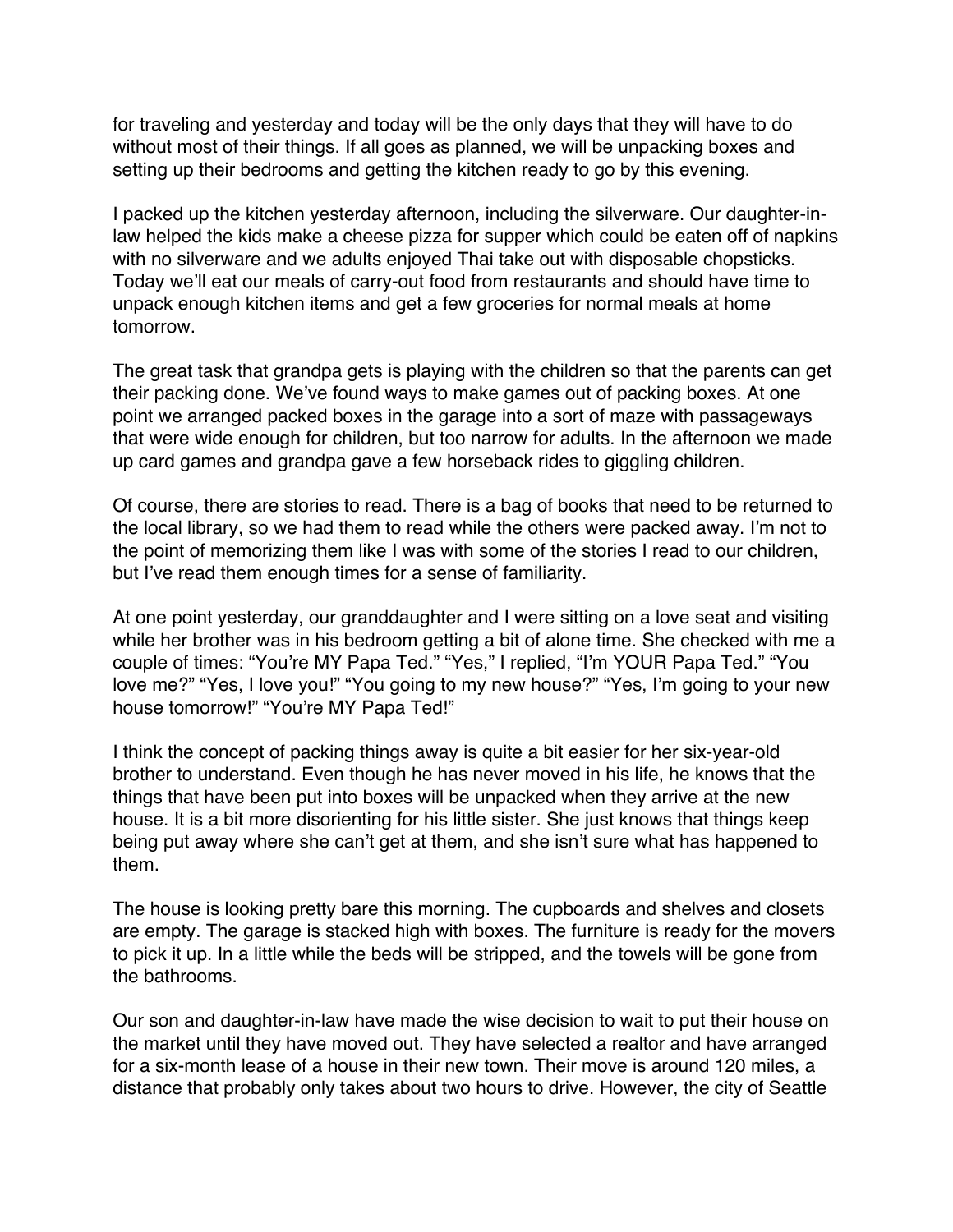for traveling and yesterday and today will be the only days that they will have to do without most of their things. If all goes as planned, we will be unpacking boxes and setting up their bedrooms and getting the kitchen ready to go by this evening.

I packed up the kitchen yesterday afternoon, including the silverware. Our daughter-in-law helped the kids make a cheese pizza for supper which could be eaten off of napkins with no silverware and we adults enjoyed Thai take out with disposable chopsticks. Today we'll eat our meals of carry-out food from restaurants and should have time to unpack enough kitchen items and get a few groceries for normal meals at home tomorrow.

The great task that grandpa gets is playing with the children so that the parents can get their packing done. We've found ways to make games out of packing boxes. At one point we arranged packed boxes in the garage into a sort of maze with passageways that were wide enough for children, but too narrow for adults. In the afternoon we made up card games and grandpa gave a few horseback rides to giggling children.

Of course, there are stories to read. There is a bag of books that need to be returned to the local library, so we had them to read while the others were packed away. I'm not to the point of memorizing them like I was with some of the stories I read to our children, but I've read them enough times for a sense of familiarity.

At one point yesterday, our granddaughter and I were sitting on a love seat and visiting while her brother was in his bedroom getting a bit of alone time. She checked with me a couple of times: "You're MY Papa Ted." "Yes," I replied, "I'm YOUR Papa Ted." "You love me?" "Yes, I love you!" "You going to my new house?" "Yes, I'm going to your new house tomorrow!" "You're MY Papa Ted!"

I think the concept of packing things away is quite a bit easier for her six-year-old brother to understand. Even though he has never moved in his life, he knows that the things that have been put into boxes will be unpacked when they arrive at the new house. It is a bit more disorienting for his little sister. She just knows that things keep being put away where she can't get at them, and she isn't sure what has happened to them.

The house is looking pretty bare this morning. The cupboards and shelves and closets are empty. The garage is stacked high with boxes. The furniture is ready for the movers to pick it up. In a little while the beds will be stripped, and the towels will be gone from the bathrooms.

Our son and daughter-in-law have made the wise decision to wait to put their house on the market until they have moved out. They have selected a realtor and have arranged for a six-month lease of a house in their new town. Their move is around 120 miles, a distance that probably only takes about two hours to drive. However, the city of Seattle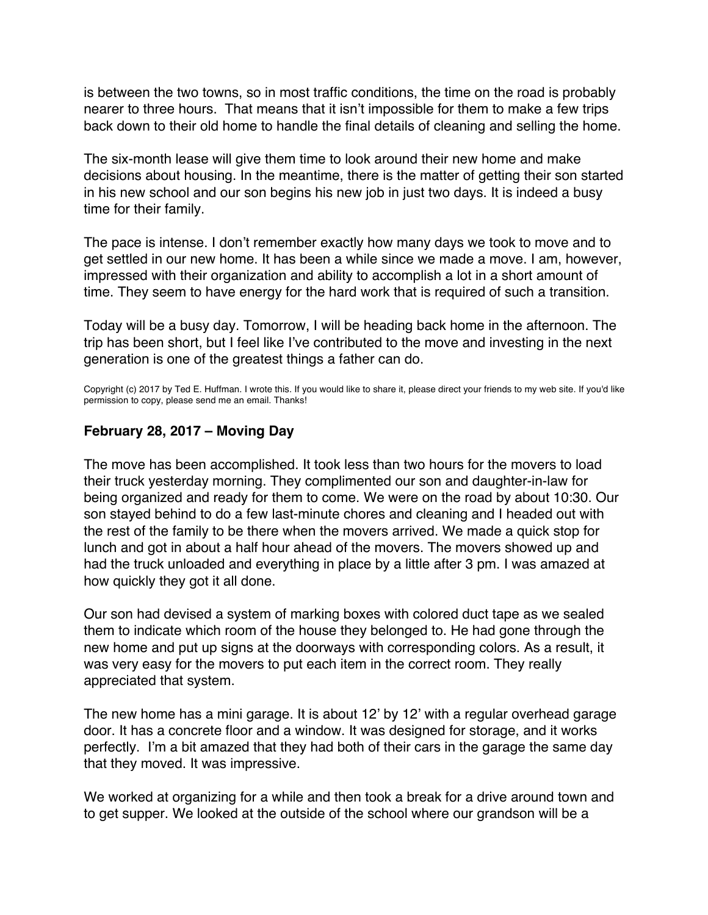is between the two towns, so in most traffic conditions, the time on the road is probably nearer to three hours. That means that it isn't impossible for them to make a few trips back down to their old home to handle the final details of cleaning and selling the home.

The six-month lease will give them time to look around their new home and make decisions about housing. In the meantime, there is the matter of getting their son started in his new school and our son begins his new job in just two days. It is indeed a busy time for their family.

The pace is intense. I don't remember exactly how many days we took to move and to get settled in our new home. It has been a while since we made a move. I am, however, impressed with their organization and ability to accomplish a lot in a short amount of time. They seem to have energy for the hard work that is required of such a transition.

Today will be a busy day. Tomorrow, I will be heading back home in the afternoon. The trip has been short, but I feel like I've contributed to the move and investing in the next generation is one of the greatest things a father can do.

Copyright (c) 2017 by Ted E. Huffman. I wrote this. If you would like to share it, please direct your friends to my web site. If you'd like permission to copy, please send me an email. Thanks!

### February 28, 2017 – Moving Day

The move has been accomplished. It took less than two hours for the movers to load their truck yesterday morning. They complimented our son and daughter-in-law for being organized and ready for them to come. We were on the road by about 10:30. Our son stayed behind to do a few last-minute chores and cleaning and I headed out with the rest of the family to be there when the movers arrived. We made a quick stop for lunch and got in about a half hour ahead of the movers. The movers showed up and had the truck unloaded and everything in place by a little after 3 pm. I was amazed at how quickly they got it all done.

Our son had devised a system of marking boxes with colored duct tape as we sealed them to indicate which room of the house they belonged to. He had gone through the new home and put up signs at the doorways with corresponding colors. As a result, it was very easy for the movers to put each item in the correct room. They really appreciated that system.

The new home has a mini garage. It is about 12' by 12' with a regular overhead garage door. It has a concrete floor and a window. It was designed for storage, and it works perfectly. I'm a bit amazed that they had both of their cars in the garage the same day that they moved. It was impressive.

We worked at organizing for a while and then took a break for a drive around town and to get supper. We looked at the outside of the school where our grandson will be a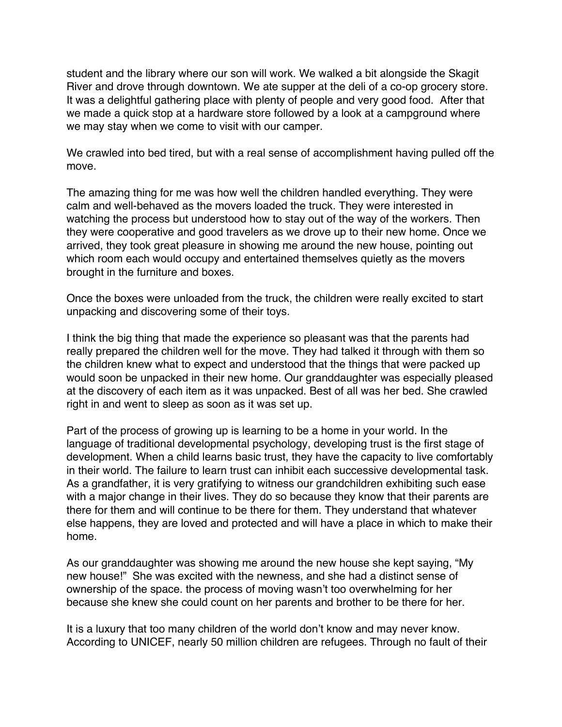student and the library where our son will work. We walked a bit alongside the Skagit River and drove through downtown. We ate supper at the deli of a co-op grocery store. It was a delightful gathering place with plenty of people and very good food. After that we made a quick stop at a hardware store followed by a look at a campground where we may stay when we come to visit with our camper.

We crawled into bed tired, but with a real sense of accomplishment having pulled off the move.

The amazing thing for me was how well the children handled everything. They were calm and well-behaved as the movers loaded the truck. They were interested in watching the process but understood how to stay out of the way of the workers. Then they were cooperative and good travelers as we drove up to their new home. Once we arrived, they took great pleasure in showing me around the new house, pointing out which room each would occupy and entertained themselves quietly as the movers brought in the furniture and boxes.

Once the boxes were unloaded from the truck, the children were really excited to start unpacking and discovering some of their toys.

I think the big thing that made the experience so pleasant was that the parents had really prepared the children well for the move. They had talked it through with them so the children knew what to expect and understood that the things that were packed up would soon be unpacked in their new home. Our granddaughter was especially pleased at the discovery of each item as it was unpacked. Best of all was her bed. She crawled right in and went to sleep as soon as it was set up.

Part of the process of growing up is learning to be a home in your world. In the language of traditional developmental psychology, developing trust is the first stage of development. When a child learns basic trust, they have the capacity to live comfortably in their world. The failure to learn trust can inhibit each successive developmental task. As a grandfather, it is very gratifying to witness our grandchildren exhibiting such ease with a major change in their lives. They do so because they know that their parents are there for them and will continue to be there for them. They understand that whatever else happens, they are loved and protected and will have a place in which to make their home.

As our granddaughter was showing me around the new house she kept saying, "My new house!" She was excited with the newness, and she had a distinct sense of ownership of the space. the process of moving wasn't too overwhelming for her because she knew she could count on her parents and brother to be there for her.

It is a luxury that too many children of the world don't know and may never know. According to UNICEF, nearly 50 million children are refugees. Through no fault of their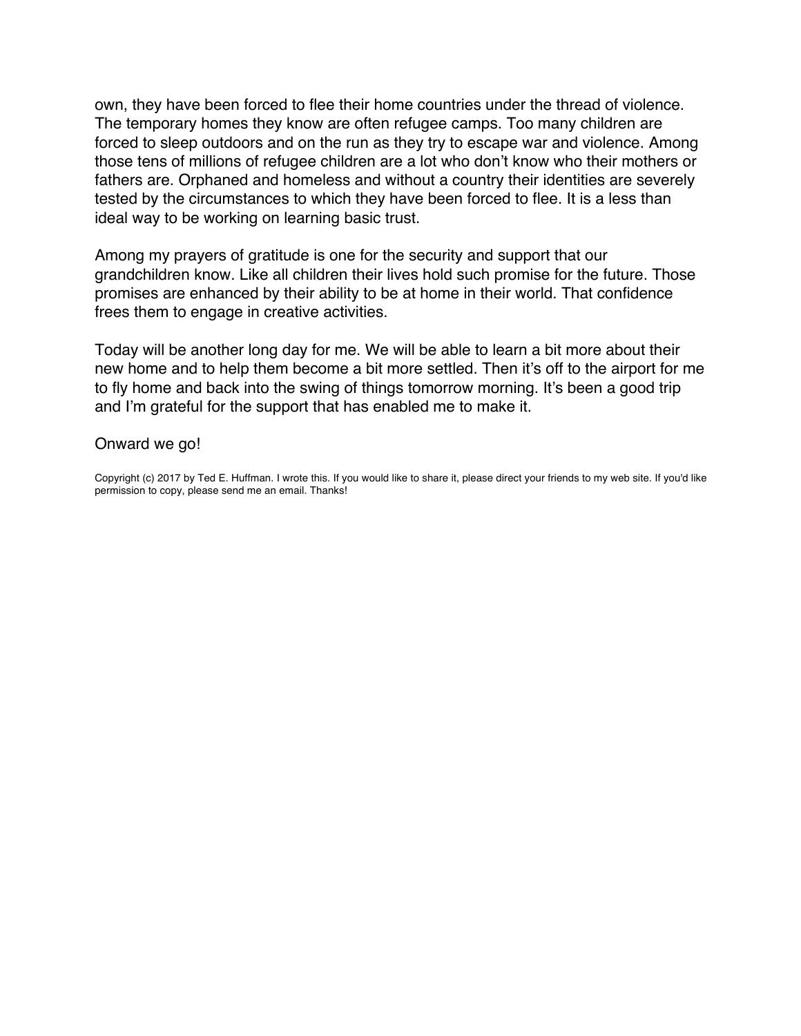own, they have been forced to flee their home countries under the thread of violence. The temporary homes they know are often refugee camps. Too many children are forced to sleep outdoors and on the run as they try to escape war and violence. Among those tens of millions of refugee children are a lot who don't know who their mothers or fathers are. Orphaned and homeless and without a country their identities are severely tested by the circumstances to which they have been forced to flee. It is a less than ideal way to be working on learning basic trust.

Among my prayers of gratitude is one for the security and support that our grandchildren know. Like all children their lives hold such promise for the future. Those promises are enhanced by their ability to be at home in their world. That confidence frees them to engage in creative activities.

Today will be another long day for me. We will be able to learn a bit more about their new home and to help them become a bit more settled. Then it's off to the airport for me to fly home and back into the swing of things tomorrow morning. It's been a good trip and I'm grateful for the support that has enabled me to make it.

Onward we go!

Copyright (c) 2017 by Ted E. Huffman. I wrote this. If you would like to share it, please direct your friends to my web site. If you'd like permission to copy, please send me an email. Thanks!